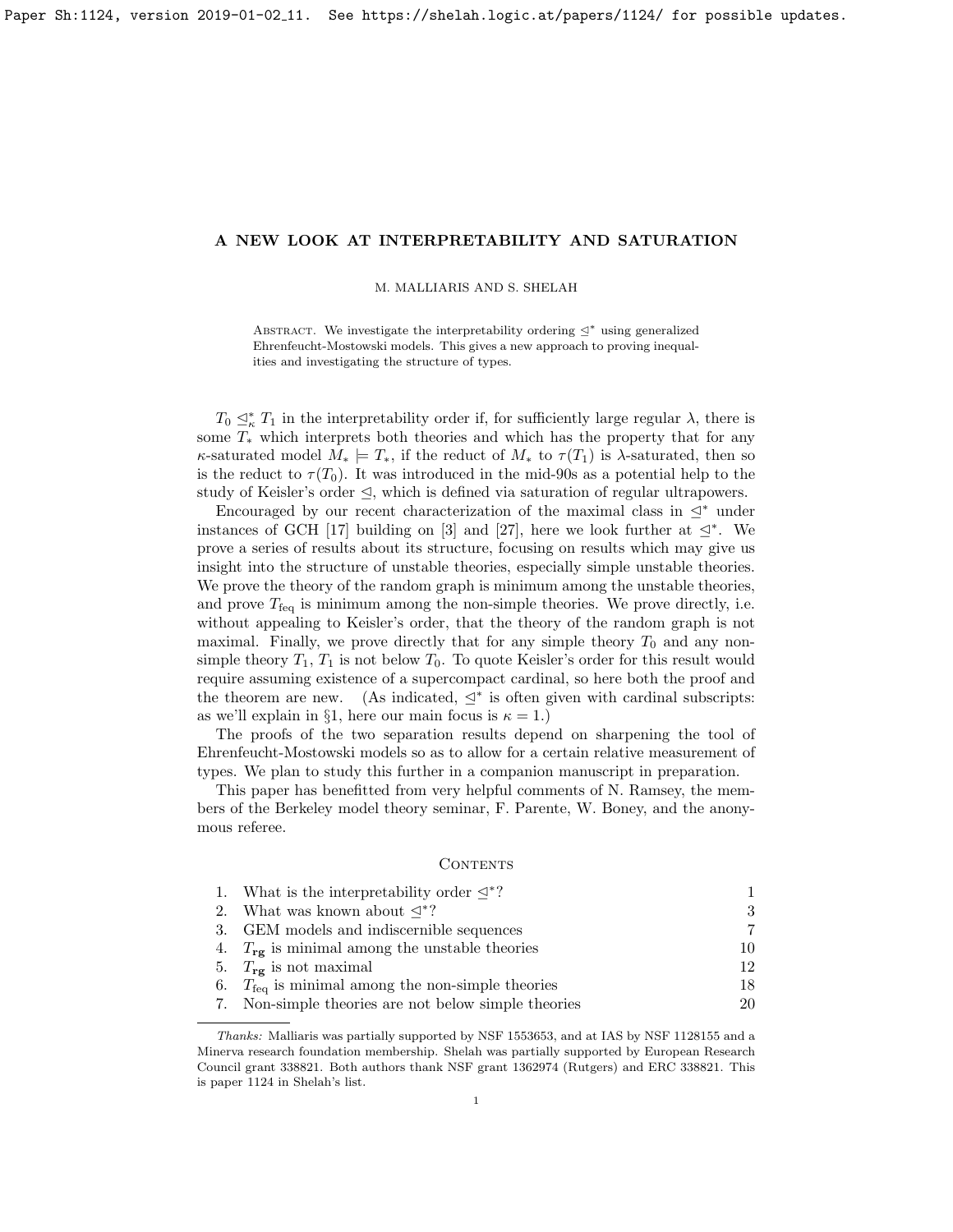# A NEW LOOK AT INTERPRETABILITY AND SATURATION

M. MALLIARIS AND S. SHELAH

Abstract. We investigate the interpretability ordering $\trianglelefteq^*$ using generalized Ehrenfeucht-Mostowski models. This gives a new approach to proving inequalities and investigating the structure of types.

$T_0 \trianglelefteq^*_\kappa T_1$ in the interpretability order if, for sufficiently large regular $\lambda$, there is some $T_*$ which interprets both theories and which has the property that for any $\kappa$-saturated model $M_* \models T_*$, if the reduct of $M_*$ to $\tau(T_1)$ is $\lambda$-saturated, then so is the reduct to $\tau(T_0)$. It was introduced in the mid-90s as a potential help to the study of Keisler's order $\trianglelefteq$, which is defined via saturation of regular ultrapowers.

Encouraged by our recent characterization of the maximal class in $\trianglelefteq^*$ under instances of GCH [17] building on [3] and [27], here we look further at $\trianglelefteq^*$. We prove a series of results about its structure, focusing on results which may give us insight into the structure of unstable theories, especially simple unstable theories. We prove the theory of the random graph is minimum among the unstable theories, and prove $T_{\text{feq}}$ is minimum among the non-simple theories. We prove directly, i.e. without appealing to Keisler's order, that the theory of the random graph is not maximal. Finally, we prove directly that for any simple theory $T_0$ and any non-simple theory $T_1$, $T_1$ is not below $T_0$. To quote Keisler's order for this result would require assuming existence of a supercompact cardinal, so here both the proof and the theorem are new. (As indicated, $\trianglelefteq^*$ is often given with cardinal subscripts: as we'll explain in §1, here our main focus is $\kappa = 1$.)

The proofs of the two separation results depend on sharpening the tool of Ehrenfeucht-Mostowski models so as to allow for a certain relative measurement of types. We plan to study this further in a companion manuscript in preparation.

This paper has benefitted from very helpful comments of N. Ramsey, the members of the Berkeley model theory seminar, F. Parente, W. Boney, and the anonymous referee.

## Contents

| | | |
|---|---|---|
| 1. | What is the interpretability order $\trianglelefteq^*$? | 1 |
| 2. | What was known about $\trianglelefteq^*$? | 3 |
| 3. | GEM models and indiscernible sequences | 7 |
| 4. | $T_{\mathbf{rg}}$ is minimal among the unstable theories | 10 |
| 5. | $T_{\mathbf{rg}}$ is not maximal | 12 |
| 6. | $T_{\text{feq}}$ is minimal among the non-simple theories | 18 |
| 7. | Non-simple theories are not below simple theories | 20 |

*Thanks:* Malliaris was partially supported by NSF 1553653, and at IAS by NSF 1128155 and a Minerva research foundation membership. Shelah was partially supported by European Research Council grant 338821. Both authors thank NSF grant 1362974 (Rutgers) and ERC 338821. This is paper 1124 in Shelah's list.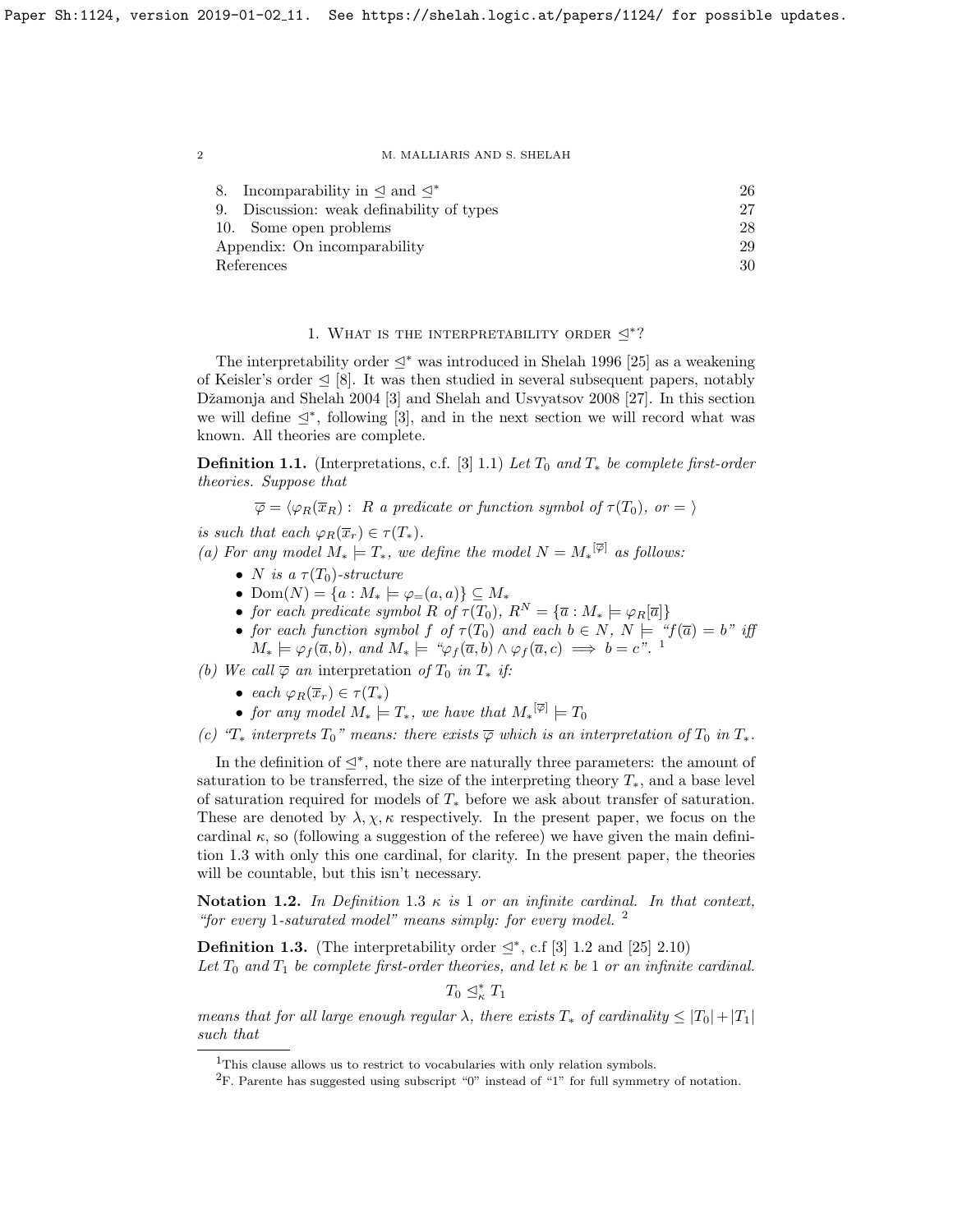| | |
|---|---|
| 8. Incomparability in $\trianglelefteq$ and $\trianglelefteq^*$ | 26 |
| 9. Discussion: weak definability of types | 27 |
| 10. Some open problems | 28 |
| Appendix: On incomparability | 29 |
| References | 30 |

## 1. What is the interpretability order $\trianglelefteq^*$?

The interpretability order $\trianglelefteq^*$ was introduced in Shelah 1996 [25] as a weakening of Keisler's order $\trianglelefteq$ [8]. It was then studied in several subsequent papers, notably Džamonja and Shelah 2004 [3] and Shelah and Usvyatsov 2008 [27]. In this section we will define $\trianglelefteq^*$, following [3], and in the next section we will record what was known. All theories are complete.

**Definition 1.1.** (Interpretations, c.f. [3] 1.1) *Let $T_0$ and $T_*$ be complete first-order theories. Suppose that*

$$\overline{\varphi} = \langle \varphi_R(\overline{x}_R) : \ R \text{ a predicate or function symbol of } \tau(T_0), \text{ or } = \rangle$$

*is such that each $\varphi_R(\overline{x}_r) \in \tau(T_*)$.*
*(a) For any model $M_* \models T_*$, we define the model $N = {M_*}^{[\overline{\varphi}]}$ as follows:*

- *$N$ is a $\tau(T_0)$-structure*
- *$\mathrm{Dom}(N) = \{a : M_* \models \varphi_=(a,a)\} \subseteq M_*$*
- *for each predicate symbol $R$ of $\tau(T_0)$, $R^N = \{\overline{a} : M_* \models \varphi_R[\overline{a}]\}$*
- *for each function symbol $f$ of $\tau(T_0)$ and each $b \in N$, $N \models$ "$f(\overline{a}) = b$" iff $M_* \models \varphi_f(\overline{a}, b)$, and $M_* \models$ "$\varphi_f(\overline{a}, b) \land \varphi_f(\overline{a}, c) \implies b = c$". [1]*

*(b) We call $\overline{\varphi}$ an* interpretation *of $T_0$ in $T_*$ if:*

- *each $\varphi_R(\overline{x}_r) \in \tau(T_*)$*
- *for any model $M_* \models T_*$, we have that ${M_*}^{[\overline{\varphi}]} \models T_0$*

*(c) "$T_*$ interprets $T_0$" means: there exists $\overline{\varphi}$ which is an interpretation of $T_0$ in $T_*$.*

In the definition of $\trianglelefteq^*$, note there are naturally three parameters: the amount of saturation to be transferred, the size of the interpreting theory $T_*$, and a base level of saturation required for models of $T_*$ before we ask about transfer of saturation. These are denoted by $\lambda, \chi, \kappa$ respectively. In the present paper, we focus on the cardinal $\kappa$, so (following a suggestion of the referee) we have given the main definition 1.3 with only this one cardinal, for clarity. In the present paper, the theories will be countable, but this isn't necessary.

**Notation 1.2.** *In Definition 1.3 $\kappa$ is 1 or an infinite cardinal. In that context, "for every 1-saturated model" means simply: for every model.* [2]

**Definition 1.3.** (The interpretability order $\trianglelefteq^*$, c.f [3] 1.2 and [25] 2.10)
*Let $T_0$ and $T_1$ be complete first-order theories, and let $\kappa$ be 1 or an infinite cardinal.*

$$T_0 \trianglelefteq^*_\kappa T_1$$

*means that for all large enough regular $\lambda$, there exists $T_*$ of cardinality $\leq |T_0| + |T_1|$ such that*

[1] This clause allows us to restrict to vocabularies with only relation symbols.

[2] F. Parente has suggested using subscript "0" instead of "1" for full symmetry of notation.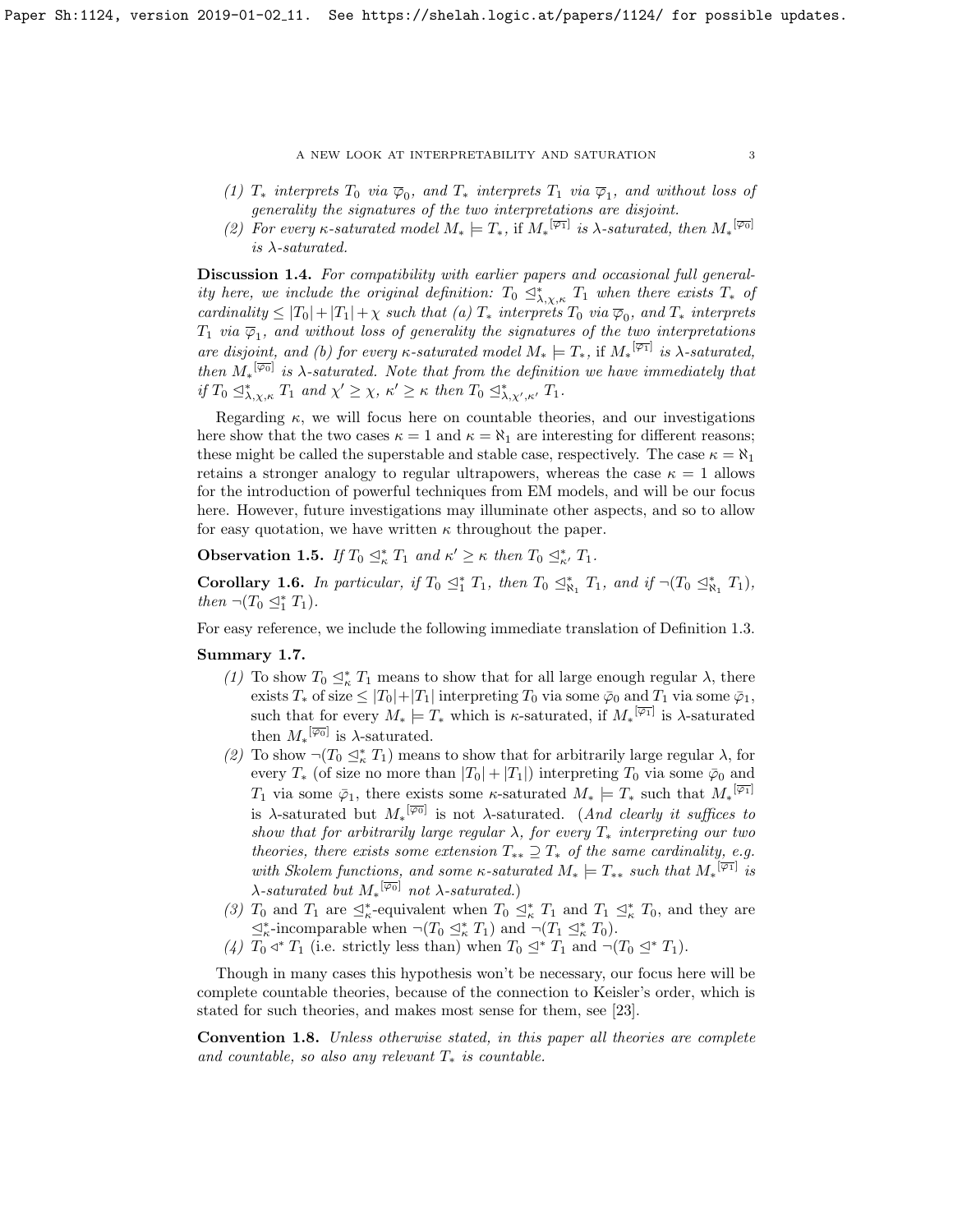(1) $T_*$ interprets $T_0$ via $\overline{\varphi}_0$, and $T_*$ interprets $T_1$ via $\overline{\varphi}_1$, and without loss of generality the signatures of the two interpretations are disjoint.

(2) For every $\kappa$-saturated model $M_* \models T_*$, if $M_*^{[\overline{\varphi}_1]}$ is $\lambda$-saturated, then $M_*^{[\overline{\varphi}_0]}$ is $\lambda$-saturated.

**Discussion 1.4.** *For compatibility with earlier papers and occasional full generality here, we include the original definition: $T_0 \trianglelefteq^*_{\lambda,\chi,\kappa} T_1$ when there exists $T_*$ of cardinality $\leq |T_0|+|T_1|+\chi$ such that (a) $T_*$ interprets $T_0$ via $\overline{\varphi}_0$, and $T_*$ interprets $T_1$ via $\overline{\varphi}_1$, and without loss of generality the signatures of the two interpretations are disjoint, and (b) for every $\kappa$-saturated model $M_* \models T_*$, if $M_*^{[\overline{\varphi}_1]}$ is $\lambda$-saturated, then $M_*^{[\overline{\varphi}_0]}$ is $\lambda$-saturated. Note that from the definition we have immediately that if $T_0 \trianglelefteq^*_{\lambda,\chi,\kappa} T_1$ and $\chi' \geq \chi$, $\kappa' \geq \kappa$ then $T_0 \trianglelefteq^*_{\lambda,\chi',\kappa'} T_1$.*

Regarding $\kappa$, we will focus here on countable theories, and our investigations here show that the two cases $\kappa = 1$ and $\kappa = \aleph_1$ are interesting for different reasons; these might be called the superstable and stable case, respectively. The case $\kappa = \aleph_1$ retains a stronger analogy to regular ultrapowers, whereas the case $\kappa = 1$ allows for the introduction of powerful techniques from EM models, and will be our focus here. However, future investigations may illuminate other aspects, and so to allow for easy quotation, we have written $\kappa$ throughout the paper.

**Observation 1.5.** *If $T_0 \trianglelefteq^*_\kappa T_1$ and $\kappa' \geq \kappa$ then $T_0 \trianglelefteq^*_{\kappa'} T_1$.*

**Corollary 1.6.** *In particular, if $T_0 \trianglelefteq^*_1 T_1$, then $T_0 \trianglelefteq^*_{\aleph_1} T_1$, and if $\neg(T_0 \trianglelefteq^*_{\aleph_1} T_1)$, then $\neg(T_0 \trianglelefteq^*_1 T_1)$.*

For easy reference, we include the following immediate translation of Definition 1.3.

**Summary 1.7.**

(1) To show $T_0 \trianglelefteq^*_\kappa T_1$ means to show that for all large enough regular $\lambda$, there exists $T_*$ of size $\leq |T_0|+|T_1|$ interpreting $T_0$ via some $\bar{\varphi}_0$ and $T_1$ via some $\bar{\varphi}_1$, such that for every $M_* \models T_*$ which is $\kappa$-saturated, if $M_*^{[\overline{\varphi}_1]}$ is $\lambda$-saturated then $M_*^{[\overline{\varphi}_0]}$ is $\lambda$-saturated.

(2) To show $\neg(T_0 \trianglelefteq^*_\kappa T_1)$ means to show that for arbitrarily large regular $\lambda$, for every $T_*$ (of size no more than $|T_0|+|T_1|$) interpreting $T_0$ via some $\bar{\varphi}_0$ and $T_1$ via some $\bar{\varphi}_1$, there exists some $\kappa$-saturated $M_* \models T_*$ such that $M_*^{[\overline{\varphi}_1]}$ is $\lambda$-saturated but $M_*^{[\overline{\varphi}_0]}$ is not $\lambda$-saturated. (*And clearly it suffices to show that for arbitrarily large regular $\lambda$, for every $T_*$ interpreting our two theories, there exists some extension $T_{**} \supseteq T_*$ of the same cardinality, e.g. with Skolem functions, and some $\kappa$-saturated $M_* \models T_{**}$ such that $M_*^{[\overline{\varphi}_1]}$ is $\lambda$-saturated but $M_*^{[\overline{\varphi}_0]}$ not $\lambda$-saturated.*)

(3) $T_0$ and $T_1$ are $\trianglelefteq^*_\kappa$-equivalent when $T_0 \trianglelefteq^*_\kappa T_1$ and $T_1 \trianglelefteq^*_\kappa T_0$, and they are $\trianglelefteq^*_\kappa$-incomparable when $\neg(T_0 \trianglelefteq^*_\kappa T_1)$ and $\neg(T_1 \trianglelefteq^*_\kappa T_0)$.

(4) $T_0 \triangleleft^* T_1$ (i.e. strictly less than) when $T_0 \trianglelefteq^* T_1$ and $\neg(T_0 \trianglelefteq^* T_1)$.

Though in many cases this hypothesis won't be necessary, our focus here will be complete countable theories, because of the connection to Keisler's order, which is stated for such theories, and makes most sense for them, see [23].

**Convention 1.8.** *Unless otherwise stated, in this paper all theories are complete and countable, so also any relevant $T_*$ is countable.*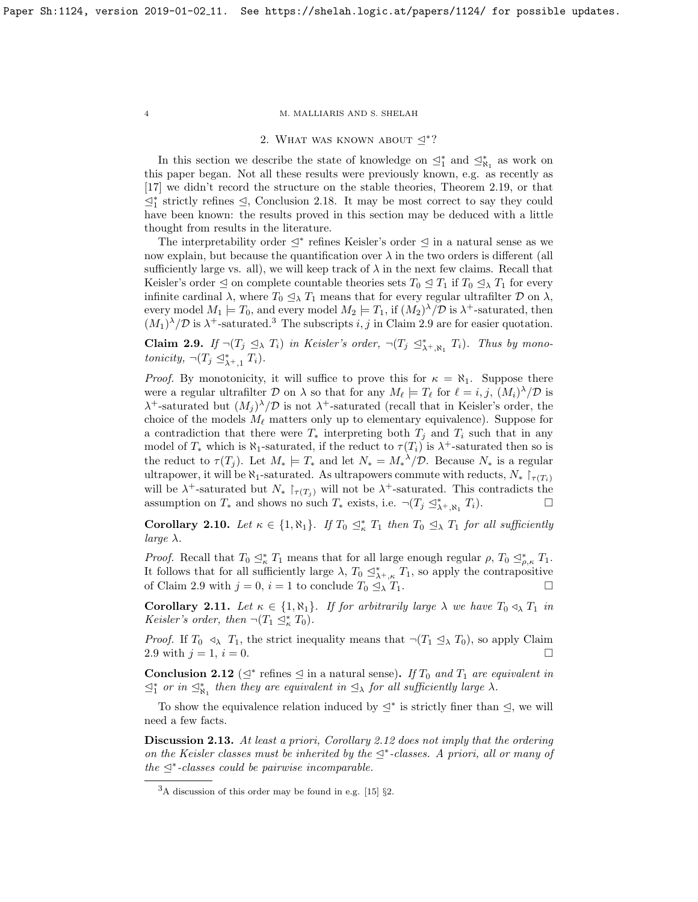## 2. What was known about $\trianglelefteq^*$?

In this section we describe the state of knowledge on $\trianglelefteq^*_1$ and $\trianglelefteq^*_{\aleph_1}$ as work on this paper began. Not all these results were previously known, e.g. as recently as [17] we didn't record the structure on the stable theories, Theorem 2.19, or that $\trianglelefteq^*_1$ strictly refines $\trianglelefteq$, Conclusion 2.18. It may be most correct to say they could have been known: the results proved in this section may be deduced with a little thought from results in the literature.

The interpretability order $\trianglelefteq^*$ refines Keisler's order $\trianglelefteq$ in a natural sense as we now explain, but because the quantification over $\lambda$ in the two orders is different (all sufficiently large vs. all), we will keep track of $\lambda$ in the next few claims. Recall that Keisler's order $\trianglelefteq$ on complete countable theories sets $T_0 \trianglelefteq T_1$ if $T_0 \trianglelefteq_\lambda T_1$ for every infinite cardinal $\lambda$, where $T_0 \trianglelefteq_\lambda T_1$ means that for every regular ultrafilter $\mathcal{D}$ on $\lambda$, every model $M_1 \models T_0$, and every model $M_2 \models T_1$, if $(M_2)^\lambda/\mathcal{D}$ is $\lambda^+$-saturated, then $(M_1)^\lambda/\mathcal{D}$ is $\lambda^+$-saturated.[3] The subscripts $i, j$ in Claim 2.9 are for easier quotation.

**Claim 2.9.** *If $\neg(T_j \trianglelefteq_\lambda T_i)$ in Keisler's order, $\neg(T_j \trianglelefteq^*_{\lambda^+,\aleph_1} T_i)$. Thus by monotonicity, $\neg(T_j \trianglelefteq^*_{\lambda^+,1} T_i)$.*

*Proof.* By monotonicity, it will suffice to prove this for $\kappa = \aleph_1$. Suppose there were a regular ultrafilter $\mathcal{D}$ on $\lambda$ so that for any $M_\ell \models T_\ell$ for $\ell = i, j$, $(M_i)^\lambda/\mathcal{D}$ is $\lambda^+$-saturated but $(M_j)^\lambda/\mathcal{D}$ is not $\lambda^+$-saturated (recall that in Keisler's order, the choice of the models $M_\ell$ matters only up to elementary equivalence). Suppose for a contradiction that there were $T_*$ interpreting both $T_j$ and $T_i$ such that in any model of $T_*$ which is $\aleph_1$-saturated, if the reduct to $\tau(T_i)$ is $\lambda^+$-saturated then so is the reduct to $\tau(T_j)$. Let $M_* \models T_*$ and let $N_* = {M_*}^\lambda/\mathcal{D}$. Because $N_*$ is a regular ultrapower, it will be $\aleph_1$-saturated. As ultrapowers commute with reducts, $N_* \restriction_{\tau(T_i)}$ will be $\lambda^+$-saturated but $N_* \restriction_{\tau(T_j)}$ will not be $\lambda^+$-saturated. This contradicts the assumption on $T_*$ and shows no such $T_*$ exists, i.e. $\neg(T_j \trianglelefteq^*_{\lambda^+,\aleph_1} T_i)$. $\square$

**Corollary 2.10.** *Let $\kappa \in \{1, \aleph_1\}$. If $T_0 \trianglelefteq^*_\kappa T_1$ then $T_0 \trianglelefteq_\lambda T_1$ for all sufficiently large $\lambda$.*

*Proof.* Recall that $T_0 \trianglelefteq^*_\kappa T_1$ means that for all large enough regular $\rho$, $T_0 \trianglelefteq^*_{\rho,\kappa} T_1$. It follows that for all sufficiently large $\lambda$, $T_0 \trianglelefteq^*_{\lambda^+,\kappa} T_1$, so apply the contrapositive of Claim 2.9 with $j = 0$, $i = 1$ to conclude $T_0 \trianglelefteq_\lambda T_1$. $\square$

**Corollary 2.11.** *Let $\kappa \in \{1, \aleph_1\}$. If for arbitrarily large $\lambda$ we have $T_0 \triangleleft_\lambda T_1$ in Keisler's order, then $\neg(T_1 \trianglelefteq^*_\kappa T_0)$.*

*Proof.* If $T_0 \triangleleft_\lambda T_1$, the strict inequality means that $\neg(T_1 \trianglelefteq_\lambda T_0)$, so apply Claim 2.9 with $j = 1$, $i = 0$. $\square$

**Conclusion 2.12** ($\trianglelefteq^*$ refines $\trianglelefteq$ in a natural sense)**.** *If $T_0$ and $T_1$ are equivalent in $\trianglelefteq^*_1$ or in $\trianglelefteq^*_{\aleph_1}$ then they are equivalent in $\trianglelefteq_\lambda$ for all sufficiently large $\lambda$.*

To show the equivalence relation induced by $\trianglelefteq^*$ is strictly finer than $\trianglelefteq$, we will need a few facts.

**Discussion 2.13.** *At least a priori, Corollary 2.12 does not imply that the ordering on the Keisler classes must be inherited by the $\trianglelefteq^*$-classes. A priori, all or many of the $\trianglelefteq^*$-classes could be pairwise incomparable.*

---

[3] A discussion of this order may be found in e.g. [15] §2.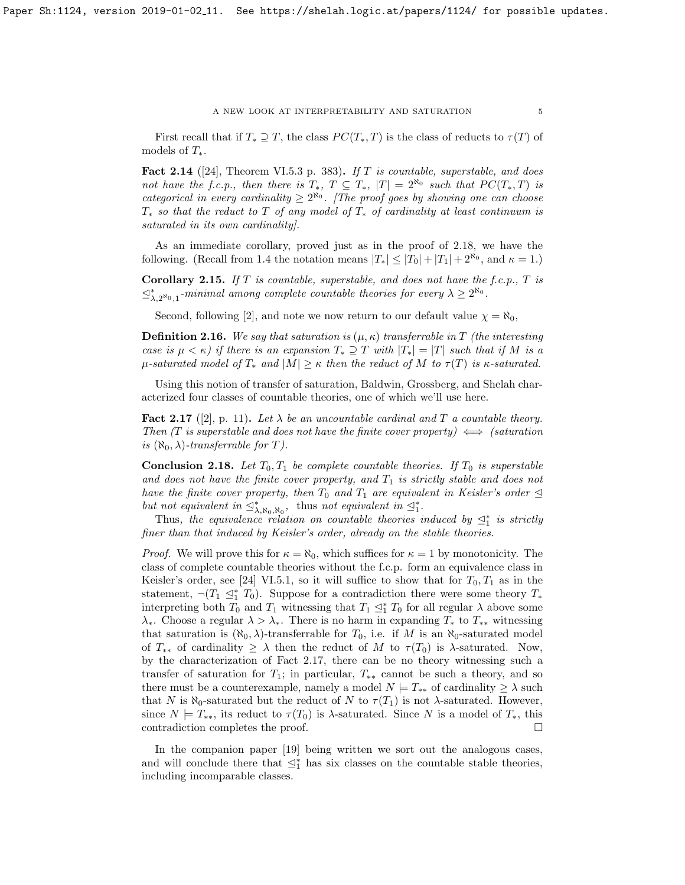First recall that if $T_* \supseteq T$, the class $PC(T_*, T)$ is the class of reducts to $\tau(T)$ of models of $T_*$.

**Fact 2.14** ([24], Theorem VI.5.3 p. 383). *If $T$ is countable, superstable, and does not have the f.c.p., then there is $T_*$, $T \subseteq T_*$, $|T| = 2^{\aleph_0}$ such that $PC(T_*, T)$ is categorical in every cardinality $\geq 2^{\aleph_0}$. [The proof goes by showing one can choose $T_*$ so that the reduct to $T$ of any model of $T_*$ of cardinality at least continuum is saturated in its own cardinality].*

As an immediate corollary, proved just as in the proof of 2.18, we have the following. (Recall from 1.4 the notation means $|T_*| \leq |T_0| + |T_1| + 2^{\aleph_0}$, and $\kappa = 1$.)

**Corollary 2.15.** *If $T$ is countable, superstable, and does not have the f.c.p., $T$ is $\trianglelefteq^*_{\lambda, 2^{\aleph_0}, 1}$-minimal among complete countable theories for every $\lambda \geq 2^{\aleph_0}$.*

Second, following [2], and note we now return to our default value $\chi = \aleph_0$,

**Definition 2.16.** *We say that saturation is $(\mu, \kappa)$ transferrable in $T$ (the interesting case is $\mu < \kappa$) if there is an expansion $T_* \supseteq T$ with $|T_*| = |T|$ such that if $M$ is a $\mu$-saturated model of $T_*$ and $|M| \geq \kappa$ then the reduct of $M$ to $\tau(T)$ is $\kappa$-saturated.*

Using this notion of transfer of saturation, Baldwin, Grossberg, and Shelah characterized four classes of countable theories, one of which we'll use here.

**Fact 2.17** ([2], p. 11). *Let $\lambda$ be an uncountable cardinal and $T$ a countable theory. Then ($T$ is superstable and does not have the finite cover property) $\iff$ (saturation is $(\aleph_0, \lambda)$-transferrable for $T$).*

**Conclusion 2.18.** *Let $T_0, T_1$ be complete countable theories. If $T_0$ is superstable and does not have the finite cover property, and $T_1$ is strictly stable and does not have the finite cover property, then $T_0$ and $T_1$ are equivalent in Keisler's order $\trianglelefteq$ but not equivalent in $\trianglelefteq^*_{\lambda, \aleph_0, \aleph_0}$, thus not equivalent in $\trianglelefteq^*_1$.*

*Thus, the equivalence relation on countable theories induced by $\trianglelefteq^*_1$ is strictly finer than that induced by Keisler's order, already on the stable theories.*

*Proof.* We will prove this for $\kappa = \aleph_0$, which suffices for $\kappa = 1$ by monotonicity. The class of complete countable theories without the f.c.p. form an equivalence class in Keisler's order, see [24] VI.5.1, so it will suffice to show that for $T_0, T_1$ as in the statement, $\neg(T_1 \trianglelefteq^*_1 T_0)$. Suppose for a contradiction there were some theory $T_*$ interpreting both $T_0$ and $T_1$ witnessing that $T_1 \trianglelefteq^*_1 T_0$ for all regular $\lambda$ above some $\lambda_*$. Choose a regular $\lambda > \lambda_*$. There is no harm in expanding $T_*$ to $T_{**}$ witnessing that saturation is $(\aleph_0, \lambda)$-transferrable for $T_0$, i.e. if $M$ is an $\aleph_0$-saturated model of $T_{**}$ of cardinality $\geq \lambda$ then the reduct of $M$ to $\tau(T_0)$ is $\lambda$-saturated. Now, by the characterization of Fact 2.17, there can be no theory witnessing such a transfer of saturation for $T_1$; in particular, $T_{**}$ cannot be such a theory, and so there must be a counterexample, namely a model $N \models T_{**}$ of cardinality $\geq \lambda$ such that $N$ is $\aleph_0$-saturated but the reduct of $N$ to $\tau(T_1)$ is not $\lambda$-saturated. However, since $N \models T_{**}$, its reduct to $\tau(T_0)$ is $\lambda$-saturated. Since $N$ is a model of $T_*$, this contradiction completes the proof. $\square$

In the companion paper [19] being written we sort out the analogous cases, and will conclude there that $\trianglelefteq^*_1$ has six classes on the countable stable theories, including incomparable classes.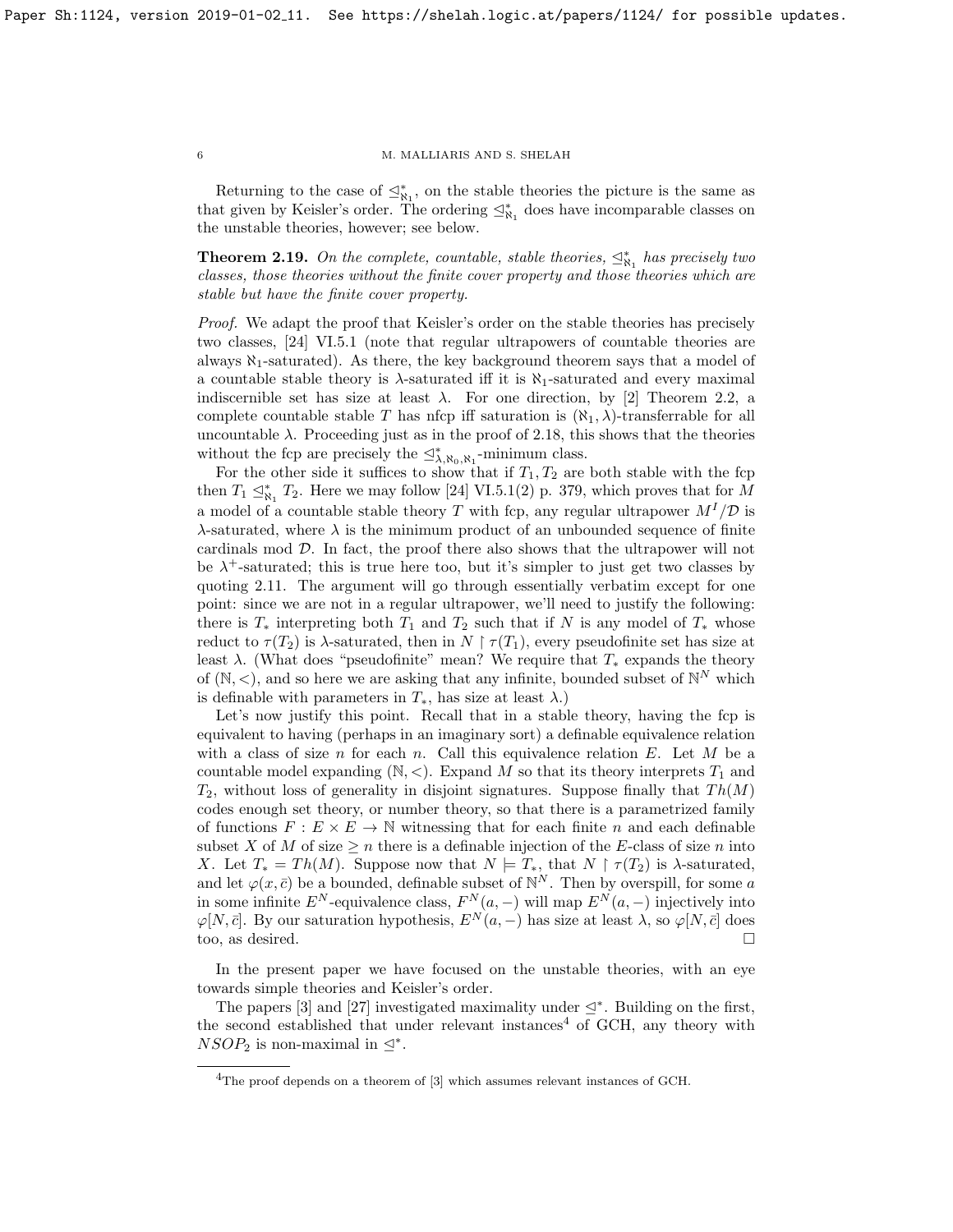Returning to the case of $\trianglelefteq^*_{\aleph_1}$, on the stable theories the picture is the same as that given by Keisler's order. The ordering $\trianglelefteq^*_{\aleph_1}$ does have incomparable classes on the unstable theories, however; see below.

**Theorem 2.19.** *On the complete, countable, stable theories, $\trianglelefteq^*_{\aleph_1}$ has precisely two classes, those theories without the finite cover property and those theories which are stable but have the finite cover property.*

*Proof.* We adapt the proof that Keisler's order on the stable theories has precisely two classes, [24] VI.5.1 (note that regular ultrapowers of countable theories are always $\aleph_1$-saturated). As there, the key background theorem says that a model of a countable stable theory is $\lambda$-saturated iff it is $\aleph_1$-saturated and every maximal indiscernible set has size at least $\lambda$. For one direction, by [2] Theorem 2.2, a complete countable stable $T$ has nfcp iff saturation is $(\aleph_1, \lambda)$-transferrable for all uncountable $\lambda$. Proceeding just as in the proof of 2.18, this shows that the theories without the fcp are precisely the $\trianglelefteq^*_{\lambda,\aleph_0,\aleph_1}$-minimum class.

For the other side it suffices to show that if $T_1, T_2$ are both stable with the fcp then $T_1 \trianglelefteq^*_{\aleph_1} T_2$. Here we may follow [24] VI.5.1(2) p. 379, which proves that for $M$ a model of a countable stable theory $T$ with fcp, any regular ultrapower $M^I/\mathcal{D}$ is $\lambda$-saturated, where $\lambda$ is the minimum product of an unbounded sequence of finite cardinals mod $\mathcal{D}$. In fact, the proof there also shows that the ultrapower will not be $\lambda^+$-saturated; this is true here too, but it's simpler to just get two classes by quoting 2.11. The argument will go through essentially verbatim except for one point: since we are not in a regular ultrapower, we'll need to justify the following: there is $T_*$ interpreting both $T_1$ and $T_2$ such that if $N$ is any model of $T_*$ whose reduct to $\tau(T_2)$ is $\lambda$-saturated, then in $N \restriction \tau(T_1)$, every pseudofinite set has size at least $\lambda$. (What does "pseudofinite" mean? We require that $T_*$ expands the theory of $(\mathbb{N}, <)$, and so here we are asking that any infinite, bounded subset of $\mathbb{N}^N$ which is definable with parameters in $T_*$, has size at least $\lambda$.)

Let's now justify this point. Recall that in a stable theory, having the fcp is equivalent to having (perhaps in an imaginary sort) a definable equivalence relation with a class of size $n$ for each $n$. Call this equivalence relation $E$. Let $M$ be a countable model expanding $(\mathbb{N}, <)$. Expand $M$ so that its theory interprets $T_1$ and $T_2$, without loss of generality in disjoint signatures. Suppose finally that $Th(M)$ codes enough set theory, or number theory, so that there is a parametrized family of functions $F : E \times E \to \mathbb{N}$ witnessing that for each finite $n$ and each definable subset $X$ of $M$ of size $\geq n$ there is a definable injection of the $E$-class of size $n$ into $X$. Let $T_* = Th(M)$. Suppose now that $N \models T_*$, that $N \restriction \tau(T_2)$ is $\lambda$-saturated, and let $\varphi(x, \bar{c})$ be a bounded, definable subset of $\mathbb{N}^N$. Then by overspill, for some $a$ in some infinite $E^N$-equivalence class, $F^N(a, -)$ will map $E^N(a, -)$ injectively into $\varphi[N, \bar{c}]$. By our saturation hypothesis, $E^N(a, -)$ has size at least $\lambda$, so $\varphi[N, \bar{c}]$ does too, as desired. $\square$

In the present paper we have focused on the unstable theories, with an eye towards simple theories and Keisler's order.

The papers [3] and [27] investigated maximality under $\trianglelefteq^*$. Building on the first, the second established that under relevant instances[4] of GCH, any theory with $NSOP_2$ is non-maximal in $\trianglelefteq^*$.

[4] The proof depends on a theorem of [3] which assumes relevant instances of GCH.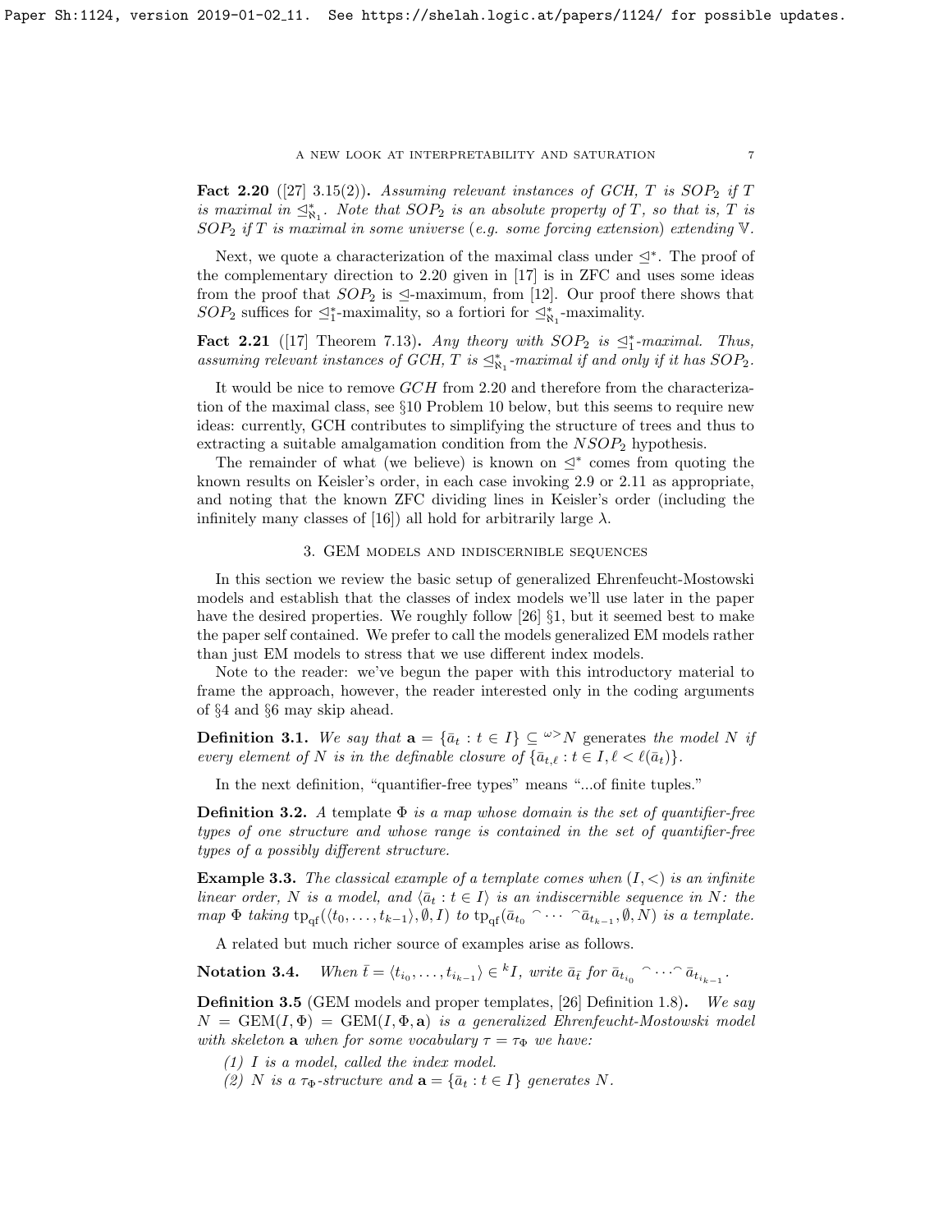**Fact 2.20** ([27] 3.15(2)). *Assuming relevant instances of GCH, $T$ is $SOP_2$ if $T$ is maximal in $\trianglelefteq^*_{\aleph_1}$. Note that $SOP_2$ is an absolute property of $T$, so that is, $T$ is $SOP_2$ if $T$ is maximal in some universe (e.g. some forcing extension) extending $\mathbb{V}$.*

Next, we quote a characterization of the maximal class under $\trianglelefteq^*$. The proof of the complementary direction to 2.20 given in [17] is in ZFC and uses some ideas from the proof that $SOP_2$ is $\trianglelefteq$-maximum, from [12]. Our proof there shows that $SOP_2$ suffices for $\trianglelefteq^*_1$-maximality, so a fortiori for $\trianglelefteq^*_{\aleph_1}$-maximality.

**Fact 2.21** ([17] Theorem 7.13). *Any theory with $SOP_2$ is $\trianglelefteq^*_1$-maximal. Thus, assuming relevant instances of GCH, $T$ is $\trianglelefteq^*_{\aleph_1}$-maximal if and only if it has $SOP_2$.*

It would be nice to remove $GCH$ from 2.20 and therefore from the characterization of the maximal class, see §10 Problem 10 below, but this seems to require new ideas: currently, GCH contributes to simplifying the structure of trees and thus to extracting a suitable amalgamation condition from the $NSOP_2$ hypothesis.

The remainder of what (we believe) is known on $\trianglelefteq^*$ comes from quoting the known results on Keisler's order, in each case invoking 2.9 or 2.11 as appropriate, and noting that the known ZFC dividing lines in Keisler's order (including the infinitely many classes of [16]) all hold for arbitrarily large $\lambda$.

## 3. GEM models and indiscernible sequences

In this section we review the basic setup of generalized Ehrenfeucht-Mostowski models and establish that the classes of index models we'll use later in the paper have the desired properties. We roughly follow [26] §1, but it seemed best to make the paper self contained. We prefer to call the models generalized EM models rather than just EM models to stress that we use different index models.

Note to the reader: we've begun the paper with this introductory material to frame the approach, however, the reader interested only in the coding arguments of §4 and §6 may skip ahead.

**Definition 3.1.** *We say that $\mathbf{a} = \{\bar{a}_t : t \in I\} \subseteq {}^{\omega>}N$ generates the model $N$ if every element of $N$ is in the definable closure of $\{\bar{a}_{t,\ell} : t \in I, \ell < \ell(\bar{a}_t)\}$.*

In the next definition, "quantifier-free types" means "...of finite tuples."

**Definition 3.2.** *A template $\Phi$ is a map whose domain is the set of quantifier-free types of one structure and whose range is contained in the set of quantifier-free types of a possibly different structure.*

**Example 3.3.** *The classical example of a template comes when $(I, <)$ is an infinite linear order, $N$ is a model, and $\langle \bar{a}_t : t \in I\rangle$ is an indiscernible sequence in $N$: the map $\Phi$ taking $\operatorname{tp}_{\rm qf}(\langle t_0, \dots, t_{k-1}\rangle, \emptyset, I)$ to $\operatorname{tp}_{\rm qf}(\bar{a}_{t_0} {}^\frown \cdots {}^\frown \bar{a}_{t_{k-1}}, \emptyset, N)$ is a template.*

A related but much richer source of examples arise as follows.

**Notation 3.4.** *When $\bar{t} = \langle t_{i_0}, \dots, t_{i_{k-1}}\rangle \in {}^kI$, write $\bar{a}_{\bar{t}}$ for $\bar{a}_{t_{i_0}} {}^\frown \cdots {}^\frown \bar{a}_{t_{i_{k-1}}}$.*

**Definition 3.5** (GEM models and proper templates, [26] Definition 1.8). *We say $N = \operatorname{GEM}(I, \Phi) = \operatorname{GEM}(I, \Phi, \mathbf{a})$ is a generalized Ehrenfeucht-Mostowski model with skeleton $\mathbf{a}$ when for some vocabulary $\tau = \tau_\Phi$ we have:*

*(1) $I$ is a model, called the index model.*

*(2) $N$ is a $\tau_\Phi$-structure and $\mathbf{a} = \{\bar{a}_t : t \in I\}$ generates $N$.*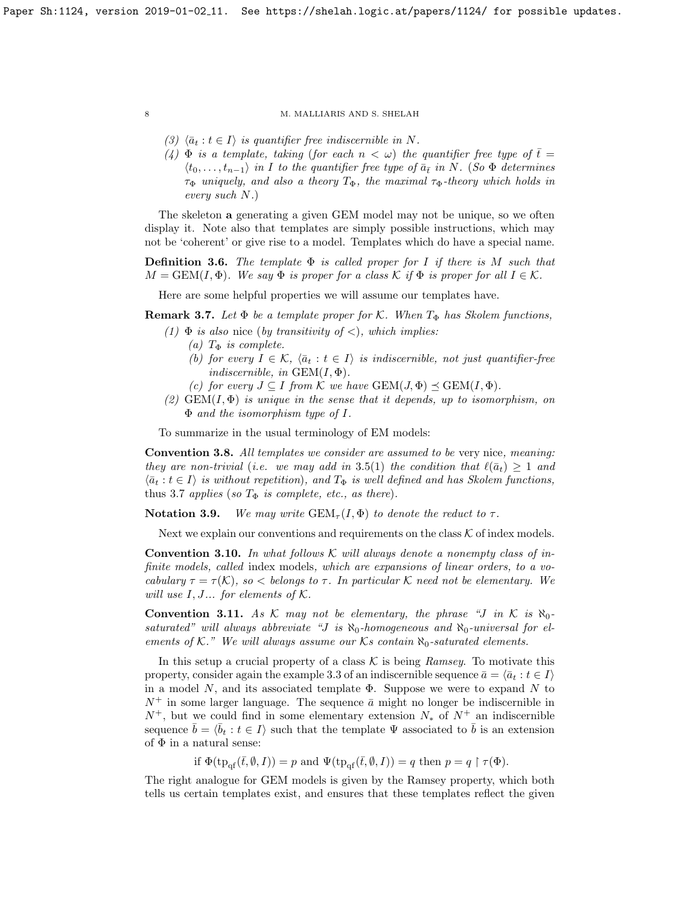(3) $\langle \bar{a}_t : t \in I \rangle$ is quantifier free indiscernible in $N$.

(4) $\Phi$ is a template, taking (for each $n < \omega$) the quantifier free type of $\bar{t} = \langle t_0, \dots, t_{n-1} \rangle$ in $I$ to the quantifier free type of $\bar{a}_{\bar{t}}$ in $N$. (So $\Phi$ determines $\tau_\Phi$ uniquely, and also a theory $T_\Phi$, the maximal $\tau_\Phi$-theory which holds in every such $N$.)

The skeleton **a** generating a given GEM model may not be unique, so we often display it. Note also that templates are simply possible instructions, which may not be 'coherent' or give rise to a model. Templates which do have a special name.

**Definition 3.6.** *The template $\Phi$ is called proper for $I$ if there is $M$ such that $M = \mathrm{GEM}(I, \Phi)$. We say $\Phi$ is proper for a class $\mathcal{K}$ if $\Phi$ is proper for all $I \in \mathcal{K}$.*

Here are some helpful properties we will assume our templates have.

**Remark 3.7.** *Let $\Phi$ be a template proper for $\mathcal{K}$. When $T_\Phi$ has Skolem functions,*

*(1) $\Phi$ is also* nice *(by transitivity of $<$), which implies:*
  *(a) $T_\Phi$ is complete.*
  *(b) for every $I \in \mathcal{K}$, $\langle \bar{a}_t : t \in I \rangle$ is indiscernible, not just quantifier-free indiscernible, in $\mathrm{GEM}(I, \Phi)$.*
  *(c) for every $J \subseteq I$ from $\mathcal{K}$ we have $\mathrm{GEM}(J, \Phi) \preceq \mathrm{GEM}(I, \Phi)$.*

*(2) $\mathrm{GEM}(I, \Phi)$ is unique in the sense that it depends, up to isomorphism, on $\Phi$ and the isomorphism type of $I$.*

To summarize in the usual terminology of EM models:

**Convention 3.8.** *All templates we consider are assumed to be* very nice*, meaning: they are non-trivial (i.e. we may add in 3.5(1) the condition that $\ell(\bar{a}_t) \geq 1$ and $\langle \bar{a}_t : t \in I \rangle$ is without repetition), and $T_\Phi$ is well defined and has Skolem functions,* thus 3.7 *applies (so $T_\Phi$ is complete, etc., as there).*

**Notation 3.9.** *We may write $\mathrm{GEM}_\tau(I, \Phi)$ to denote the reduct to $\tau$.*

Next we explain our conventions and requirements on the class $\mathcal{K}$ of index models.

**Convention 3.10.** *In what follows $\mathcal{K}$ will always denote a nonempty class of infinite models, called* index models*, which are expansions of linear orders, to a vocabulary $\tau = \tau(\mathcal{K})$, so $<$ belongs to $\tau$. In particular $\mathcal{K}$ need not be elementary. We will use $I, J\ldots$ for elements of $\mathcal{K}$.*

**Convention 3.11.** *As $\mathcal{K}$ may not be elementary, the phrase "$J$ in $\mathcal{K}$ is $\aleph_0$-saturated" will always abbreviate "$J$ is $\aleph_0$-homogeneous and $\aleph_0$-universal for elements of $\mathcal{K}$." We will always assume our $\mathcal{K}$s contain $\aleph_0$-saturated elements.*

In this setup a crucial property of a class $\mathcal{K}$ is being *Ramsey*. To motivate this property, consider again the example 3.3 of an indiscernible sequence $\bar{a} = \langle \bar{a}_t : t \in I \rangle$ in a model $N$, and its associated template $\Phi$. Suppose we were to expand $N$ to $N^+$ in some larger language. The sequence $\bar{a}$ might no longer be indiscernible in $N^+$, but we could find in some elementary extension $N_*$ of $N^+$ an indiscernible sequence $\bar{b} = \langle \bar{b}_t : t \in I \rangle$ such that the template $\Psi$ associated to $\bar{b}$ is an extension of $\Phi$ in a natural sense:

$$\text{if } \Phi(\mathrm{tp}_{\mathrm{qf}}(\bar{t}, \emptyset, I)) = p \text{ and } \Psi(\mathrm{tp}_{\mathrm{qf}}(\bar{t}, \emptyset, I)) = q \text{ then } p = q \restriction \tau(\Phi).$$

The right analogue for GEM models is given by the Ramsey property, which both tells us certain templates exist, and ensures that these templates reflect the given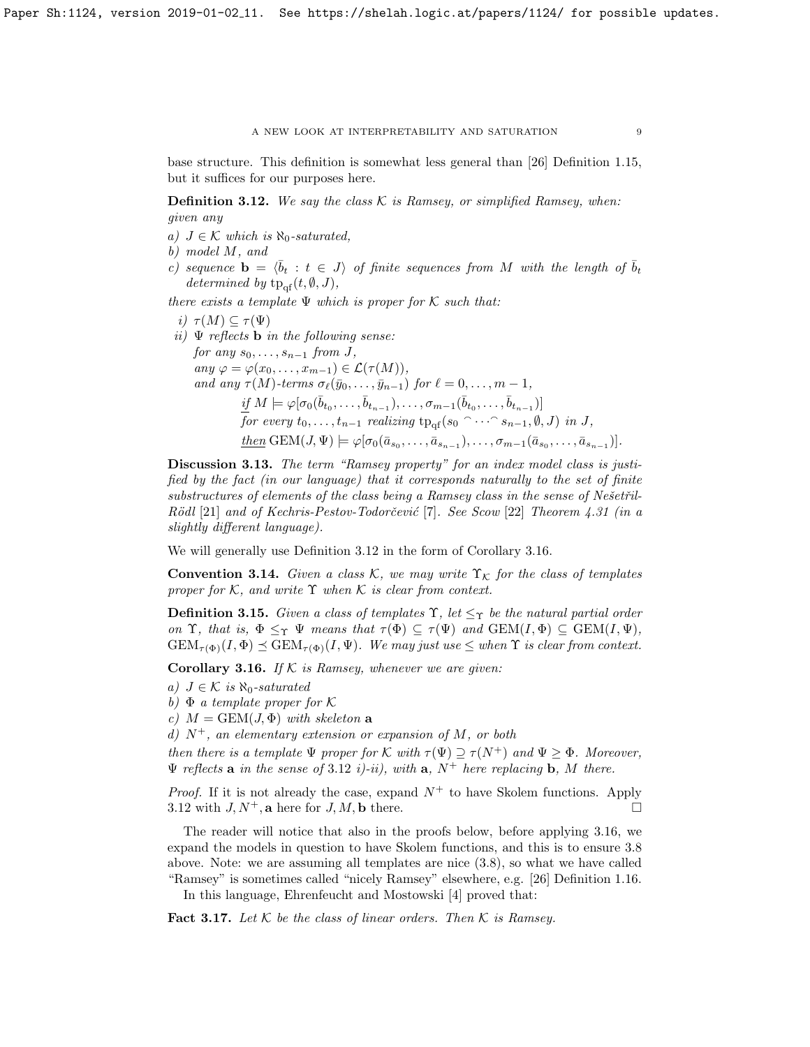base structure. This definition is somewhat less general than [26] Definition 1.15, but it suffices for our purposes here.

**Definition 3.12.** *We say the class $\mathcal{K}$ is Ramsey, or simplified Ramsey, when: given any*

*a) $J \in \mathcal{K}$ which is $\aleph_0$-saturated,*
*b) model $M$, and*
*c) sequence $\mathbf{b} = \langle \bar{b}_t : t \in J \rangle$ of finite sequences from $M$ with the length of $\bar{b}_t$ determined by $\mathrm{tp}_{\mathrm{qf}}(t, \emptyset, J)$,*

*there exists a template $\Psi$ which is proper for $\mathcal{K}$ such that:*

*i) $\tau(M) \subseteq \tau(\Psi)$*
*ii) $\Psi$ reflects $\mathbf{b}$ in the following sense:*
*for any $s_0, \ldots, s_{n-1}$ from $J$,*
*any $\varphi = \varphi(x_0, \ldots, x_{m-1}) \in \mathcal{L}(\tau(M))$,*
*and any $\tau(M)$-terms $\sigma_\ell(\bar{y}_0, \ldots, \bar{y}_{n-1})$ for $\ell = 0, \ldots, m-1$,*
*<u>if</u> $M \models \varphi[\sigma_0(\bar{b}_{t_0}, \ldots, \bar{b}_{t_{n-1}}), \ldots, \sigma_{m-1}(\bar{b}_{t_0}, \ldots, \bar{b}_{t_{n-1}})]$*
*for every $t_0, \ldots, t_{n-1}$ realizing $\mathrm{tp}_{\mathrm{qf}}(s_0 {}^\frown \cdots {}^\frown s_{n-1}, \emptyset, J)$ in $J$,*
*<u>then</u> $\mathrm{GEM}(J, \Psi) \models \varphi[\sigma_0(\bar{a}_{s_0}, \ldots, \bar{a}_{s_{n-1}}), \ldots, \sigma_{m-1}(\bar{a}_{s_0}, \ldots, \bar{a}_{s_{n-1}})]$.*

**Discussion 3.13.** *The term "Ramsey property" for an index model class is justified by the fact (in our language) that it corresponds naturally to the set of finite substructures of elements of the class being a Ramsey class in the sense of Nešetřil-Rödl [21] and of Kechris-Pestov-Todorčević [7]. See Scow [22] Theorem 4.31 (in a slightly different language).*

We will generally use Definition 3.12 in the form of Corollary 3.16.

**Convention 3.14.** *Given a class $\mathcal{K}$, we may write $\Upsilon_{\mathcal{K}}$ for the class of templates proper for $\mathcal{K}$, and write $\Upsilon$ when $\mathcal{K}$ is clear from context.*

**Definition 3.15.** *Given a class of templates $\Upsilon$, let $\leq_\Upsilon$ be the natural partial order on $\Upsilon$, that is, $\Phi \leq_\Upsilon \Psi$ means that $\tau(\Phi) \subseteq \tau(\Psi)$ and $\mathrm{GEM}(I, \Phi) \subseteq \mathrm{GEM}(I, \Psi)$, $\mathrm{GEM}_{\tau(\Phi)}(I, \Phi) \preceq \mathrm{GEM}_{\tau(\Phi)}(I, \Psi)$. We may just use $\leq$ when $\Upsilon$ is clear from context.*

**Corollary 3.16.** *If $\mathcal{K}$ is Ramsey, whenever we are given:*

*a) $J \in \mathcal{K}$ is $\aleph_0$-saturated*
*b) $\Phi$ a template proper for $\mathcal{K}$*
*c) $M = \mathrm{GEM}(J, \Phi)$ with skeleton $\mathbf{a}$*
*d) $N^+$, an elementary extension or expansion of $M$, or both*

*then there is a template $\Psi$ proper for $\mathcal{K}$ with $\tau(\Psi) \supseteq \tau(N^+)$ and $\Psi \geq \Phi$. Moreover, $\Psi$ reflects $\mathbf{a}$ in the sense of 3.12 i)-ii), with $\mathbf{a}$, $N^+$ here replacing $\mathbf{b}$, $M$ there.*

*Proof.* If it is not already the case, expand $N^+$ to have Skolem functions. Apply 3.12 with $J, N^+, \mathbf{a}$ here for $J, M, \mathbf{b}$ there. $\square$

The reader will notice that also in the proofs below, before applying 3.16, we expand the models in question to have Skolem functions, and this is to ensure 3.8 above. Note: we are assuming all templates are nice (3.8), so what we have called "Ramsey" is sometimes called "nicely Ramsey" elsewhere, e.g. [26] Definition 1.16.

In this language, Ehrenfeucht and Mostowski [4] proved that:

**Fact 3.17.** *Let $\mathcal{K}$ be the class of linear orders. Then $\mathcal{K}$ is Ramsey.*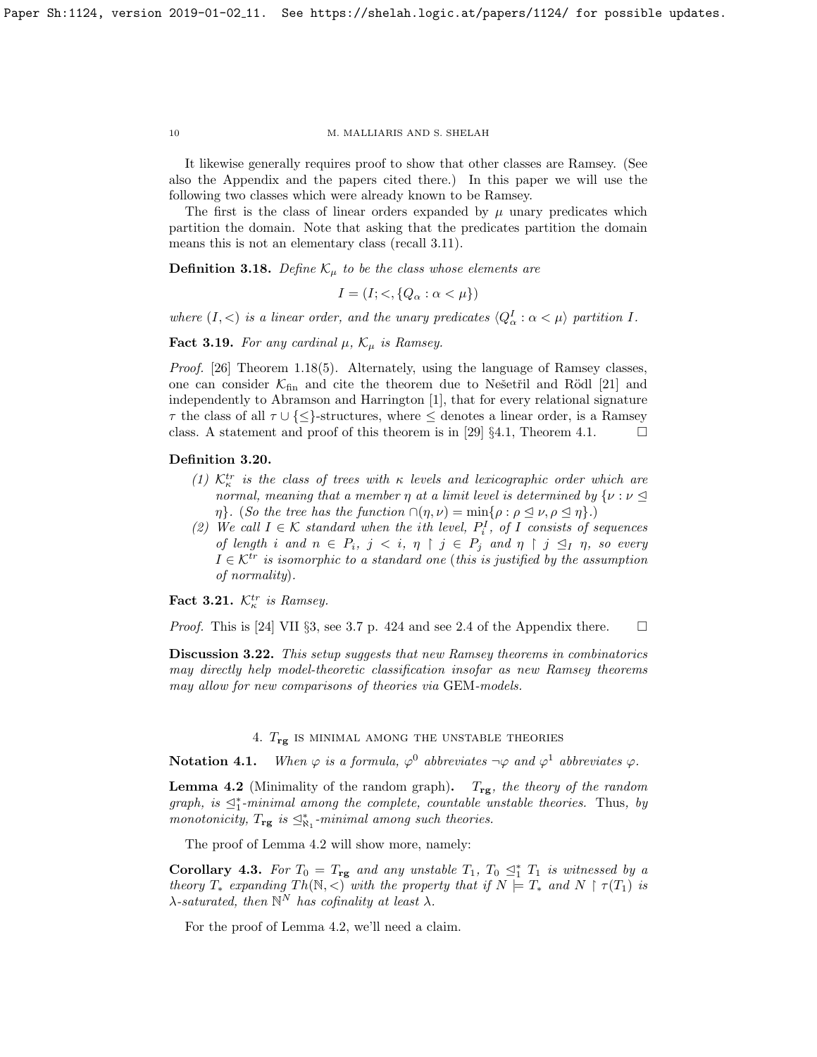It likewise generally requires proof to show that other classes are Ramsey. (See also the Appendix and the papers cited there.) In this paper we will use the following two classes which were already known to be Ramsey.

The first is the class of linear orders expanded by $\mu$ unary predicates which partition the domain. Note that asking that the predicates partition the domain means this is not an elementary class (recall 3.11).

**Definition 3.18.** *Define $\mathcal{K}_\mu$ to be the class whose elements are*

$$I = (I; <, \{Q_\alpha : \alpha < \mu\})$$

*where $(I, <)$ is a linear order, and the unary predicates $\langle Q^I_\alpha : \alpha < \mu \rangle$ partition $I$.*

**Fact 3.19.** *For any cardinal $\mu$, $\mathcal{K}_\mu$ is Ramsey.*

*Proof.* [26] Theorem 1.18(5). Alternately, using the language of Ramsey classes, one can consider $\mathcal{K}_{\text{fin}}$ and cite the theorem due to Nešetřil and Rödl [21] and independently to Abramson and Harrington [1], that for every relational signature $\tau$ the class of all $\tau \cup \{\leq\}$-structures, where $\leq$ denotes a linear order, is a Ramsey class. A statement and proof of this theorem is in [29] §4.1, Theorem 4.1. $\square$

**Definition 3.20.**

1. *$\mathcal{K}^{tr}_\kappa$ is the class of trees with $\kappa$ levels and lexicographic order which are normal, meaning that a member $\eta$ at a limit level is determined by $\{\nu : \nu \trianglelefteq \eta\}$. (So the tree has the function $\cap(\eta, \nu) = \min\{\rho : \rho \trianglelefteq \nu, \rho \trianglelefteq \eta\}$.)*
2. *We call $I \in \mathcal{K}$ standard when the ith level, $P^I_i$, of $I$ consists of sequences of length $i$ and $n \in P_i$, $j < i$, $\eta \upharpoonright j \in P_j$ and $\eta \upharpoonright j \trianglelefteq_I \eta$, so every $I \in \mathcal{K}^{tr}$ is isomorphic to a standard one (this is justified by the assumption of normality).*

**Fact 3.21.** *$\mathcal{K}^{tr}_\kappa$ is Ramsey.*

*Proof.* This is [24] VII §3, see 3.7 p. 424 and see 2.4 of the Appendix there. $\square$

**Discussion 3.22.** *This setup suggests that new Ramsey theorems in combinatorics may directly help model-theoretic classification insofar as new Ramsey theorems may allow for new comparisons of theories via* GEM*-models.*

## 4. $T_{\mathbf{rg}}$ is minimal among the unstable theories

**Notation 4.1.** *When $\varphi$ is a formula, $\varphi^0$ abbreviates $\neg\varphi$ and $\varphi^1$ abbreviates $\varphi$.*

**Lemma 4.2** (Minimality of the random graph)**.** *$T_{\mathbf{rg}}$, the theory of the random graph, is $\trianglelefteq^*_1$-minimal among the complete, countable unstable theories.* Thus, *by monotonicity, $T_{\mathbf{rg}}$ is $\trianglelefteq^*_{\aleph_1}$-minimal among such theories.*

The proof of Lemma 4.2 will show more, namely:

**Corollary 4.3.** *For $T_0 = T_{\mathbf{rg}}$ and any unstable $T_1$, $T_0 \trianglelefteq^*_1 T_1$ is witnessed by a theory $T_*$ expanding $Th(\mathbb{N}, <)$ with the property that if $N \models T_*$ and $N \upharpoonright \tau(T_1)$ is $\lambda$-saturated, then $\mathbb{N}^N$ has cofinality at least $\lambda$.*

For the proof of Lemma 4.2, we'll need a claim.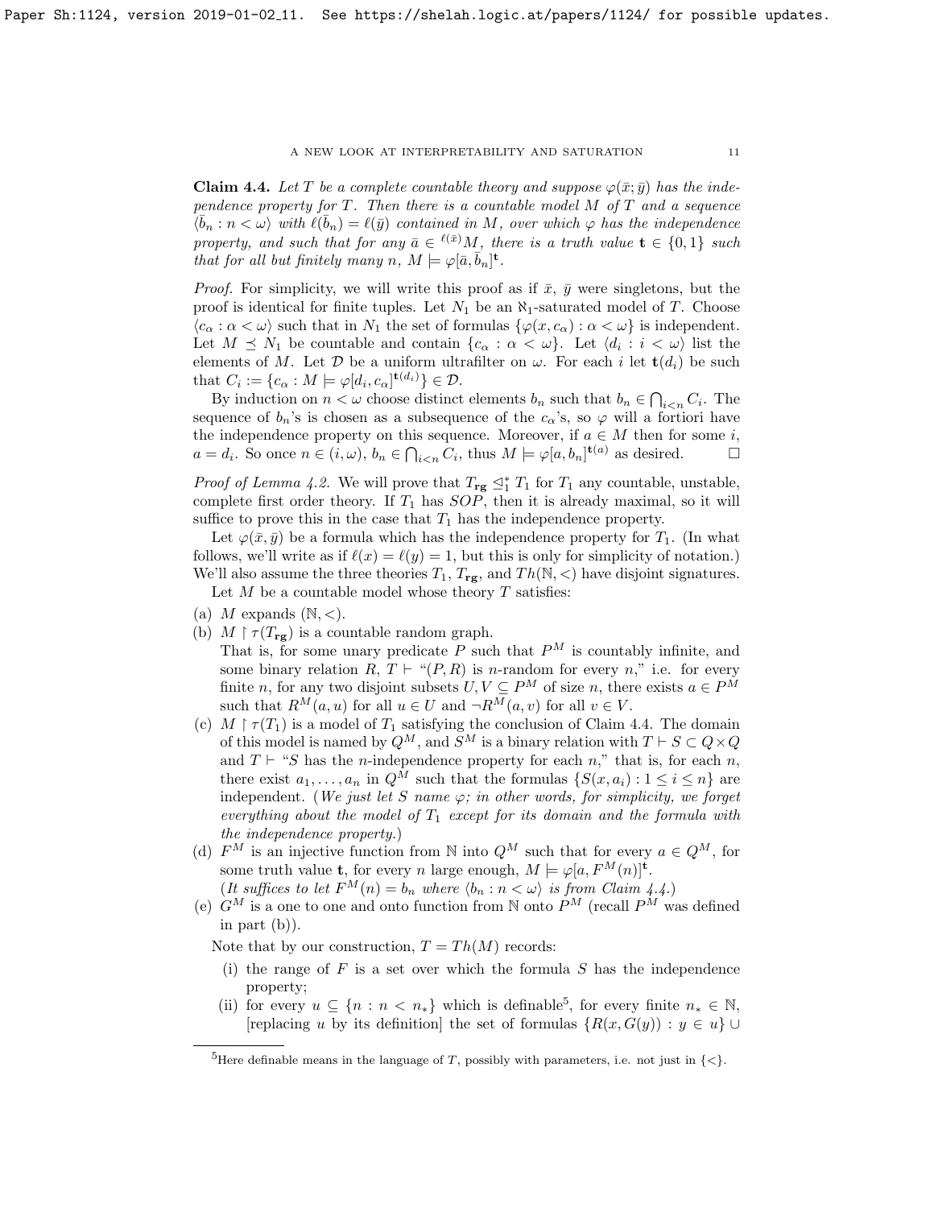**Claim 4.4.** *Let $T$ be a complete countable theory and suppose $\varphi(\bar{x};\bar{y})$ has the independence property for $T$. Then there is a countable model $M$ of $T$ and a sequence $\langle \bar{b}_n : n < \omega \rangle$ with $\ell(\bar{b}_n) = \ell(\bar{y})$ contained in $M$, over which $\varphi$ has the independence property, and such that for any $\bar{a} \in {}^{\ell(\bar{x})}M$, there is a truth value $\mathbf{t} \in \{0,1\}$ such that for all but finitely many $n$, $M \models \varphi[\bar{a}, \bar{b}_n]^{\mathbf{t}}$.*

*Proof.* For simplicity, we will write this proof as if $\bar{x}$, $\bar{y}$ were singletons, but the proof is identical for finite tuples. Let $N_1$ be an $\aleph_1$-saturated model of $T$. Choose $\langle c_\alpha : \alpha < \omega \rangle$ such that in $N_1$ the set of formulas $\{\varphi(x, c_\alpha) : \alpha < \omega\}$ is independent. Let $M \preceq N_1$ be countable and contain $\{c_\alpha : \alpha < \omega\}$. Let $\langle d_i : i < \omega \rangle$ list the elements of $M$. Let $\mathcal{D}$ be a uniform ultrafilter on $\omega$. For each $i$ let $\mathbf{t}(d_i)$ be such that $C_i := \{c_\alpha : M \models \varphi[d_i, c_\alpha]^{\mathbf{t}(d_i)}\} \in \mathcal{D}$.

By induction on $n < \omega$ choose distinct elements $b_n$ such that $b_n \in \bigcap_{i<n} C_i$. The sequence of $b_n$'s is chosen as a subsequence of the $c_\alpha$'s, so $\varphi$ will a fortiori have the independence property on this sequence. Moreover, if $a \in M$ then for some $i$, $a = d_i$. So once $n \in (i, \omega)$, $b_n \in \bigcap_{i<n} C_i$, thus $M \models \varphi[a, b_n]^{\mathbf{t}(a)}$ as desired. $\square$

*Proof of Lemma 4.2.* We will prove that $T_{\mathbf{rg}} \trianglelefteq_1^* T_1$ for $T_1$ any countable, unstable, complete first order theory. If $T_1$ has $SOP$, then it is already maximal, so it will suffice to prove this in the case that $T_1$ has the independence property.

Let $\varphi(\bar{x}, \bar{y})$ be a formula which has the independence property for $T_1$. (In what follows, we'll write as if $\ell(x) = \ell(y) = 1$, but this is only for simplicity of notation.) We'll also assume the three theories $T_1$, $T_{\mathbf{rg}}$, and $Th(\mathbb{N}, <)$ have disjoint signatures.

Let $M$ be a countable model whose theory $T$ satisfies:

(a) $M$ expands $(\mathbb{N}, <)$.

(b) $M \restriction \tau(T_{\mathbf{rg}})$ is a countable random graph.
That is, for some unary predicate $P$ such that $P^M$ is countably infinite, and some binary relation $R$, $T \vdash$ "$(P, R)$ is $n$-random for every $n$," i.e. for every finite $n$, for any two disjoint subsets $U, V \subseteq P^M$ of size $n$, there exists $a \in P^M$ such that $R^M(a, u)$ for all $u \in U$ and $\neg R^M(a, v)$ for all $v \in V$.

(c) $M \restriction \tau(T_1)$ is a model of $T_1$ satisfying the conclusion of Claim 4.4. The domain of this model is named by $Q^M$, and $S^M$ is a binary relation with $T \vdash S \subset Q \times Q$ and $T \vdash$ "$S$ has the $n$-independence property for each $n$," that is, for each $n$, there exist $a_1, \dots, a_n$ in $Q^M$ such that the formulas $\{S(x, a_i) : 1 \leq i \leq n\}$ are independent. (*We just let $S$ name $\varphi$; in other words, for simplicity, we forget everything about the model of $T_1$ except for its domain and the formula with the independence property.*)

(d) $F^M$ is an injective function from $\mathbb{N}$ into $Q^M$ such that for every $a \in Q^M$, for some truth value $\mathbf{t}$, for every $n$ large enough, $M \models \varphi[a, F^M(n)]^{\mathbf{t}}$.
(*It suffices to let $F^M(n) = b_n$ where $\langle b_n : n < \omega \rangle$ is from Claim 4.4.*)

(e) $G^M$ is a one to one and onto function from $\mathbb{N}$ onto $P^M$ (recall $P^M$ was defined in part (b)).

Note that by our construction, $T = Th(M)$ records:

(i) the range of $F$ is a set over which the formula $S$ has the independence property;

(ii) for every $u \subseteq \{n : n < n_*\}$ which is definable[5], for every finite $n_* \in \mathbb{N}$, [replacing $u$ by its definition] the set of formulas $\{R(x, G(y)) : y \in u\} \cup$

[5] Here definable means in the language of $T$, possibly with parameters, i.e. not just in $\{<\}$.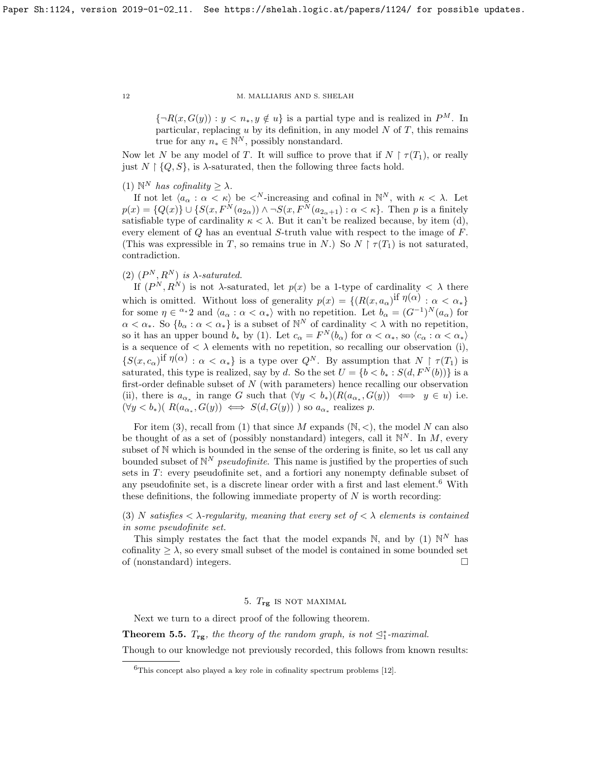$\{\neg R(x, G(y)) : y < n_*, y \notin u\}$ is a partial type and is realized in $P^M$. In particular, replacing $u$ by its definition, in any model $N$ of $T$, this remains true for any $n_* \in \mathbb{N}^N$, possibly nonstandard.

Now let $N$ be any model of $T$. It will suffice to prove that if $N \restriction \tau(T_1)$, or really just $N \restriction \{Q, S\}$, is $\lambda$-saturated, then the following three facts hold.

(1) *$\mathbb{N}^N$ has cofinality $\geq \lambda$.*

If not let $\langle a_\alpha : \alpha < \kappa \rangle$ be $<^N$-increasing and cofinal in $\mathbb{N}^N$, with $\kappa < \lambda$. Let $p(x) = \{Q(x)\} \cup \{S(x, F^N(a_{2\alpha})) \wedge \neg S(x, F^N(a_{2\alpha+1}) : \alpha < \kappa\}$. Then $p$ is a finitely satisfiable type of cardinality $\kappa < \lambda$. But it can't be realized because, by item (d), every element of $Q$ has an eventual $S$-truth value with respect to the image of $F$. (This was expressible in $T$, so remains true in $N$.) So $N \restriction \tau(T_1)$ is not saturated, contradiction.

(2) *$(P^N, R^N)$ is $\lambda$-saturated.*

If $(P^N, R^N)$ is not $\lambda$-saturated, let $p(x)$ be a 1-type of cardinality $< \lambda$ there which is omitted. Without loss of generality $p(x) = \{(R(x, a_\alpha)^{\text{if } \eta(\alpha)} : \alpha < \alpha_*\}$ for some $\eta \in {}^{\alpha_*}2$ and $\langle a_\alpha : \alpha < \alpha_* \rangle$ with no repetition. Let $b_\alpha = (G^{-1})^N(a_\alpha)$ for $\alpha < \alpha_*$. So $\{b_\alpha : \alpha < \alpha_*\}$ is a subset of $\mathbb{N}^N$ of cardinality $< \lambda$ with no repetition, so it has an upper bound $b_*$ by (1). Let $c_\alpha = F^N(b_\alpha)$ for $\alpha < \alpha_*$, so $\langle c_\alpha : \alpha < \alpha_* \rangle$ is a sequence of $< \lambda$ elements with no repetition, so recalling our observation (i), $\{S(x, c_\alpha)^{\text{if } \eta(\alpha)} : \alpha < \alpha_*\}$ is a type over $Q^N$. By assumption that $N \restriction \tau(T_1)$ is saturated, this type is realized, say by $d$. So the set $U = \{b < b_* : S(d, F^N(b))\}$ is a first-order definable subset of $N$ (with parameters) hence recalling our observation (ii), there is $a_{\alpha_*}$ in range $G$ such that $(\forall y < b_*)(R(a_{\alpha_*}, G(y)) \iff y \in u)$ i.e. $(\forall y < b_*)(\ R(a_{\alpha_*}, G(y)) \iff S(d, G(y))\ )$ so $a_{\alpha_*}$ realizes $p$.

For item (3), recall from (1) that since $M$ expands $(\mathbb{N}, <)$, the model $N$ can also be thought of as a set of (possibly nonstandard) integers, call it $\mathbb{N}^N$. In $M$, every subset of $\mathbb{N}$ which is bounded in the sense of the ordering is finite, so let us call any bounded subset of $\mathbb{N}^N$ *pseudofinite*. This name is justified by the properties of such sets in $T$: every pseudofinite set, and a fortiori any nonempty definable subset of any pseudofinite set, is a discrete linear order with a first and last element.[6] With these definitions, the following immediate property of $N$ is worth recording:

(3) *$N$ satisfies $< \lambda$-regularity, meaning that every set of $< \lambda$ elements is contained in some pseudofinite set.*

This simply restates the fact that the model expands $\mathbb{N}$, and by (1) $\mathbb{N}^N$ has cofinality $\geq \lambda$, so every small subset of the model is contained in some bounded set of (nonstandard) integers. $\square$

## 5. $T_{\mathbf{rg}}$ is not maximal

Next we turn to a direct proof of the following theorem.

**Theorem 5.5.** *$T_{\mathbf{rg}}$, the theory of the random graph, is not $\trianglelefteq_1^*$-maximal.*

Though to our knowledge not previously recorded, this follows from known results:

[6] This concept also played a key role in cofinality spectrum problems [12].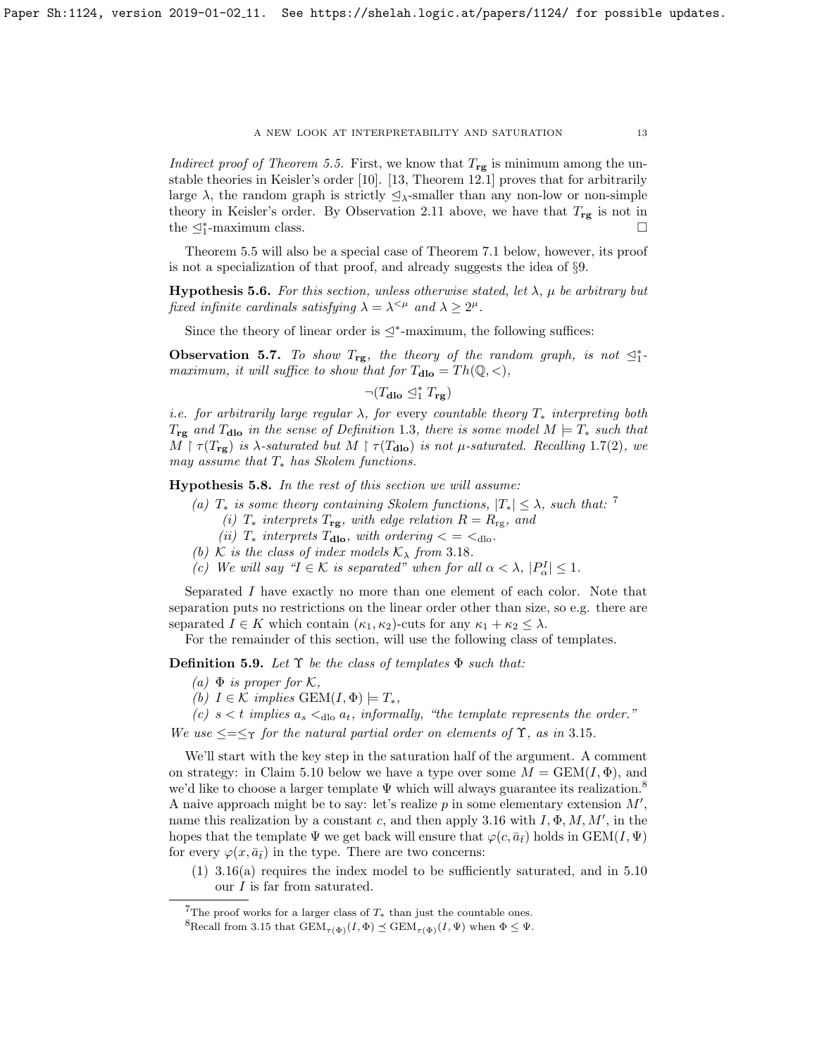*Indirect proof of Theorem 5.5.* First, we know that $T_{\mathbf{rg}}$ is minimum among the unstable theories in Keisler's order [10]. [13, Theorem 12.1] proves that for arbitrarily large $\lambda$, the random graph is strictly $\trianglelefteq_\lambda$-smaller than any non-low or non-simple theory in Keisler's order. By Observation 2.11 above, we have that $T_{\mathbf{rg}}$ is not in the $\trianglelefteq^*_1$-maximum class. $\square$

Theorem 5.5 will also be a special case of Theorem 7.1 below, however, its proof is not a specialization of that proof, and already suggests the idea of §9.

**Hypothesis 5.6.** *For this section, unless otherwise stated, let $\lambda$, $\mu$ be arbitrary but fixed infinite cardinals satisfying $\lambda = \lambda^{<\mu}$ and $\lambda \geq 2^\mu$.*

Since the theory of linear order is $\trianglelefteq^*$-maximum, the following suffices:

**Observation 5.7.** *To show $T_{\mathbf{rg}}$, the theory of the random graph, is not $\trianglelefteq^*_1$-maximum, it will suffice to show that for $T_{\mathbf{dlo}} = Th(\mathbb{Q}, <)$,*

$$\neg(T_{\mathbf{dlo}} \trianglelefteq^*_1 T_{\mathbf{rg}})$$

*i.e. for arbitrarily large regular $\lambda$, for every countable theory $T_*$ interpreting both $T_{\mathbf{rg}}$ and $T_{\mathbf{dlo}}$ in the sense of Definition 1.3, there is some model $M \models T_*$ such that $M \upharpoonright \tau(T_{\mathbf{rg}})$ is $\lambda$-saturated but $M \upharpoonright \tau(T_{\mathbf{dlo}})$ is not $\mu$-saturated. Recalling 1.7(2), we may assume that $T_*$ has Skolem functions.*

**Hypothesis 5.8.** *In the rest of this section we will assume:*

- *(a) $T_*$ is some theory containing Skolem functions, $|T_*| \leq \lambda$, such that:* [7]
  - *(i) $T_*$ interprets $T_{\mathbf{rg}}$, with edge relation $R = R_{\mathrm{rg}}$, and*
  - *(ii) $T_*$ interprets $T_{\mathbf{dlo}}$, with ordering $< = <_{\mathrm{dlo}}$.*
- *(b) $\mathcal{K}$ is the class of index models $\mathcal{K}_\lambda$ from 3.18.*
- *(c) We will say "$I \in \mathcal{K}$ is separated" when for all $\alpha < \lambda$, $|P^I_\alpha| \leq 1$.*

Separated $I$ have exactly no more than one element of each color. Note that separation puts no restrictions on the linear order other than size, so e.g. there are separated $I \in K$ which contain $(\kappa_1, \kappa_2)$-cuts for any $\kappa_1 + \kappa_2 \leq \lambda$.

For the remainder of this section, will use the following class of templates.

**Definition 5.9.** *Let $\Upsilon$ be the class of templates $\Phi$ such that:*

- *(a) $\Phi$ is proper for $\mathcal{K}$,*
- *(b) $I \in \mathcal{K}$ implies $\mathrm{GEM}(I, \Phi) \models T_*$,*
- *(c) $s < t$ implies $a_s <_{\mathrm{dlo}} a_t$, informally, "the template represents the order."*

*We use $\leq = \leq_\Upsilon$ for the natural partial order on elements of $\Upsilon$, as in 3.15.*

We'll start with the key step in the saturation half of the argument. A comment on strategy: in Claim 5.10 below we have a type over some $M = \mathrm{GEM}(I, \Phi)$, and we'd like to choose a larger template $\Psi$ which will always guarantee its realization.[8] A naive approach might be to say: let's realize $p$ in some elementary extension $M'$, name this realization by a constant $c$, and then apply 3.16 with $I, \Phi, M, M'$, in the hopes that the template $\Psi$ we get back will ensure that $\varphi(c, \bar{a}_{\bar{t}})$ holds in $\mathrm{GEM}(I, \Psi)$ for every $\varphi(x, \bar{a}_{\bar{t}})$ in the type. There are two concerns:

1. 3.16(a) requires the index model to be sufficiently saturated, and in 5.10 our $I$ is far from saturated.

---

[7] The proof works for a larger class of $T_*$ than just the countable ones.

[8] Recall from 3.15 that $\mathrm{GEM}_{\tau(\Phi)}(I, \Phi) \preceq \mathrm{GEM}_{\tau(\Phi)}(I, \Psi)$ when $\Phi \leq \Psi$.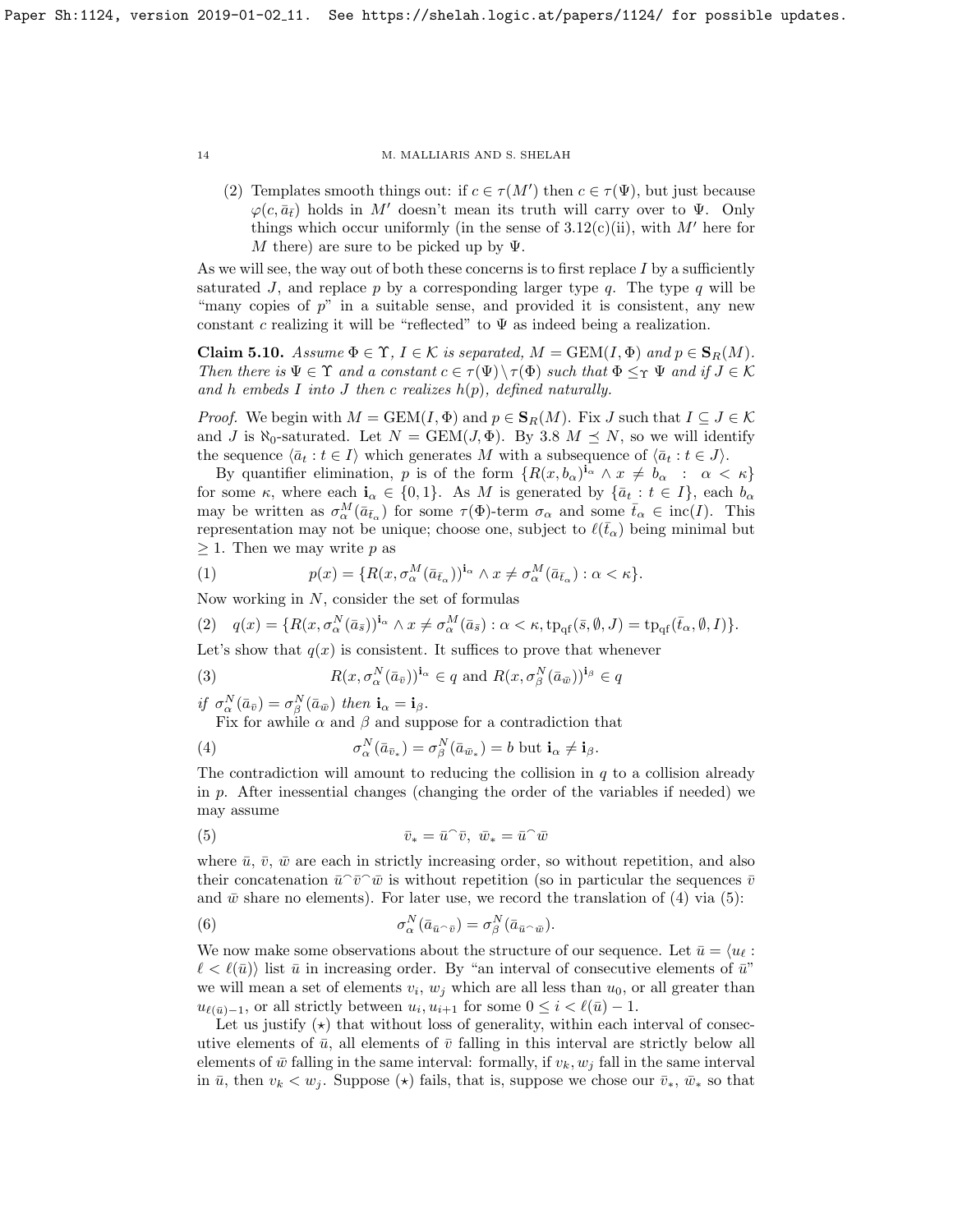(2) Templates smooth things out: if $c \in \tau(M')$ then $c \in \tau(\Psi)$, but just because $\varphi(c, \bar{a}_{\bar{t}})$ holds in $M'$ doesn't mean its truth will carry over to $\Psi$. Only things which occur uniformly (in the sense of 3.12(c)(ii), with $M'$ here for $M$ there) are sure to be picked up by $\Psi$.

As we will see, the way out of both these concerns is to first replace $I$ by a sufficiently saturated $J$, and replace $p$ by a corresponding larger type $q$. The type $q$ will be "many copies of $p$" in a suitable sense, and provided it is consistent, any new constant $c$ realizing it will be "reflected" to $\Psi$ as indeed being a realization.

**Claim 5.10.** *Assume $\Phi \in \Upsilon$, $I \in \mathcal{K}$ is separated, $M = \mathrm{GEM}(I, \Phi)$ and $p \in \mathbf{S}_R(M)$. Then there is $\Psi \in \Upsilon$ and a constant $c \in \tau(\Psi) \setminus \tau(\Phi)$ such that $\Phi \leq_\Upsilon \Psi$ and if $J \in \mathcal{K}$ and $h$ embeds $I$ into $J$ then $c$ realizes $h(p)$, defined naturally.*

*Proof.* We begin with $M = \mathrm{GEM}(I, \Phi)$ and $p \in \mathbf{S}_R(M)$. Fix $J$ such that $I \subseteq J \in \mathcal{K}$ and $J$ is $\aleph_0$-saturated. Let $N = \mathrm{GEM}(J, \Phi)$. By 3.8 $M \preceq N$, so we will identify the sequence $\langle \bar{a}_t : t \in I \rangle$ which generates $M$ with a subsequence of $\langle \bar{a}_t : t \in J \rangle$.

By quantifier elimination, $p$ is of the form $\{R(x, b_\alpha)^{\mathbf{i}_\alpha} \wedge x \neq b_\alpha \ : \ \alpha < \kappa\}$ for some $\kappa$, where each $\mathbf{i}_\alpha \in \{0, 1\}$. As $M$ is generated by $\{\bar{a}_t : t \in I\}$, each $b_\alpha$ may be written as $\sigma^M_\alpha(\bar{a}_{\bar{t}_\alpha})$ for some $\tau(\Phi)$-term $\sigma_\alpha$ and some $\bar{t}_\alpha \in \mathrm{inc}(I)$. This representation may not be unique; choose one, subject to $\ell(\bar{t}_\alpha)$ being minimal but $\geq 1$. Then we may write $p$ as

$$p(x) = \{R(x, \sigma^M_\alpha(\bar{a}_{\bar{t}_\alpha}))^{\mathbf{i}_\alpha} \wedge x \neq \sigma^M_\alpha(\bar{a}_{\bar{t}_\alpha}) : \alpha < \kappa\}. \tag{1}$$

Now working in $N$, consider the set of formulas

$$q(x) = \{R(x, \sigma^N_\alpha(\bar{a}_{\bar{s}}))^{\mathbf{i}_\alpha} \wedge x \neq \sigma^M_\alpha(\bar{a}_{\bar{s}}) : \alpha < \kappa, \mathrm{tp}_{\mathrm{qf}}(\bar{s}, \emptyset, J) = \mathrm{tp}_{\mathrm{qf}}(\bar{t}_\alpha, \emptyset, I)\}. \tag{2}$$

Let's show that $q(x)$ is consistent. It suffices to prove that whenever

$$R(x, \sigma^N_\alpha(\bar{a}_{\bar{v}}))^{\mathbf{i}_\alpha} \in q \text{ and } R(x, \sigma^N_\beta(\bar{a}_{\bar{w}}))^{\mathbf{i}_\beta} \in q \tag{3}$$

*if $\sigma^N_\alpha(\bar{a}_{\bar{v}}) = \sigma^N_\beta(\bar{a}_{\bar{w}})$ then $\mathbf{i}_\alpha = \mathbf{i}_\beta$.*

Fix for awhile $\alpha$ and $\beta$ and suppose for a contradiction that

$$\sigma^N_\alpha(\bar{a}_{\bar{v}_*}) = \sigma^N_\beta(\bar{a}_{\bar{w}_*}) = b \text{ but } \mathbf{i}_\alpha \neq \mathbf{i}_\beta. \tag{4}$$

The contradiction will amount to reducing the collision in $q$ to a collision already in $p$. After inessential changes (changing the order of the variables if needed) we may assume

$$\bar{v}_* = \bar{u}^\frown \bar{v}, \ \bar{w}_* = \bar{u}^\frown \bar{w} \tag{5}$$

where $\bar{u}$, $\bar{v}$, $\bar{w}$ are each in strictly increasing order, so without repetition, and also their concatenation $\bar{u}^\frown \bar{v}^\frown \bar{w}$ is without repetition (so in particular the sequences $\bar{v}$ and $\bar{w}$ share no elements). For later use, we record the translation of (4) via (5):

$$\sigma^N_\alpha(\bar{a}_{\bar{u}^\frown \bar{v}}) = \sigma^N_\beta(\bar{a}_{\bar{u}^\frown \bar{w}}). \tag{6}$$

We now make some observations about the structure of our sequence. Let $\bar{u} = \langle u_\ell : \ell < \ell(\bar{u}) \rangle$ list $\bar{u}$ in increasing order. By "an interval of consecutive elements of $\bar{u}$" we will mean a set of elements $v_i$, $w_j$ which are all less than $u_0$, or all greater than $u_{\ell(\bar{u})-1}$, or all strictly between $u_i, u_{i+1}$ for some $0 \leq i < \ell(\bar{u}) - 1$.

Let us justify $(\star)$ that without loss of generality, within each interval of consecutive elements of $\bar{u}$, all elements of $\bar{v}$ falling in this interval are strictly below all elements of $\bar{w}$ falling in the same interval: formally, if $v_k, w_j$ fall in the same interval in $\bar{u}$, then $v_k < w_j$. Suppose $(\star)$ fails, that is, suppose we chose our $\bar{v}_*$, $\bar{w}_*$ so that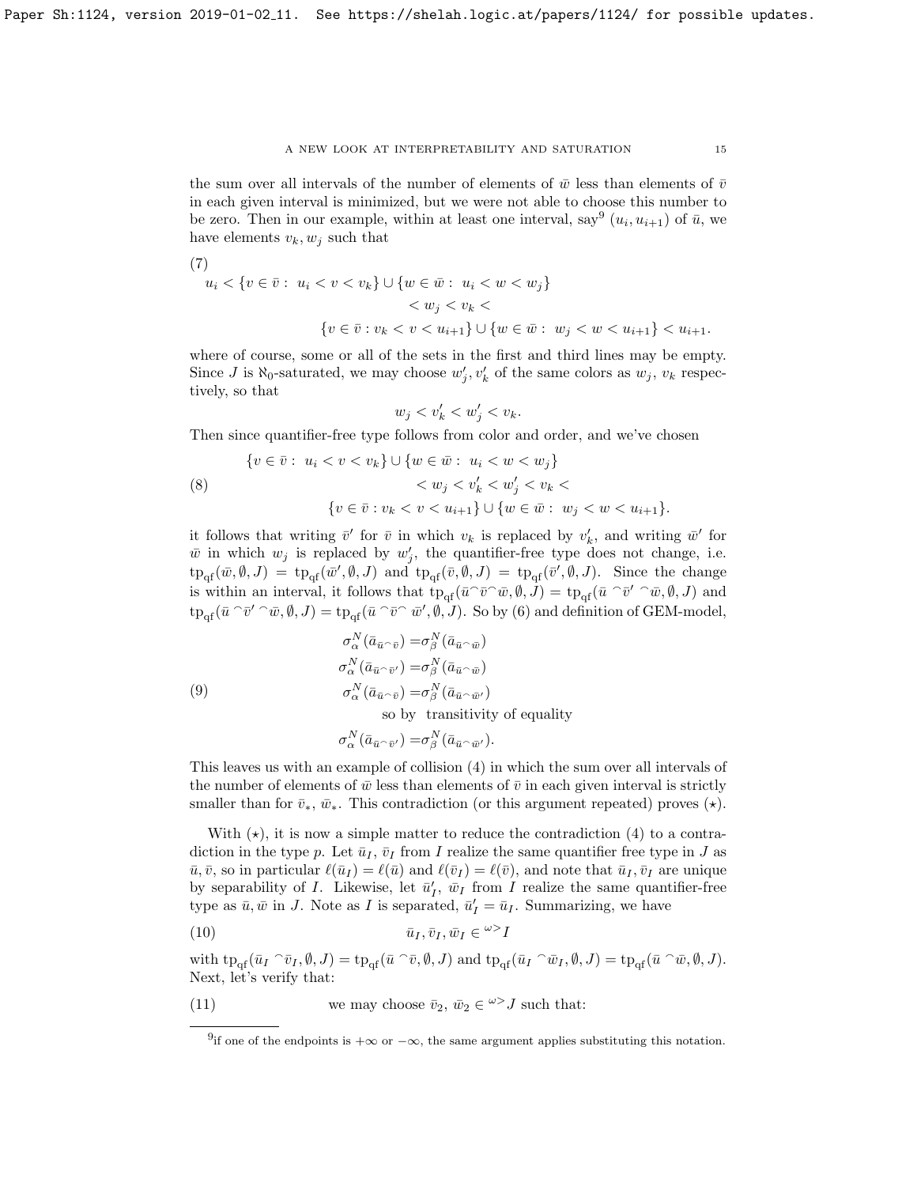the sum over all intervals of the number of elements of $\bar{w}$ less than elements of $\bar{v}$ in each given interval is minimized, but we were not able to choose this number to be zero. Then in our example, within at least one interval, say[9] $(u_i, u_{i+1})$ of $\bar{u}$, we have elements $v_k, w_j$ such that

(7)

$$\begin{aligned} u_i < \{v \in \bar{v} :\ u_i < v < v_k\} \cup \{w \in \bar{w} :\ u_i < w < w_j\} \\ < w_j < v_k < \\ \{v \in \bar{v} : v_k < v < u_{i+1}\} \cup \{w \in \bar{w} :\ w_j < w < u_{i+1}\} < u_{i+1}. \end{aligned}$$

where of course, some or all of the sets in the first and third lines may be empty. Since $J$ is $\aleph_0$-saturated, we may choose $w'_j, v'_k$ of the same colors as $w_j$, $v_k$ respectively, so that

$$w_j < v'_k < w'_j < v_k.$$

Then since quantifier-free type follows from color and order, and we've chosen

$$\begin{aligned} \{v \in \bar{v} :\ u_i < v < v_k\} \cup \{w \in \bar{w} :\ u_i < w < w_j\} \\ < w_j < v'_k < w'_j < v_k < \\ \{v \in \bar{v} : v_k < v < u_{i+1}\} \cup \{w \in \bar{w} :\ w_j < w < u_{i+1}\}. \end{aligned} \tag{8}$$

it follows that writing $\bar{v}'$ for $\bar{v}$ in which $v_k$ is replaced by $v'_k$, and writing $\bar{w}'$ for $\bar{w}$ in which $w_j$ is replaced by $w'_j$, the quantifier-free type does not change, i.e. $\text{tp}_{\text{qf}}(\bar{w}, \emptyset, J) = \text{tp}_{\text{qf}}(\bar{w}', \emptyset, J)$ and $\text{tp}_{\text{qf}}(\bar{v}, \emptyset, J) = \text{tp}_{\text{qf}}(\bar{v}', \emptyset, J)$. Since the change is within an interval, it follows that $\text{tp}_{\text{qf}}(\bar{u}^\frown\bar{v}^\frown\bar{w}, \emptyset, J) = \text{tp}_{\text{qf}}(\bar{u}^\frown\bar{v}'^\frown\bar{w}, \emptyset, J)$ and $\text{tp}_{\text{qf}}(\bar{u}^\frown\bar{v}'^\frown\bar{w}, \emptyset, J) = \text{tp}_{\text{qf}}(\bar{u}^\frown\bar{v}^\frown\bar{w}', \emptyset, J)$. So by (6) and definition of GEM-model,

$$\begin{aligned} \sigma^N_\alpha(\bar{a}_{\bar{u}^\frown\bar{v}}) &= \sigma^N_\beta(\bar{a}_{\bar{u}^\frown\bar{w}}) \\ \sigma^N_\alpha(\bar{a}_{\bar{u}^\frown\bar{v}'}) &= \sigma^N_\beta(\bar{a}_{\bar{u}^\frown\bar{w}}) \\ \sigma^N_\alpha(\bar{a}_{\bar{u}^\frown\bar{v}}) &= \sigma^N_\beta(\bar{a}_{\bar{u}^\frown\bar{w}'}) \\ &\text{so by transitivity of equality} \\ \sigma^N_\alpha(\bar{a}_{\bar{u}^\frown\bar{v}'}) &= \sigma^N_\beta(\bar{a}_{\bar{u}^\frown\bar{w}'}). \end{aligned} \tag{9}$$

This leaves us with an example of collision (4) in which the sum over all intervals of the number of elements of $\bar{w}$ less than elements of $\bar{v}$ in each given interval is strictly smaller than for $\bar{v}_*$, $\bar{w}_*$. This contradiction (or this argument repeated) proves $(\star)$.

With $(\star)$, it is now a simple matter to reduce the contradiction (4) to a contradiction in the type $p$. Let $\bar{u}_I, \bar{v}_I$ from $I$ realize the same quantifier free type in $J$ as $\bar{u}, \bar{v}$, so in particular $\ell(\bar{u}_I) = \ell(\bar{u})$ and $\ell(\bar{v}_I) = \ell(\bar{v})$, and note that $\bar{u}_I, \bar{v}_I$ are unique by separability of $I$. Likewise, let $\bar{u}'_I$, $\bar{w}_I$ from $I$ realize the same quantifier-free type as $\bar{u}, \bar{w}$ in $J$. Note as $I$ is separated, $\bar{u}'_I = \bar{u}_I$. Summarizing, we have

$$\bar{u}_I, \bar{v}_I, \bar{w}_I \in {}^{\omega>}I \tag{10}$$

with $\text{tp}_{\text{qf}}(\bar{u}_I{}^\frown\bar{v}_I, \emptyset, J) = \text{tp}_{\text{qf}}(\bar{u}^\frown\bar{v}, \emptyset, J)$ and $\text{tp}_{\text{qf}}(\bar{u}_I{}^\frown\bar{w}_I, \emptyset, J) = \text{tp}_{\text{qf}}(\bar{u}^\frown\bar{w}, \emptyset, J)$. Next, let's verify that:

(11) we may choose $\bar{v}_2$, $\bar{w}_2 \in {}^{\omega>}J$ such that:

[9] if one of the endpoints is $+\infty$ or $-\infty$, the same argument applies substituting this notation.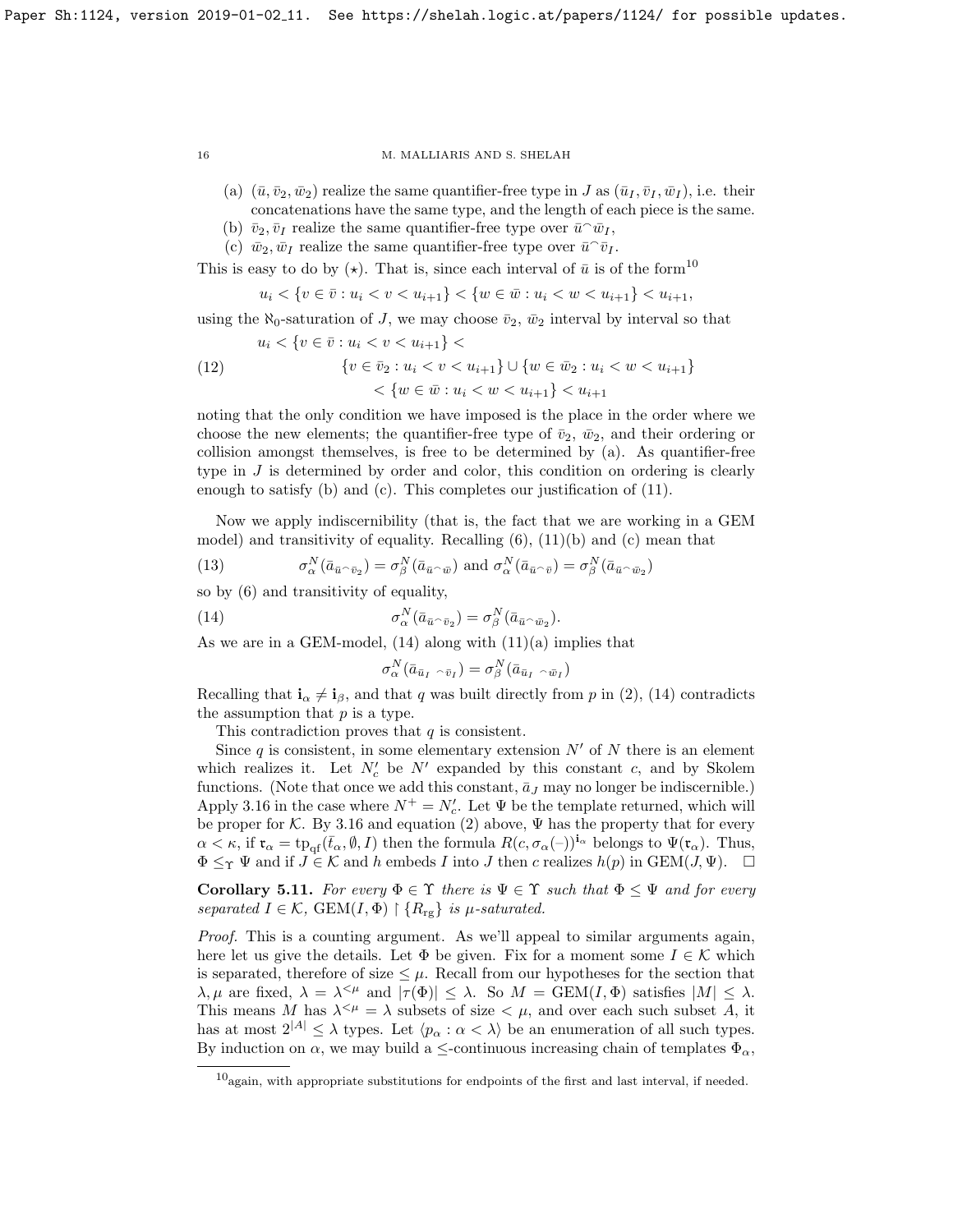(a) $(\bar{u}, \bar{v}_2, \bar{w}_2)$ realize the same quantifier-free type in $J$ as $(\bar{u}_I, \bar{v}_I, \bar{w}_I)$, i.e. their concatenations have the same type, and the length of each piece is the same.

(b) $\bar{v}_2, \bar{v}_I$ realize the same quantifier-free type over $\bar{u}^\frown \bar{w}_I$,

(c) $\bar{w}_2, \bar{w}_I$ realize the same quantifier-free type over $\bar{u}^\frown \bar{v}_I$.

This is easy to do by $(\star)$. That is, since each interval of $\bar{u}$ is of the form[10]

$$u_i < \{v \in \bar{v} : u_i < v < u_{i+1}\} < \{w \in \bar{w} : u_i < w < u_{i+1}\} < u_{i+1},$$

using the $\aleph_0$-saturation of $J$, we may choose $\bar{v}_2$, $\bar{w}_2$ interval by interval so that

$$(12) \qquad \begin{aligned} & u_i < \{v \in \bar{v} : u_i < v < u_{i+1}\} < \\ & \qquad \{v \in \bar{v}_2 : u_i < v < u_{i+1}\} \cup \{w \in \bar{w}_2 : u_i < w < u_{i+1}\} \\ & \qquad < \{w \in \bar{w} : u_i < w < u_{i+1}\} < u_{i+1} \end{aligned}$$

noting that the only condition we have imposed is the place in the order where we choose the new elements; the quantifier-free type of $\bar{v}_2$, $\bar{w}_2$, and their ordering or collision amongst themselves, is free to be determined by (a). As quantifier-free type in $J$ is determined by order and color, this condition on ordering is clearly enough to satisfy (b) and (c). This completes our justification of (11).

Now we apply indiscernibility (that is, the fact that we are working in a GEM model) and transitivity of equality. Recalling (6), (11)(b) and (c) mean that

$$(13) \qquad \sigma^N_\alpha(\bar{a}_{\bar{u}^\frown \bar{v}_2}) = \sigma^N_\beta(\bar{a}_{\bar{u}^\frown \bar{w}}) \text{ and } \sigma^N_\alpha(\bar{a}_{\bar{u}^\frown \bar{v}}) = \sigma^N_\beta(\bar{a}_{\bar{u}^\frown \bar{w}_2})$$

so by (6) and transitivity of equality,

$$(14) \qquad \sigma^N_\alpha(\bar{a}_{\bar{u}^\frown \bar{v}_2}) = \sigma^N_\beta(\bar{a}_{\bar{u}^\frown \bar{w}_2}).$$

As we are in a GEM-model, (14) along with (11)(a) implies that

$$\sigma^N_\alpha(\bar{a}_{\bar{u}_I \ ^\frown \bar{v}_I}) = \sigma^N_\beta(\bar{a}_{\bar{u}_I \ ^\frown \bar{w}_I})$$

Recalling that $\mathbf{i}_\alpha \neq \mathbf{i}_\beta$, and that $q$ was built directly from $p$ in (2), (14) contradicts the assumption that $p$ is a type.

This contradiction proves that $q$ is consistent.

Since $q$ is consistent, in some elementary extension $N'$ of $N$ there is an element which realizes it. Let $N'_c$ be $N'$ expanded by this constant $c$, and by Skolem functions. (Note that once we add this constant, $\bar{a}_J$ may no longer be indiscernible.) Apply 3.16 in the case where $N^+ = N'_c$. Let $\Psi$ be the template returned, which will be proper for $\mathcal{K}$. By 3.16 and equation (2) above, $\Psi$ has the property that for every $\alpha < \kappa$, if $\mathfrak{r}_\alpha = \text{tp}_{\text{qf}}(\bar{t}_\alpha, \emptyset, I)$ then the formula $R(c, \sigma_\alpha(-))^{\mathbf{i}_\alpha}$ belongs to $\Psi(\mathfrak{r}_\alpha)$. Thus, $\Phi \leq_\Upsilon \Psi$ and if $J \in \mathcal{K}$ and $h$ embeds $I$ into $J$ then $c$ realizes $h(p)$ in $\text{GEM}(J, \Psi)$. $\square$

**Corollary 5.11.** *For every $\Phi \in \Upsilon$ there is $\Psi \in \Upsilon$ such that $\Phi \leq \Psi$ and for every separated $I \in \mathcal{K}$, $\text{GEM}(I, \Phi) \upharpoonright \{R_{\text{rg}}\}$ is $\mu$-saturated.*

*Proof.* This is a counting argument. As we'll appeal to similar arguments again, here let us give the details. Let $\Phi$ be given. Fix for a moment some $I \in \mathcal{K}$ which is separated, therefore of size $\leq \mu$. Recall from our hypotheses for the section that $\lambda, \mu$ are fixed, $\lambda = \lambda^{<\mu}$ and $|\tau(\Phi)| \leq \lambda$. So $M = \text{GEM}(I, \Phi)$ satisfies $|M| \leq \lambda$. This means $M$ has $\lambda^{<\mu} = \lambda$ subsets of size $< \mu$, and over each such subset $A$, it has at most $2^{|A|} \leq \lambda$ types. Let $\langle p_\alpha : \alpha < \lambda \rangle$ be an enumeration of all such types. By induction on $\alpha$, we may build a $\leq$-continuous increasing chain of templates $\Phi_\alpha$,

[10]again, with appropriate substitutions for endpoints of the first and last interval, if needed.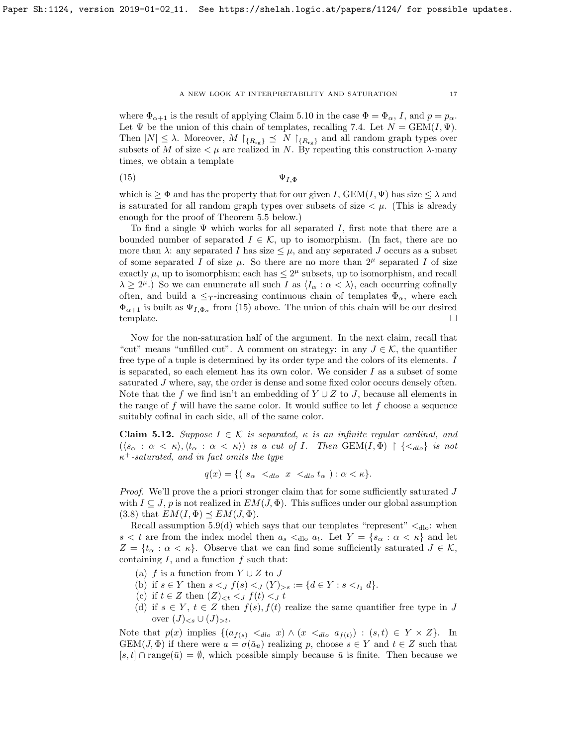where $\Phi_{\alpha+1}$ is the result of applying Claim 5.10 in the case $\Phi = \Phi_\alpha$, $I$, and $p = p_\alpha$. Let $\Psi$ be the union of this chain of templates, recalling 7.4. Let $N = \mathrm{GEM}(I, \Psi)$. Then $|N| \leq \lambda$. Moreover, $M \restriction_{\{R_{\mathrm{rg}}\}} \preceq N \restriction_{\{R_{\mathrm{rg}}\}}$ and all random graph types over subsets of $M$ of size $< \mu$ are realized in $N$. By repeating this construction $\lambda$-many times, we obtain a template

$$\Psi_{I,\Phi} \tag{15}$$

which is $\geq \Phi$ and has the property that for our given $I$, $\mathrm{GEM}(I, \Psi)$ has size $\leq \lambda$ and is saturated for all random graph types over subsets of size $< \mu$. (This is already enough for the proof of Theorem 5.5 below.)

To find a single $\Psi$ which works for all separated $I$, first note that there are a bounded number of separated $I \in \mathcal{K}$, up to isomorphism. (In fact, there are no more than $\lambda$: any separated $I$ has size $\leq \mu$, and any separated $J$ occurs as a subset of some separated $I$ of size $\mu$. So there are no more than $2^\mu$ separated $I$ of size exactly $\mu$, up to isomorphism; each has $\leq 2^\mu$ subsets, up to isomorphism, and recall $\lambda \geq 2^\mu$.) So we can enumerate all such $I$ as $\langle I_\alpha : \alpha < \lambda \rangle$, each occurring cofinally often, and build a $\leq_\Upsilon$-increasing continuous chain of templates $\Phi_\alpha$, where each $\Phi_{\alpha+1}$ is built as $\Psi_{I,\Phi_\alpha}$ from (15) above. The union of this chain will be our desired template. $\square$

Now for the non-saturation half of the argument. In the next claim, recall that "cut" means "unfilled cut". A comment on strategy: in any $J \in \mathcal{K}$, the quantifier free type of a tuple is determined by its order type and the colors of its elements. $I$ is separated, so each element has its own color. We consider $I$ as a subset of some saturated $J$ where, say, the order is dense and some fixed color occurs densely often. Note that the $f$ we find isn't an embedding of $Y \cup Z$ to $J$, because all elements in the range of $f$ will have the same color. It would suffice to let $f$ choose a sequence suitably cofinal in each side, all of the same color.

**Claim 5.12.** *Suppose $I \in \mathcal{K}$ is separated, $\kappa$ is an infinite regular cardinal, and $(\langle s_\alpha : \alpha < \kappa \rangle, \langle t_\alpha : \alpha < \kappa \rangle)$ is a cut of $I$. Then $\mathrm{GEM}(I, \Phi) \restriction \{<_{dlo}\}$ is not $\kappa^+$-saturated, and in fact omits the type*

$$q(x) = \{(\ s_\alpha \ <_{dlo} \ x \ <_{dlo} t_\alpha \ ) : \alpha < \kappa\}.$$

*Proof.* We'll prove the a priori stronger claim that for some sufficiently saturated $J$ with $I \subseteq J$, $p$ is not realized in $EM(J, \Phi)$. This suffices under our global assumption (3.8) that $EM(I, \Phi) \preceq EM(J, \Phi)$.

Recall assumption 5.9(d) which says that our templates "represent" $<_{\mathrm{dlo}}$: when $s < t$ are from the index model then $a_s <_{\mathrm{dlo}} a_t$. Let $Y = \{s_\alpha : \alpha < \kappa\}$ and let $Z = \{t_\alpha : \alpha < \kappa\}$. Observe that we can find some sufficiently saturated $J \in \mathcal{K}$, containing $I$, and a function $f$ such that:

(a) $f$ is a function from $Y \cup Z$ to $J$
(b) if $s \in Y$ then $s <_J f(s) <_J (Y)_{>s} := \{d \in Y : s <_{I_1} d\}$.
(c) if $t \in Z$ then $(Z)_{<t} <_J f(t) <_J t$
(d) if $s \in Y$, $t \in Z$ then $f(s), f(t)$ realize the same quantifier free type in $J$ over $(J)_{<s} \cup (J)_{>t}$.

Note that $p(x)$ implies $\{(a_{f(s)} <_{dlo} x) \wedge (x <_{dlo} a_{f(t)}) : (s,t) \in Y \times Z\}$. In $\mathrm{GEM}(J, \Phi)$ if there were $a = \sigma(\bar{a}_{\bar{u}})$ realizing $p$, choose $s \in Y$ and $t \in Z$ such that $[s,t] \cap \mathrm{range}(\bar{u}) = \emptyset$, which possible simply because $\bar{u}$ is finite. Then because we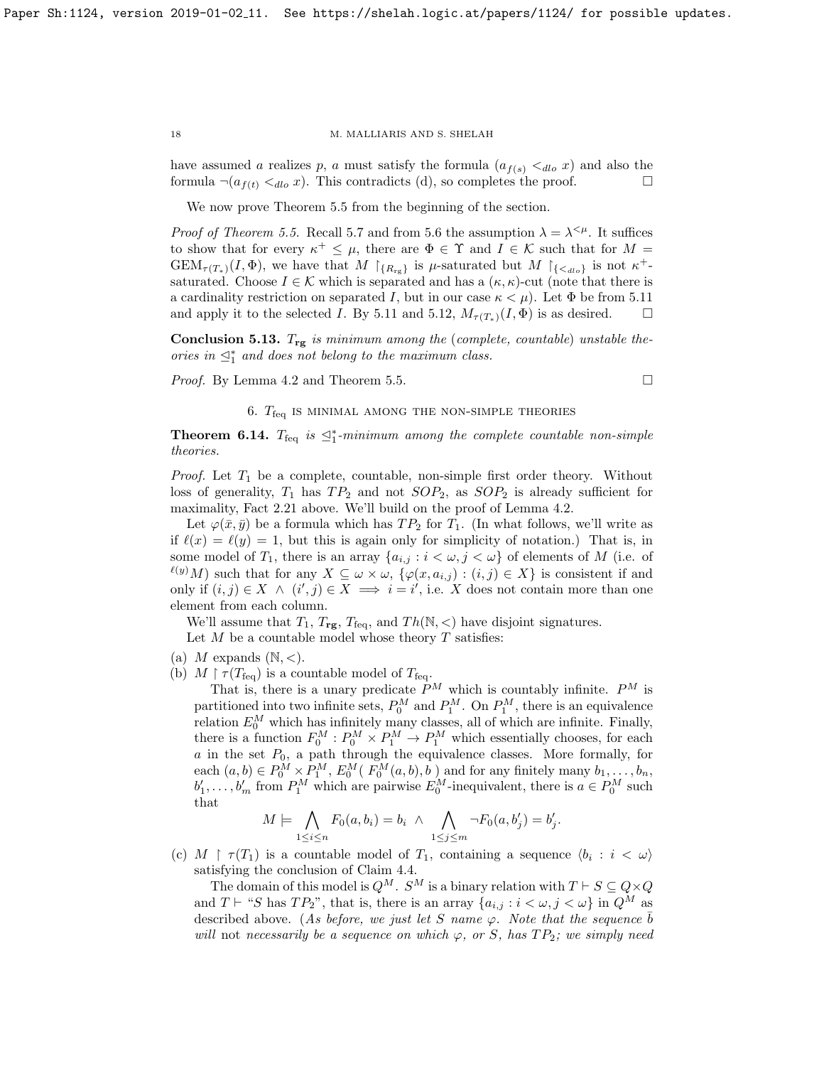have assumed $a$ realizes $p$, $a$ must satisfy the formula $(a_{f(s)} <_{dlo} x)$ and also the formula $\neg(a_{f(t)} <_{dlo} x)$. This contradicts (d), so completes the proof. $\square$

We now prove Theorem 5.5 from the beginning of the section.

*Proof of Theorem 5.5.* Recall 5.7 and from 5.6 the assumption $\lambda = \lambda^{<\mu}$. It suffices to show that for every $\kappa^+ \leq \mu$, there are $\Phi \in \Upsilon$ and $I \in \mathcal{K}$ such that for $M = \mathrm{GEM}_{\tau(T_*)}(I, \Phi)$, we have that $M \restriction_{\{R_{rg}\}}$ is $\mu$-saturated but $M \restriction_{\{<_{dlo}\}}$ is not $\kappa^+$-saturated. Choose $I \in \mathcal{K}$ which is separated and has a $(\kappa, \kappa)$-cut (note that there is a cardinality restriction on separated $I$, but in our case $\kappa < \mu$). Let $\Phi$ be from 5.11 and apply it to the selected $I$. By 5.11 and 5.12, $M_{\tau(T_*)}(I, \Phi)$ is as desired. $\square$

**Conclusion 5.13.** *$T_{\mathbf{rg}}$ is minimum among the (complete, countable) unstable theories in $\trianglelefteq_1^*$ and does not belong to the maximum class.*

*Proof.* By Lemma 4.2 and Theorem 5.5. $\square$

## 6. $T_{\mathrm{feq}}$ is minimal among the non-simple theories

**Theorem 6.14.** *$T_{\mathrm{feq}}$ is $\trianglelefteq_1^*$-minimum among the complete countable non-simple theories.*

*Proof.* Let $T_1$ be a complete, countable, non-simple first order theory. Without loss of generality, $T_1$ has $TP_2$ and not $SOP_2$, as $SOP_2$ is already sufficient for maximality, Fact 2.21 above. We'll build on the proof of Lemma 4.2.

Let $\varphi(\bar{x}, \bar{y})$ be a formula which has $TP_2$ for $T_1$. (In what follows, we'll write as if $\ell(x) = \ell(y) = 1$, but this is again only for simplicity of notation.) That is, in some model of $T_1$, there is an array $\{a_{i,j} : i < \omega, j < \omega\}$ of elements of $M$ (i.e. of ${}^{\ell(y)}M$) such that for any $X \subseteq \omega \times \omega$, $\{\varphi(x, a_{i,j}) : (i,j) \in X\}$ is consistent if and only if $(i,j) \in X \ \wedge \ (i',j) \in X \implies i = i'$, i.e. $X$ does not contain more than one element from each column.

We'll assume that $T_1$, $T_{\mathbf{rg}}$, $T_{\mathrm{feq}}$, and $Th(\mathbb{N}, <)$ have disjoint signatures.

Let $M$ be a countable model whose theory $T$ satisfies:

(a) $M$ expands $(\mathbb{N}, <)$.

(b) $M \restriction \tau(T_{\mathrm{feq}})$ is a countable model of $T_{\mathrm{feq}}$.

That is, there is a unary predicate $P^M$ which is countably infinite. $P^M$ is partitioned into two infinite sets, $P_0^M$ and $P_1^M$. On $P_1^M$, there is an equivalence relation $E_0^M$ which has infinitely many classes, all of which are infinite. Finally, there is a function $F_0^M : P_0^M \times P_1^M \to P_1^M$ which essentially chooses, for each $a$ in the set $P_0$, a path through the equivalence classes. More formally, for each $(a,b) \in P_0^M \times P_1^M$, $E_0^M(\, F_0^M(a,b), b\,)$ and for any finitely many $b_1, \dots, b_n$, $b_1', \dots, b_m'$ from $P_1^M$ which are pairwise $E_0^M$-inequivalent, there is $a \in P_0^M$ such that

$$M \models \bigwedge_{1 \leq i \leq n} F_0(a, b_i) = b_i \ \wedge \bigwedge_{1 \leq j \leq m} \neg F_0(a, b_j') = b_j'.$$

(c) $M \restriction \tau(T_1)$ is a countable model of $T_1$, containing a sequence $\langle b_i : i < \omega \rangle$ satisfying the conclusion of Claim 4.4.

The domain of this model is $Q^M$. $S^M$ is a binary relation with $T \vdash S \subseteq Q \times Q$ and $T \vdash$ "$S$ has $TP_2$", that is, there is an array $\{a_{i,j} : i < \omega, j < \omega\}$ in $Q^M$ as described above. (*As before, we just let $S$ name $\varphi$. Note that the sequence $\bar{b}$ will* not *necessarily be a sequence on which $\varphi$, or $S$, has $TP_2$; we simply need*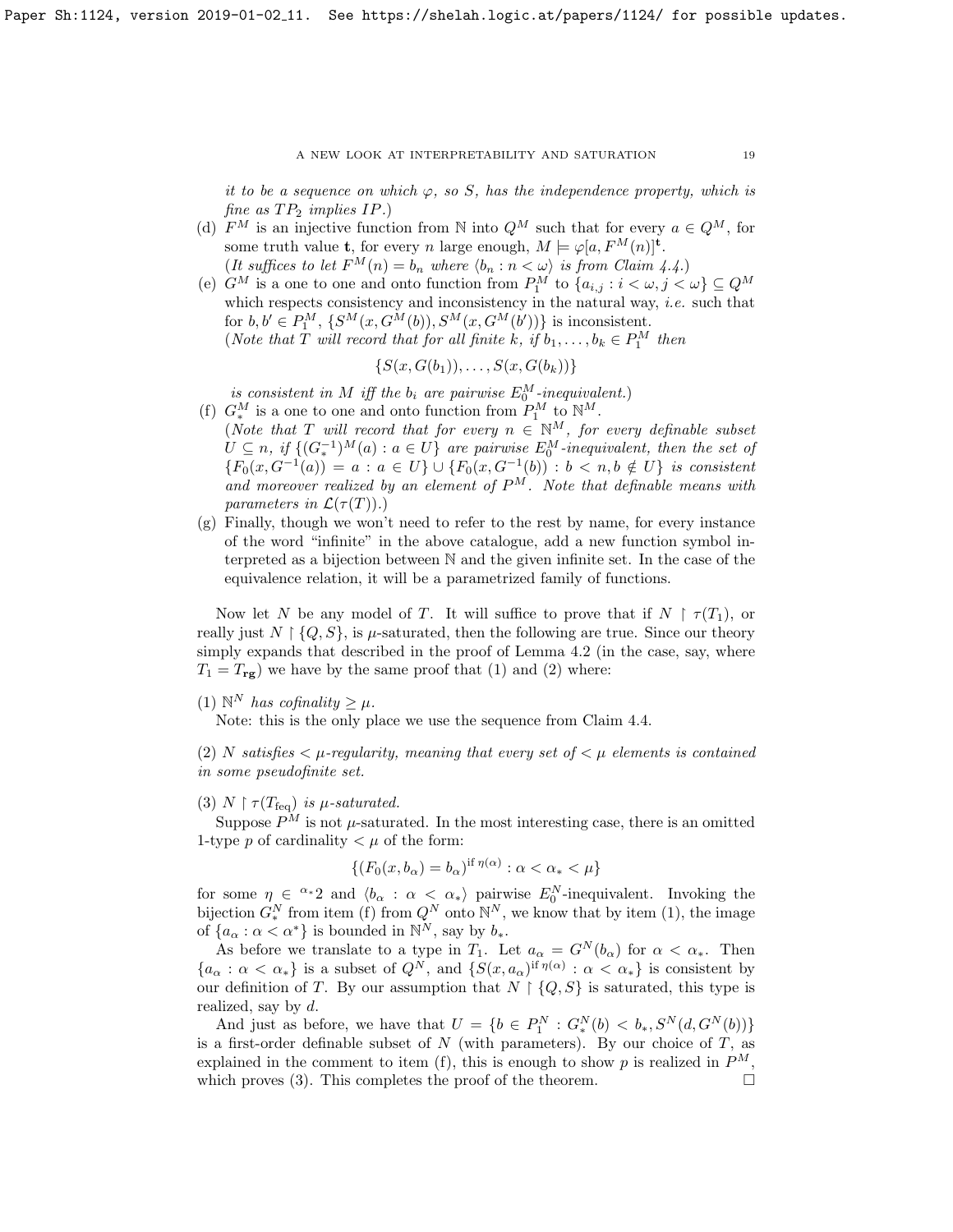*it to be a sequence on which $\varphi$, so $S$, has the independence property, which is fine as $TP_2$ implies $IP$.)*

(d) $F^M$ is an injective function from $\mathbb{N}$ into $Q^M$ such that for every $a \in Q^M$, for some truth value $\mathbf{t}$, for every $n$ large enough, $M \models \varphi[a, F^M(n)]^{\mathbf{t}}$.
*(It suffices to let $F^M(n) = b_n$ where $\langle b_n : n < \omega \rangle$ is from Claim 4.4.)*

(e) $G^M$ is a one to one and onto function from $P_1^M$ to $\{a_{i,j} : i < \omega, j < \omega\} \subseteq Q^M$ which respects consistency and inconsistency in the natural way, *i.e.* such that for $b, b' \in P_1^M$, $\{S^M(x, G^M(b)), S^M(x, G^M(b'))\}$ is inconsistent.
*(Note that $T$ will record that for all finite $k$, if $b_1, \ldots, b_k \in P_1^M$ then*

$$\{S(x, G(b_1)), \ldots, S(x, G(b_k))\}$$

*is consistent in $M$ iff the $b_i$ are pairwise $E_0^M$-inequivalent.)*

(f) $G_*^M$ is a one to one and onto function from $P_1^M$ to $\mathbb{N}^M$.
*(Note that $T$ will record that for every $n \in \mathbb{N}^M$, for every definable subset $U \subseteq n$, if $\{(G_*^{-1})^M(a) : a \in U\}$ are pairwise $E_0^M$-inequivalent, then the set of $\{F_0(x, G^{-1}(a)) = a : a \in U\} \cup \{F_0(x, G^{-1}(b)) : b < n, b \notin U\}$ is consistent and moreover realized by an element of $P^M$. Note that definable means with parameters in $\mathcal{L}(\tau(T))$.)*

(g) Finally, though we won't need to refer to the rest by name, for every instance of the word "infinite" in the above catalogue, add a new function symbol interpreted as a bijection between $\mathbb{N}$ and the given infinite set. In the case of the equivalence relation, it will be a parametrized family of functions.

Now let $N$ be any model of $T$. It will suffice to prove that if $N \restriction \tau(T_1)$, or really just $N \restriction \{Q, S\}$, is $\mu$-saturated, then the following are true. Since our theory simply expands that described in the proof of Lemma 4.2 (in the case, say, where $T_1 = T_{\mathbf{rg}}$) we have by the same proof that (1) and (2) where:

(1) *$\mathbb{N}^N$ has cofinality $\geq \mu$.*
Note: this is the only place we use the sequence from Claim 4.4.

(2) *$N$ satisfies $< \mu$-regularity, meaning that every set of $< \mu$ elements is contained in some pseudofinite set.*

(3) *$N \restriction \tau(T_{\mathrm{feq}})$ is $\mu$-saturated.*
Suppose $P^M$ is not $\mu$-saturated. In the most interesting case, there is an omitted 1-type $p$ of cardinality $< \mu$ of the form:

$$\{(F_0(x, b_\alpha) = b_\alpha)^{\text{if } \eta(\alpha)} : \alpha < \alpha_* < \mu\}$$

for some $\eta \in {}^{\alpha_*}2$ and $\langle b_\alpha : \alpha < \alpha_* \rangle$ pairwise $E_0^N$-inequivalent. Invoking the bijection $G_*^N$ from item (f) from $Q^N$ onto $\mathbb{N}^N$, we know that by item (1), the image of $\{a_\alpha : \alpha < \alpha^*\}$ is bounded in $\mathbb{N}^N$, say by $b_*$.

As before we translate to a type in $T_1$. Let $a_\alpha = G^N(b_\alpha)$ for $\alpha < \alpha_*$. Then $\{a_\alpha : \alpha < \alpha_*\}$ is a subset of $Q^N$, and $\{S(x, a_\alpha)^{\text{if } \eta(\alpha)} : \alpha < \alpha_*\}$ is consistent by our definition of $T$. By our assumption that $N \restriction \{Q, S\}$ is saturated, this type is realized, say by $d$.

And just as before, we have that $U = \{b \in P_1^N : G_*^N(b) < b_*, S^N(d, G^N(b))\}$ is a first-order definable subset of $N$ (with parameters). By our choice of $T$, as explained in the comment to item (f), this is enough to show $p$ is realized in $P^M$, which proves (3). This completes the proof of the theorem. $\square$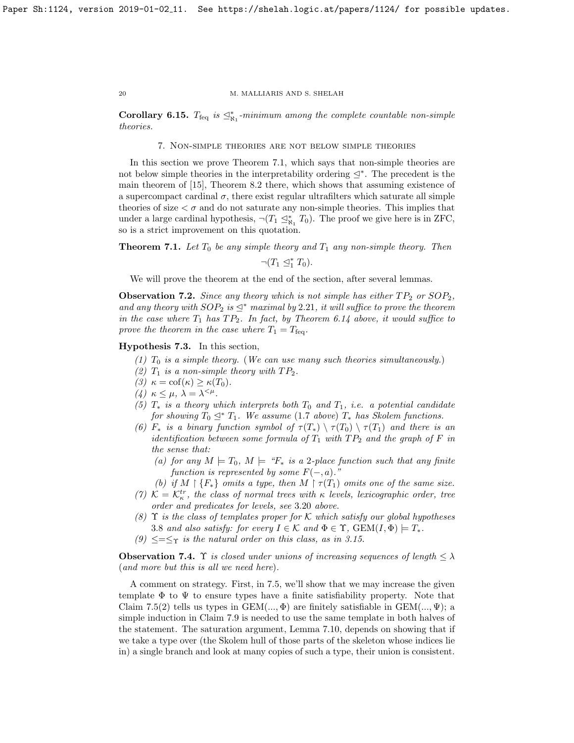**Corollary 6.15.** *$T_{\rm feq}$ is $\trianglelefteq^*_{\aleph_1}$-minimum among the complete countable non-simple theories.*

## 7. Non-simple theories are not below simple theories

In this section we prove Theorem 7.1, which says that non-simple theories are not below simple theories in the interpretability ordering $\trianglelefteq^*$. The precedent is the main theorem of [15], Theorem 8.2 there, which shows that assuming existence of a supercompact cardinal $\sigma$, there exist regular ultrafilters which saturate all simple theories of size $< \sigma$ and do not saturate any non-simple theories. This implies that under a large cardinal hypothesis, $\neg(T_1 \trianglelefteq^*_{\aleph_1} T_0)$. The proof we give here is in ZFC, so is a strict improvement on this quotation.

**Theorem 7.1.** *Let $T_0$ be any simple theory and $T_1$ any non-simple theory. Then*

$$\neg(T_1 \trianglelefteq^*_1 T_0).$$

We will prove the theorem at the end of the section, after several lemmas.

**Observation 7.2.** *Since any theory which is not simple has either $TP_2$ or $SOP_2$, and any theory with $SOP_2$ is $\trianglelefteq^*$ maximal by 2.21, it will suffice to prove the theorem in the case where $T_1$ has $TP_2$. In fact, by Theorem 6.14 above, it would suffice to prove the theorem in the case where $T_1 = T_{\rm feq}$.*

**Hypothesis 7.3.** In this section,

*(1) $T_0$ is a simple theory. (We can use many such theories simultaneously.)*

*(2) $T_1$ is a non-simple theory with $TP_2$.*

*(3) $\kappa = \mathrm{cof}(\kappa) \geq \kappa(T_0)$.*

*(4) $\kappa \leq \mu$, $\lambda = \lambda^{<\mu}$.*

*(5) $T_*$ is a theory which interprets both $T_0$ and $T_1$, i.e. a potential candidate for showing $T_0 \trianglelefteq^* T_1$. We assume (1.7 above) $T_*$ has Skolem functions.*

*(6) $F_*$ is a binary function symbol of $\tau(T_*) \setminus \tau(T_0) \setminus \tau(T_1)$ and there is an identification between some formula of $T_1$ with $TP_2$ and the graph of $F$ in the sense that:*

*(a) for any $M \models T_0$, $M \models$ "$F_*$ is a 2-place function such that any finite function is represented by some $F(-,a)$."*

*(b) if $M \restriction \{F_*\}$ omits a type, then $M \restriction \tau(T_1)$ omits one of the same size.*

*(7) $\mathcal{K} = \mathcal{K}^{tr}_\kappa$, the class of normal trees with $\kappa$ levels, lexicographic order, tree order and predicates for levels, see 3.20 above.*

*(8) $\Upsilon$ is the class of templates proper for $\mathcal{K}$ which satisfy our global hypotheses 3.8 and also satisfy: for every $I \in \mathcal{K}$ and $\Phi \in \Upsilon$, $\mathrm{GEM}(I, \Phi) \models T_*$.*

*(9) $\leq = \leq_\Upsilon$ is the natural order on this class, as in 3.15.*

**Observation 7.4.** *$\Upsilon$ is closed under unions of increasing sequences of length $\leq \lambda$ (and more but this is all we need here).*

A comment on strategy. First, in 7.5, we'll show that we may increase the given template $\Phi$ to $\Psi$ to ensure types have a finite satisfiability property. Note that Claim 7.5(2) tells us types in GEM$(..., \Phi)$ are finitely satisfiable in GEM$(..., \Psi)$; a simple induction in Claim 7.9 is needed to use the same template in both halves of the statement. The saturation argument, Lemma 7.10, depends on showing that if we take a type over (the Skolem hull of those parts of the skeleton whose indices lie in) a single branch and look at many copies of such a type, their union is consistent.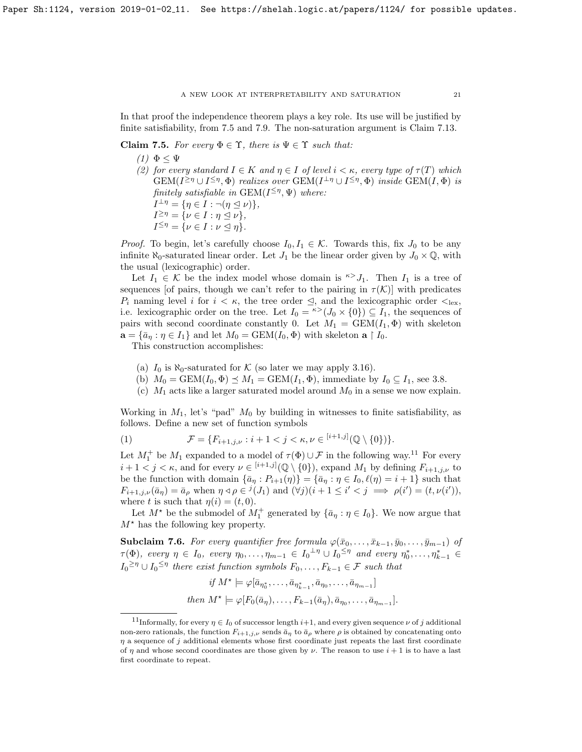In that proof the independence theorem plays a key role. Its use will be justified by finite satisfiability, from 7.5 and 7.9. The non-saturation argument is Claim 7.13.

**Claim 7.5.** *For every $\Phi \in \Upsilon$, there is $\Psi \in \Upsilon$ such that:*

*(1) $\Phi \leq \Psi$*

*(2) for every standard $I \in K$ and $\eta \in I$ of level $i < \kappa$, every type of $\tau(T)$ which $\mathrm{GEM}(I^{\geq \eta} \cup I^{\leq \eta}, \Phi)$ realizes over $\mathrm{GEM}(I^{\perp \eta} \cup I^{\leq \eta}, \Phi)$ inside $\mathrm{GEM}(I, \Phi)$ is finitely satisfiable in $\mathrm{GEM}(I^{\leq \eta}, \Psi)$ where:*
*$I^{\perp \eta} = \{\eta \in I : \neg(\eta \trianglelefteq \nu)\}$,*
*$I^{\geq \eta} = \{\nu \in I : \eta \trianglelefteq \nu\}$,*
*$I^{\leq \eta} = \{\nu \in I : \nu \trianglelefteq \eta\}$.*

*Proof.* To begin, let's carefully choose $I_0, I_1 \in \mathcal{K}$. Towards this, fix $J_0$ to be any infinite $\aleph_0$-saturated linear order. Let $J_1$ be the linear order given by $J_0 \times \mathbb{Q}$, with the usual (lexicographic) order.

Let $I_1 \in \mathcal{K}$ be the index model whose domain is ${}^{\kappa>}J_1$. Then $I_1$ is a tree of sequences [of pairs, though we can't refer to the pairing in $\tau(\mathcal{K})$] with predicates $P_i$ naming level $i$ for $i < \kappa$, the tree order $\trianglelefteq$, and the lexicographic order $<_{\mathrm{lex}}$, i.e. lexicographic order on the tree. Let $I_0 = {}^{\kappa>}(J_0 \times \{0\}) \subseteq I_1$, the sequences of pairs with second coordinate constantly 0. Let $M_1 = \mathrm{GEM}(I_1, \Phi)$ with skeleton $\mathbf{a} = \{\bar{a}_\eta : \eta \in I_1\}$ and let $M_0 = \mathrm{GEM}(I_0, \Phi)$ with skeleton $\mathbf{a} \upharpoonright I_0$.

This construction accomplishes:

(a) $I_0$ is $\aleph_0$-saturated for $\mathcal{K}$ (so later we may apply 3.16).
(b) $M_0 = \mathrm{GEM}(I_0, \Phi) \preceq M_1 = \mathrm{GEM}(I_1, \Phi)$, immediate by $I_0 \subseteq I_1$, see 3.8.
(c) $M_1$ acts like a larger saturated model around $M_0$ in a sense we now explain.

Working in $M_1$, let's "pad" $M_0$ by building in witnesses to finite satisfiability, as follows. Define a new set of function symbols

$$\mathcal{F} = \{F_{i+1,j,\nu} : i+1 < j < \kappa, \nu \in {}^{[i+1,j]}(\mathbb{Q} \setminus \{0\})\}. \tag{1}$$

Let $M_1^+$ be $M_1$ expanded to a model of $\tau(\Phi) \cup \mathcal{F}$ in the following way.[11] For every $i+1 < j < \kappa$, and for every $\nu \in {}^{[i+1,j]}(\mathbb{Q} \setminus \{0\})$, expand $M_1$ by defining $F_{i+1,j,\nu}$ to be the function with domain $\{\bar{a}_\eta : P_{i+1}(\eta)\} = \{\bar{a}_\eta : \eta \in I_0, \ell(\eta) = i+1\}$ such that $F_{i+1,j,\nu}(\bar{a}_\eta) = \bar{a}_\rho$ when $\eta \triangleleft \rho \in {}^j(J_1)$ and $(\forall j)(i+1 \leq i' < j \implies \rho(i') = (t, \nu(i'))$, where $t$ is such that $\eta(i) = (t, 0)$.

Let $M^\star$ be the submodel of $M_1^+$ generated by $\{\bar{a}_\eta : \eta \in I_0\}$. We now argue that $M^\star$ has the following key property.

**Subclaim 7.6.** *For every quantifier free formula $\varphi(\bar{x}_0, \dots, \bar{x}_{k-1}, \bar{y}_0, \dots, \bar{y}_{m-1})$ of $\tau(\Phi)$, every $\eta \in I_0$, every $\eta_0, \dots, \eta_{m-1} \in {I_0}^{\perp \eta} \cup {I_0}^{\leq \eta}$ and every $\eta_0^*, \dots, \eta_{k-1}^* \in {I_0}^{\geq \eta} \cup {I_0}^{\leq \eta}$ there exist function symbols $F_0, \dots, F_{k-1} \in \mathcal{F}$ such that*

$$\text{if } M^\star \models \varphi[\bar{a}_{\eta_0^*}, \dots, \bar{a}_{\eta_{k-1}^*}, \bar{a}_{\eta_0}, \dots, \bar{a}_{\eta_{m-1}}]$$

$$\text{then } M^\star \models \varphi[F_0(\bar{a}_\eta), \dots, F_{k-1}(\bar{a}_\eta), \bar{a}_{\eta_0}, \dots, \bar{a}_{\eta_{m-1}}].$$

[11] Informally, for every $\eta \in I_0$ of successor length $i+1$, and every given sequence $\nu$ of $j$ additional non-zero rationals, the function $F_{i+1,j,\nu}$ sends $\bar{a}_\eta$ to $\bar{a}_\rho$ where $\rho$ is obtained by concatenating onto $\eta$ a sequence of $j$ additional elements whose first coordinate just repeats the last first coordinate of $\eta$ and whose second coordinates are those given by $\nu$. The reason to use $i+1$ is to have a last first coordinate to repeat.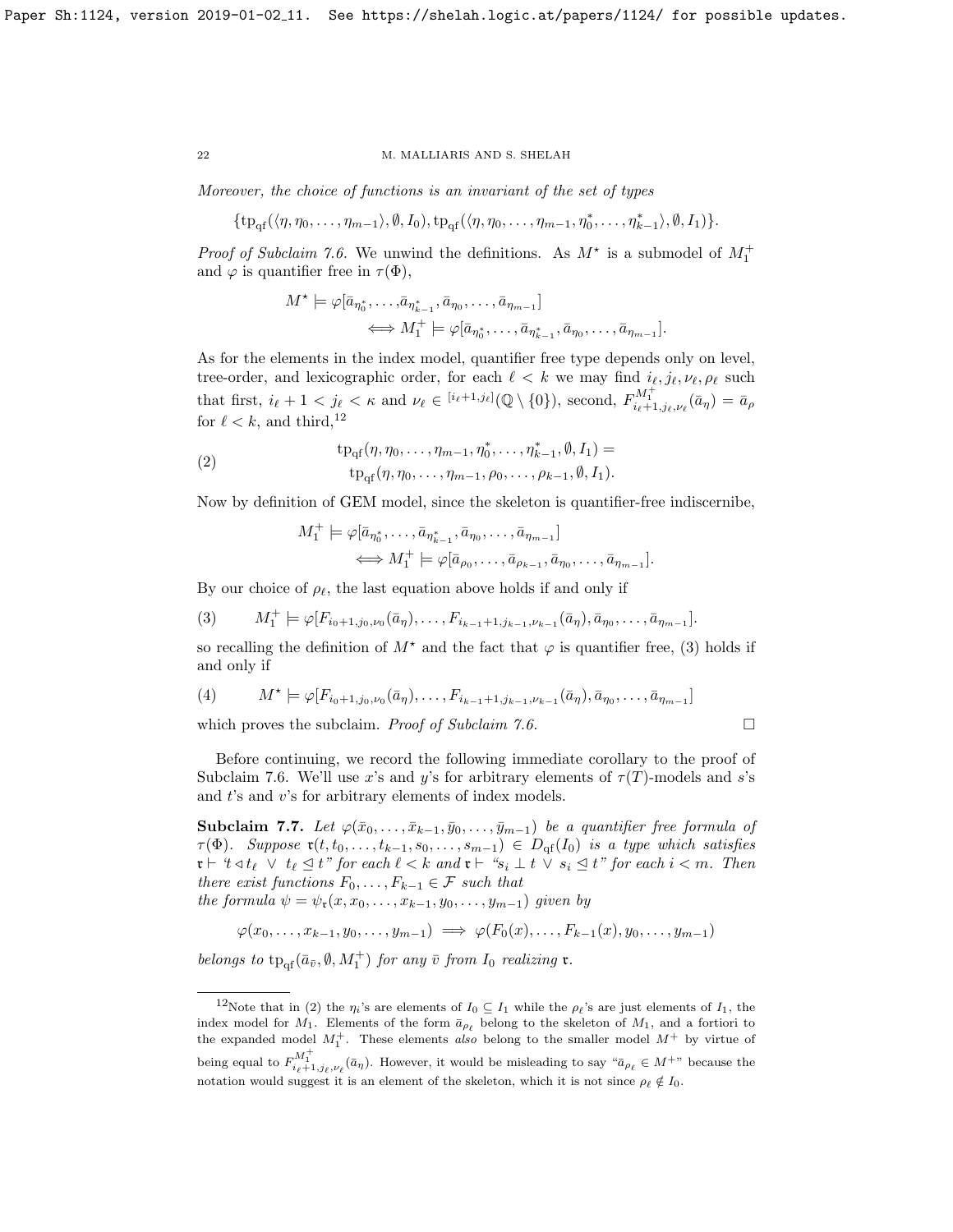*Moreover, the choice of functions is an invariant of the set of types*

$$\{\mathrm{tp}_{\mathrm{qf}}(\langle \eta, \eta_0, \dots, \eta_{m-1}\rangle, \emptyset, I_0), \mathrm{tp}_{\mathrm{qf}}(\langle \eta, \eta_0, \dots, \eta_{m-1}, \eta^*_0, \dots, \eta^*_{k-1}\rangle, \emptyset, I_1)\}.$$

*Proof of Subclaim 7.6.* We unwind the definitions. As $M^\star$ is a submodel of $M_1^+$ and $\varphi$ is quantifier free in $\tau(\Phi)$,

$$M^\star \models \varphi[\bar{a}_{\eta^*_0}, \dots, \bar{a}_{\eta^*_{k-1}}, \bar{a}_{\eta_0}, \dots, \bar{a}_{\eta_{m-1}}] \iff M_1^+ \models \varphi[\bar{a}_{\eta^*_0}, \dots, \bar{a}_{\eta^*_{k-1}}, \bar{a}_{\eta_0}, \dots, \bar{a}_{\eta_{m-1}}].$$

As for the elements in the index model, quantifier free type depends only on level, tree-order, and lexicographic order, for each $\ell < k$ we may find $i_\ell, j_\ell, \nu_\ell, \rho_\ell$ such that first, $i_\ell + 1 < j_\ell < \kappa$ and $\nu_\ell \in {}^{[i_\ell+1, j_\ell)}(\mathbb{Q} \setminus \{0\})$, second, $F^{M_1^+}_{i_\ell+1, j_\ell, \nu_\ell}(\bar{a}_\eta) = \bar{a}_\rho$ for $\ell < k$, and third,[12]

$$\mathrm{tp}_{\mathrm{qf}}(\eta, \eta_0, \dots, \eta_{m-1}, \eta^*_0, \dots, \eta^*_{k-1}, \emptyset, I_1) = \mathrm{tp}_{\mathrm{qf}}(\eta, \eta_0, \dots, \eta_{m-1}, \rho_0, \dots, \rho_{k-1}, \emptyset, I_1). \tag{2}$$

Now by definition of GEM model, since the skeleton is quantifier-free indiscernibe,

$$M_1^+ \models \varphi[\bar{a}_{\eta^*_0}, \dots, \bar{a}_{\eta^*_{k-1}}, \bar{a}_{\eta_0}, \dots, \bar{a}_{\eta_{m-1}}] \iff M_1^+ \models \varphi[\bar{a}_{\rho_0}, \dots, \bar{a}_{\rho_{k-1}}, \bar{a}_{\eta_0}, \dots, \bar{a}_{\eta_{m-1}}].$$

By our choice of $\rho_\ell$, the last equation above holds if and only if

$$M_1^+ \models \varphi[F_{i_0+1, j_0, \nu_0}(\bar{a}_\eta), \dots, F_{i_{k-1}+1, j_{k-1}, \nu_{k-1}}(\bar{a}_\eta), \bar{a}_{\eta_0}, \dots, \bar{a}_{\eta_{m-1}}]. \tag{3}$$

so recalling the definition of $M^\star$ and the fact that $\varphi$ is quantifier free, (3) holds if and only if

$$M^\star \models \varphi[F_{i_0+1, j_0, \nu_0}(\bar{a}_\eta), \dots, F_{i_{k-1}+1, j_{k-1}, \nu_{k-1}}(\bar{a}_\eta), \bar{a}_{\eta_0}, \dots, \bar{a}_{\eta_{m-1}}] \tag{4}$$

which proves the subclaim. *Proof of Subclaim 7.6.* □

Before continuing, we record the following immediate corollary to the proof of Subclaim 7.6. We'll use $x$'s and $y$'s for arbitrary elements of $\tau(T)$-models and $s$'s and $t$'s and $v$'s for arbitrary elements of index models.

**Subclaim 7.7.** *Let $\varphi(\bar{x}_0, \dots, \bar{x}_{k-1}, \bar{y}_0, \dots, \bar{y}_{m-1})$ be a quantifier free formula of $\tau(\Phi)$. Suppose $\mathfrak{r}(t, t_0, \dots, t_{k-1}, s_0, \dots, s_{m-1}) \in D_{\mathrm{qf}}(I_0)$ is a type which satisfies $\mathfrak{r} \vdash$ "$t \triangleleft t_\ell \vee t_\ell \trianglelefteq t$" for each $\ell < k$ and $\mathfrak{r} \vdash$ "$s_i \perp t \vee s_i \trianglelefteq t$" for each $i < m$. Then there exist functions $F_0, \dots, F_{k-1} \in \mathcal{F}$ such that the formula $\psi = \psi_{\mathfrak{r}}(x, x_0, \dots, x_{k-1}, y_0, \dots, y_{m-1})$ given by*

$$\varphi(x_0, \dots, x_{k-1}, y_0, \dots, y_{m-1}) \implies \varphi(F_0(x), \dots, F_{k-1}(x), y_0, \dots, y_{m-1})$$

*belongs to $\mathrm{tp}_{\mathrm{qf}}(\bar{a}_{\bar{v}}, \emptyset, M_1^+)$ for any $\bar{v}$ from $I_0$ realizing $\mathfrak{r}$.*

---

[12] Note that in (2) the $\eta_i$'s are elements of $I_0 \subseteq I_1$ while the $\rho_\ell$'s are just elements of $I_1$, the index model for $M_1$. Elements of the form $\bar{a}_{\rho_\ell}$ belong to the skeleton of $M_1$, and a fortiori to the expanded model $M_1^+$. These elements *also* belong to the smaller model $M^+$ by virtue of being equal to $F^{M_1^+}_{i_\ell+1, j_\ell, \nu_\ell}(\bar{a}_\eta)$. However, it would be misleading to say "$\bar{a}_{\rho_\ell} \in M^+$" because the notation would suggest it is an element of the skeleton, which it is not since $\rho_\ell \notin I_0$.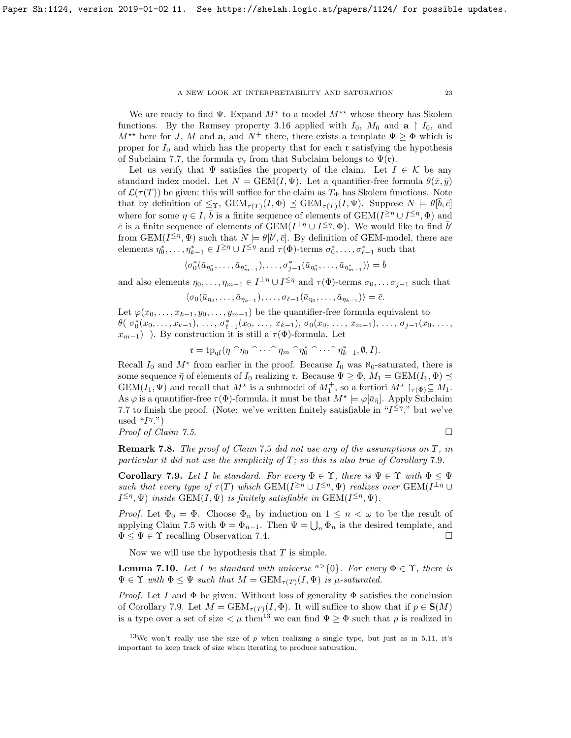We are ready to find $\Psi$. Expand $M^\star$ to a model $M^{\star\star}$ whose theory has Skolem functions. By the Ramsey property 3.16 applied with $I_0$, $M_0$ and $\mathbf{a} \restriction I_0$, and $M^{\star\star}$ here for $J$, $M$ and $\mathbf{a}$, and $N^+$ there, there exists a template $\Psi \geq \Phi$ which is proper for $I_0$ and which has the property that for each $\mathfrak{r}$ satisfying the hypothesis of Subclaim 7.7, the formula $\psi_\mathfrak{r}$ from that Subclaim belongs to $\Psi(\mathfrak{r})$.

Let us verify that $\Psi$ satisfies the property of the claim. Let $I \in \mathcal{K}$ be any standard index model. Let $N = \mathrm{GEM}(I, \Psi)$. Let a quantifier-free formula $\theta(\bar{x}, \bar{y})$ of $\mathcal{L}(\tau(T))$ be given; this will suffice for the claim as $T_\Phi$ has Skolem functions. Note that by definition of $\leq_\Upsilon$, $\mathrm{GEM}_{\tau(T)}(I, \Phi) \preceq \mathrm{GEM}_{\tau(T)}(I, \Psi)$. Suppose $N \models \theta[\bar{b}, \bar{c}]$ where for some $\eta \in I$, $\bar{b}$ is a finite sequence of elements of $\mathrm{GEM}(I^{\geq \eta} \cup I^{\leq \eta}, \Phi)$ and $\bar{c}$ is a finite sequence of elements of $\mathrm{GEM}(I^{\perp \eta} \cup I^{\leq \eta}, \Phi)$. We would like to find $\bar{b}'$ from $\mathrm{GEM}(I^{\leq \eta}, \Psi)$ such that $N \models \theta[\bar{b}', \bar{c}]$. By definition of GEM-model, there are elements $\eta^*_0, \ldots, \eta^*_{k-1} \in I^{\geq \eta} \cup I^{\leq \eta}$ and $\tau(\Phi)$-terms $\sigma^*_0, \ldots, \sigma^*_{\ell-1}$ such that

$$\langle \sigma^*_0(\bar{a}_{\eta^*_0}, \ldots, \bar{a}_{\eta^*_{m-1}}), \ldots, \sigma^*_{j-1}(\bar{a}_{\eta^*_0}, \ldots, \bar{a}_{\eta^*_{m-1}}) \rangle = \bar{b}$$

and also elements $\eta_0, \ldots, \eta_{m-1} \in I^{\perp \eta} \cup I^{\leq \eta}$ and $\tau(\Phi)$-terms $\sigma_0, \ldots \sigma_{j-1}$ such that

$$\langle \sigma_0(\bar{a}_{\eta_0}, \ldots, \bar{a}_{\eta_{k-1}}), \ldots, \sigma_{\ell-1}(\bar{a}_{\eta_0}, \ldots, \bar{a}_{\eta_{k-1}}) \rangle = \bar{c}.$$

Let $\varphi(x_0, \ldots, x_{k-1}, y_0, \ldots, y_{m-1})$ be the quantifier-free formula equivalent to $\theta(\ \sigma^*_0(x_0, \ldots, x_{k-1}),\ \ldots,\ \sigma^*_{\ell-1}(x_0,\ \ldots,\ x_{k-1}),\ \sigma_0(x_0,\ \ldots,\ x_{m-1}),\ \ldots,\ \sigma_{j-1}(x_0,\ \ldots,\ x_{m-1})\ )$. By construction it is still a $\tau(\Phi)$-formula. Let

$$\mathfrak{r} = \mathrm{tp}_{\mathrm{qf}}(\eta \frown \eta_0 \frown \cdots \frown \eta_m \frown \eta^*_0 \frown \cdots \frown \eta^*_{k-1}, \emptyset, I).$$

Recall $I_0$ and $M^\star$ from earlier in the proof. Because $I_0$ was $\aleph_0$-saturated, there is some sequence $\bar{\eta}$ of elements of $I_0$ realizing $\mathfrak{r}$. Because $\Psi \geq \Phi$, $M_1 = \mathrm{GEM}(I_1, \Phi) \preceq \mathrm{GEM}(I_1, \Psi)$ and recall that $M^\star$ is a submodel of $M^+_1$, so a fortiori $M^\star \restriction_{\tau(\Phi)} \subseteq M_1$. As $\varphi$ is a quantifier-free $\tau(\Phi)$-formula, it must be that $M^\star \models \varphi[\bar{a}_{\bar{\eta}}]$. Apply Subclaim 7.7 to finish the proof. (Note: we've written finitely satisfiable in "$I^{\leq \eta}$," but we've used "$I^\eta$.")

*Proof of Claim 7.5.* $\square$

**Remark 7.8.** *The proof of Claim 7.5 did not use any of the assumptions on $T$, in particular it did not use the simplicity of $T$; so this is also true of Corollary 7.9.*

**Corollary 7.9.** *Let $I$ be standard. For every $\Phi \in \Upsilon$, there is $\Psi \in \Upsilon$ with $\Phi \leq \Psi$ such that every type of $\tau(T)$ which $\mathrm{GEM}(I^{\geq \eta} \cup I^{\leq \eta}, \Psi)$ realizes over $\mathrm{GEM}(I^{\perp \eta} \cup I^{\leq \eta}, \Psi)$ inside $\mathrm{GEM}(I, \Psi)$ is finitely satisfiable in $\mathrm{GEM}(I^{\leq \eta}, \Psi)$.*

*Proof.* Let $\Phi_0 = \Phi$. Choose $\Phi_n$ by induction on $1 \leq n < \omega$ to be the result of applying Claim 7.5 with $\Phi = \Phi_{n-1}$. Then $\Psi = \bigcup_n \Phi_n$ is the desired template, and $\Phi \leq \Psi \in \Upsilon$ recalling Observation 7.4. $\square$

Now we will use the hypothesis that $T$ is simple.

**Lemma 7.10.** *Let $I$ be standard with universe ${}^{\kappa >}\{0\}$. For every $\Phi \in \Upsilon$, there is $\Psi \in \Upsilon$ with $\Phi \leq \Psi$ such that $M = \mathrm{GEM}_{\tau(T)}(I, \Psi)$ is $\mu$-saturated.*

*Proof.* Let $I$ and $\Phi$ be given. Without loss of generality $\Phi$ satisfies the conclusion of Corollary 7.9. Let $M = \mathrm{GEM}_{\tau(T)}(I, \Phi)$. It will suffice to show that if $p \in \mathbf{S}(M)$ is a type over a set of size $< \mu$ then[13] we can find $\Psi \geq \Phi$ such that $p$ is realized in

[13] We won't really use the size of $p$ when realizing a single type, but just as in 5.11, it's important to keep track of size when iterating to produce saturation.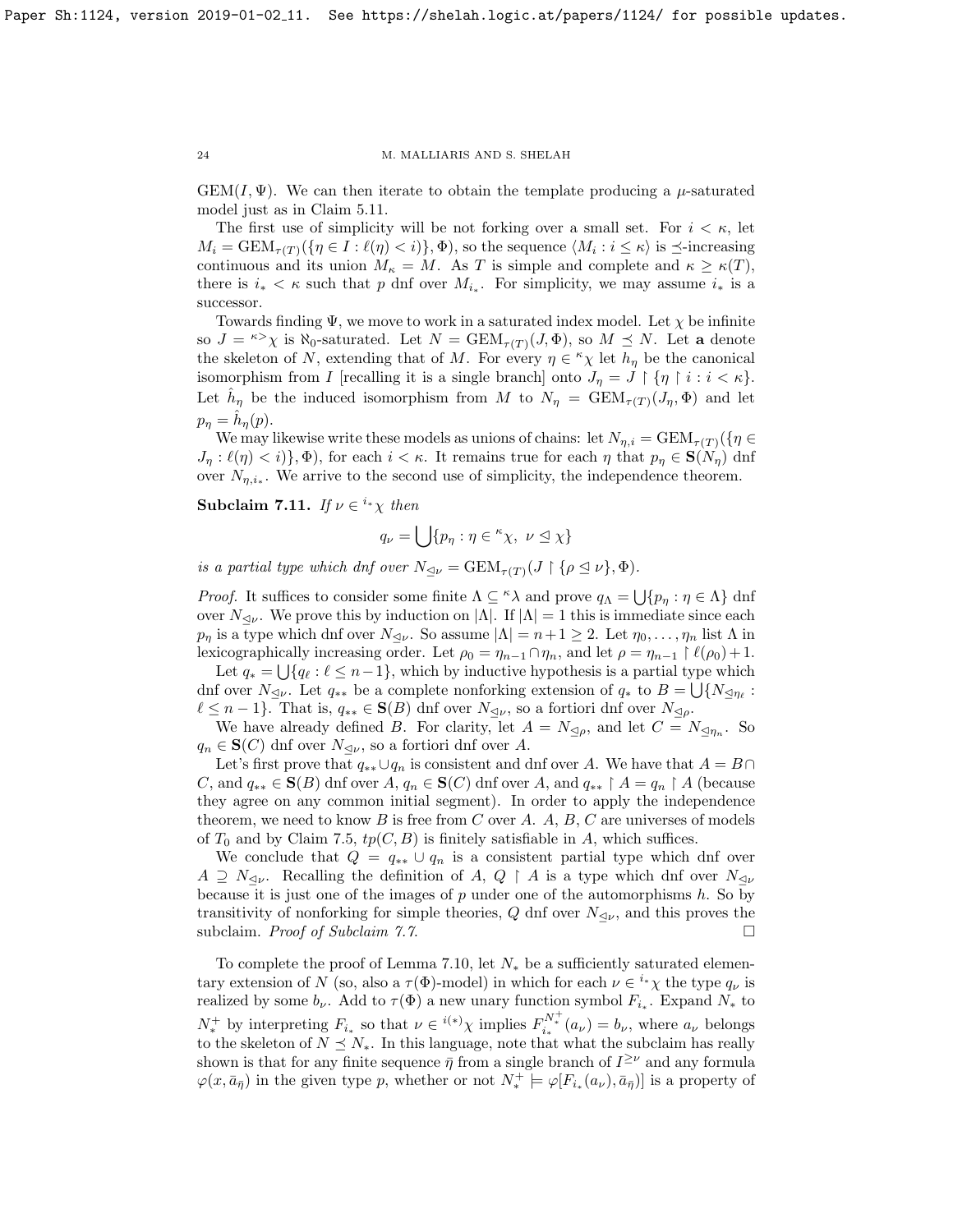$\mathrm{GEM}(I, \Psi)$. We can then iterate to obtain the template producing a $\mu$-saturated model just as in Claim 5.11.

The first use of simplicity will be not forking over a small set. For $i < \kappa$, let $M_i = \mathrm{GEM}_{\tau(T)}(\{\eta \in I : \ell(\eta) < i\}, \Phi)$, so the sequence $\langle M_i : i \leq \kappa \rangle$ is $\preceq$-increasing continuous and its union $M_\kappa = M$. As $T$ is simple and complete and $\kappa \geq \kappa(T)$, there is $i_* < \kappa$ such that $p$ dnf over $M_{i_*}$. For simplicity, we may assume $i_*$ is a successor.

Towards finding $\Psi$, we move to work in a saturated index model. Let $\chi$ be infinite so $J = {}^{\kappa >}\chi$ is $\aleph_0$-saturated. Let $N = \mathrm{GEM}_{\tau(T)}(J, \Phi)$, so $M \preceq N$. Let $\mathbf{a}$ denote the skeleton of $N$, extending that of $M$. For every $\eta \in {}^{\kappa}\chi$ let $h_\eta$ be the canonical isomorphism from $I$ [recalling it is a single branch] onto $J_\eta = J \restriction \{\eta \restriction i : i < \kappa\}$. Let $\hat{h}_\eta$ be the induced isomorphism from $M$ to $N_\eta = \mathrm{GEM}_{\tau(T)}(J_\eta, \Phi)$ and let $p_\eta = \hat{h}_\eta(p)$.

We may likewise write these models as unions of chains: let $N_{\eta,i} = \mathrm{GEM}_{\tau(T)}(\{\eta \in J_\eta : \ell(\eta) < i\}, \Phi)$, for each $i < \kappa$. It remains true for each $\eta$ that $p_\eta \in \mathbf{S}(N_\eta)$ dnf over $N_{\eta,i_*}$. We arrive to the second use of simplicity, the independence theorem.

**Subclaim 7.11.** *If $\nu \in {}^{i_*}\chi$ then*

$$q_\nu = \bigcup \{p_\eta : \eta \in {}^{\kappa}\chi,\ \nu \trianglelefteq \chi\}$$

*is a partial type which dnf over $N_{\trianglelefteq \nu} = \mathrm{GEM}_{\tau(T)}(J \restriction \{\rho \trianglelefteq \nu\}, \Phi)$.*

*Proof.* It suffices to consider some finite $\Lambda \subseteq {}^{\kappa}\lambda$ and prove $q_\Lambda = \bigcup\{p_\eta : \eta \in \Lambda\}$ dnf over $N_{\trianglelefteq \nu}$. We prove this by induction on $|\Lambda|$. If $|\Lambda| = 1$ this is immediate since each $p_\eta$ is a type which dnf over $N_{\trianglelefteq \nu}$. So assume $|\Lambda| = n+1 \geq 2$. Let $\eta_0, \dots, \eta_n$ list $\Lambda$ in lexicographically increasing order. Let $\rho_0 = \eta_{n-1} \cap \eta_n$, and let $\rho = \eta_{n-1} \restriction \ell(\rho_0) + 1$.

Let $q_* = \bigcup \{q_\ell : \ell \leq n-1\}$, which by inductive hypothesis is a partial type which dnf over $N_{\trianglelefteq \nu}$. Let $q_{**}$ be a complete nonforking extension of $q_*$ to $B = \bigcup \{N_{\trianglelefteq \eta_\ell} : \ell \leq n-1\}$. That is, $q_{**} \in \mathbf{S}(B)$ dnf over $N_{\trianglelefteq \nu}$, so a fortiori dnf over $N_{\trianglelefteq \rho}$.

We have already defined $B$. For clarity, let $A = N_{\trianglelefteq \rho}$, and let $C = N_{\trianglelefteq \eta_n}$. So $q_n \in \mathbf{S}(C)$ dnf over $N_{\trianglelefteq \nu}$, so a fortiori dnf over $A$.

Let's first prove that $q_{**} \cup q_n$ is consistent and dnf over $A$. We have that $A = B \cap C$, and $q_{**} \in \mathbf{S}(B)$ dnf over $A$, $q_n \in \mathbf{S}(C)$ dnf over $A$, and $q_{**} \restriction A = q_n \restriction A$ (because they agree on any common initial segment). In order to apply the independence theorem, we need to know $B$ is free from $C$ over $A$. $A$, $B$, $C$ are universes of models of $T_0$ and by Claim 7.5, $tp(C, B)$ is finitely satisfiable in $A$, which suffices.

We conclude that $Q = q_{**} \cup q_n$ is a consistent partial type which dnf over $A \supseteq N_{\trianglelefteq \nu}$. Recalling the definition of $A$, $Q \restriction A$ is a type which dnf over $N_{\trianglelefteq \nu}$ because it is just one of the images of $p$ under one of the automorphisms $h$. So by transitivity of nonforking for simple theories, $Q$ dnf over $N_{\trianglelefteq \nu}$, and this proves the subclaim. *Proof of Subclaim 7.7.* $\square$

To complete the proof of Lemma 7.10, let $N_*$ be a sufficiently saturated elementary extension of $N$ (so, also a $\tau(\Phi)$-model) in which for each $\nu \in {}^{i_*}\chi$ the type $q_\nu$ is realized by some $b_\nu$. Add to $\tau(\Phi)$ a new unary function symbol $F_{i_*}$. Expand $N_*$ to $N_*^+$ by interpreting $F_{i_*}$ so that $\nu \in {}^{i(*)}\chi$ implies $F_{i_*}^{N_*^+}(a_\nu) = b_\nu$, where $a_\nu$ belongs to the skeleton of $N \preceq N_*$. In this language, note that what the subclaim has really shown is that for any finite sequence $\bar{\eta}$ from a single branch of $I^{\geq \nu}$ and any formula $\varphi(x, \bar{a}_{\bar{\eta}})$ in the given type $p$, whether or not $N_*^+ \models \varphi[F_{i_*}(a_\nu), \bar{a}_{\bar{\eta}})]$ is a property of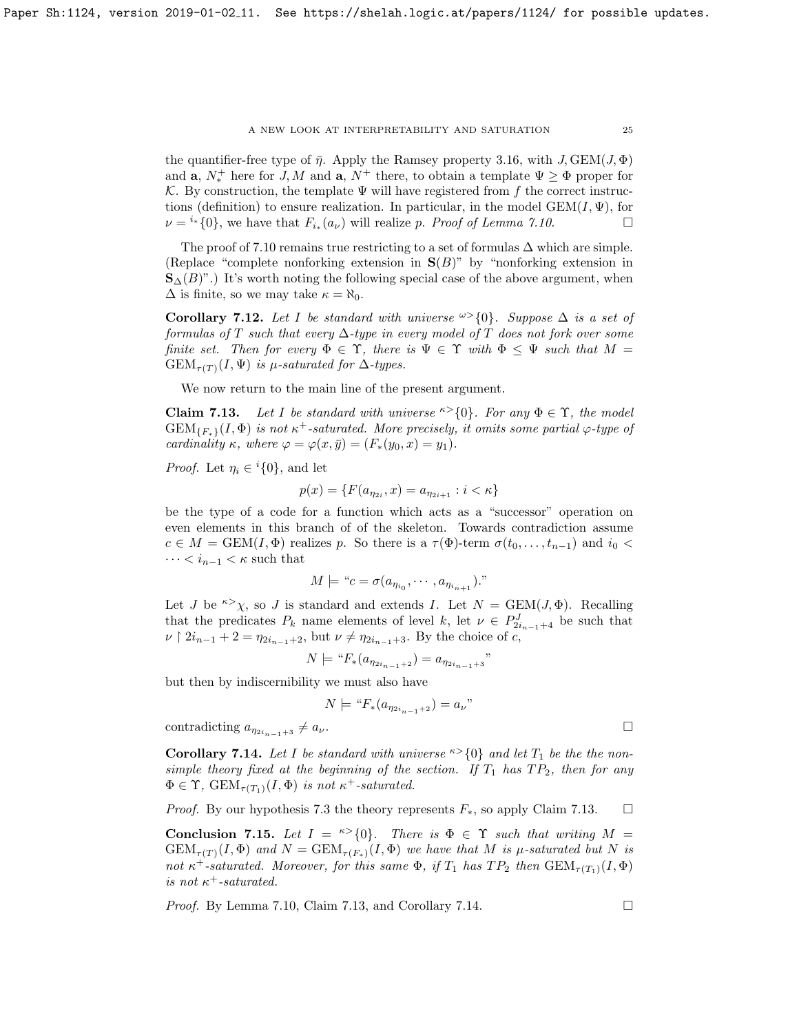the quantifier-free type of $\bar{\eta}$. Apply the Ramsey property 3.16, with $J, \mathrm{GEM}(J,\Phi)$ and $\mathbf{a}$, $N^+_*$ here for $J, M$ and $\mathbf{a}$, $N^+$ there, to obtain a template $\Psi \geq \Phi$ proper for $\mathcal{K}$. By construction, the template $\Psi$ will have registered from $f$ the correct instructions (definition) to ensure realization. In particular, in the model $\mathrm{GEM}(I,\Psi)$, for $\nu = {}^{i_*}\{0\}$, we have that $F_{i_*}(a_\nu)$ will realize $p$. *Proof of Lemma 7.10.* $\square$

The proof of 7.10 remains true restricting to a set of formulas $\Delta$ which are simple. (Replace "complete nonforking extension in $\mathbf{S}(B)$" by "nonforking extension in $\mathbf{S}_\Delta(B)$".) It's worth noting the following special case of the above argument, when $\Delta$ is finite, so we may take $\kappa = \aleph_0$.

**Corollary 7.12.** *Let $I$ be standard with universe ${}^{\omega>}\{0\}$. Suppose $\Delta$ is a set of formulas of $T$ such that every $\Delta$-type in every model of $T$ does not fork over some finite set. Then for every $\Phi \in \Upsilon$, there is $\Psi \in \Upsilon$ with $\Phi \leq \Psi$ such that $M = \mathrm{GEM}_{\tau(T)}(I,\Psi)$ is $\mu$-saturated for $\Delta$-types.*

We now return to the main line of the present argument.

**Claim 7.13.** *Let $I$ be standard with universe ${}^{\kappa>}\{0\}$. For any $\Phi \in \Upsilon$, the model $\mathrm{GEM}_{\{F_*\}}(I,\Phi)$ is not $\kappa^+$-saturated. More precisely, it omits some partial $\varphi$-type of cardinality $\kappa$, where $\varphi = \varphi(x,\bar{y}) = (F_*(y_0,x) = y_1)$.*

*Proof.* Let $\eta_i \in {}^i\{0\}$, and let

$$p(x) = \{F(a_{\eta_{2i}}, x) = a_{\eta_{2i+1}} : i < \kappa\}$$

be the type of a code for a function which acts as a "successor" operation on even elements in this branch of of the skeleton. Towards contradiction assume $c \in M = \mathrm{GEM}(I,\Phi)$ realizes $p$. So there is a $\tau(\Phi)$-term $\sigma(t_0,\ldots,t_{n-1})$ and $i_0 < \cdots < i_{n-1} < \kappa$ such that

$$M \models \text{“}c = \sigma(a_{\eta_{i_0}}, \cdots, a_{\eta_{i_{n+1}}}).\text{”}$$

Let $J$ be ${}^{\kappa>}\chi$, so $J$ is standard and extends $I$. Let $N = \mathrm{GEM}(J,\Phi)$. Recalling that the predicates $P_k$ name elements of level $k$, let $\nu \in P^J_{2i_{n-1}+4}$ be such that $\nu \restriction 2i_{n-1}+2 = \eta_{2i_{n-1}+2}$, but $\nu \neq \eta_{2i_{n-1}+3}$. By the choice of $c$,

$$N \models \text{“}F_*(a_{\eta_{2i_{n-1}+2}}) = a_{\eta_{2i_{n-1}+3}}\text{”}$$

but then by indiscernibility we must also have

$$N \models \text{“}F_*(a_{\eta_{2i_{n-1}+2}}) = a_\nu\text{”}$$

contradicting $a_{\eta_{2i_{n-1}+3}} \neq a_\nu$. $\square$

**Corollary 7.14.** *Let $I$ be standard with universe ${}^{\kappa>}\{0\}$ and let $T_1$ be the the non-simple theory fixed at the beginning of the section. If $T_1$ has $TP_2$, then for any $\Phi \in \Upsilon$, $\mathrm{GEM}_{\tau(T_1)}(I,\Phi)$ is not $\kappa^+$-saturated.*

*Proof.* By our hypothesis 7.3 the theory represents $F_*$, so apply Claim 7.13. $\square$

**Conclusion 7.15.** *Let $I = {}^{\kappa>}\{0\}$. There is $\Phi \in \Upsilon$ such that writing $M = \mathrm{GEM}_{\tau(T)}(I,\Phi)$ and $N = \mathrm{GEM}_{\tau(F_*)}(I,\Phi)$ we have that $M$ is $\mu$-saturated but $N$ is not $\kappa^+$-saturated. Moreover, for this same $\Phi$, if $T_1$ has $TP_2$ then $\mathrm{GEM}_{\tau(T_1)}(I,\Phi)$ is not $\kappa^+$-saturated.*

*Proof.* By Lemma 7.10, Claim 7.13, and Corollary 7.14. $\square$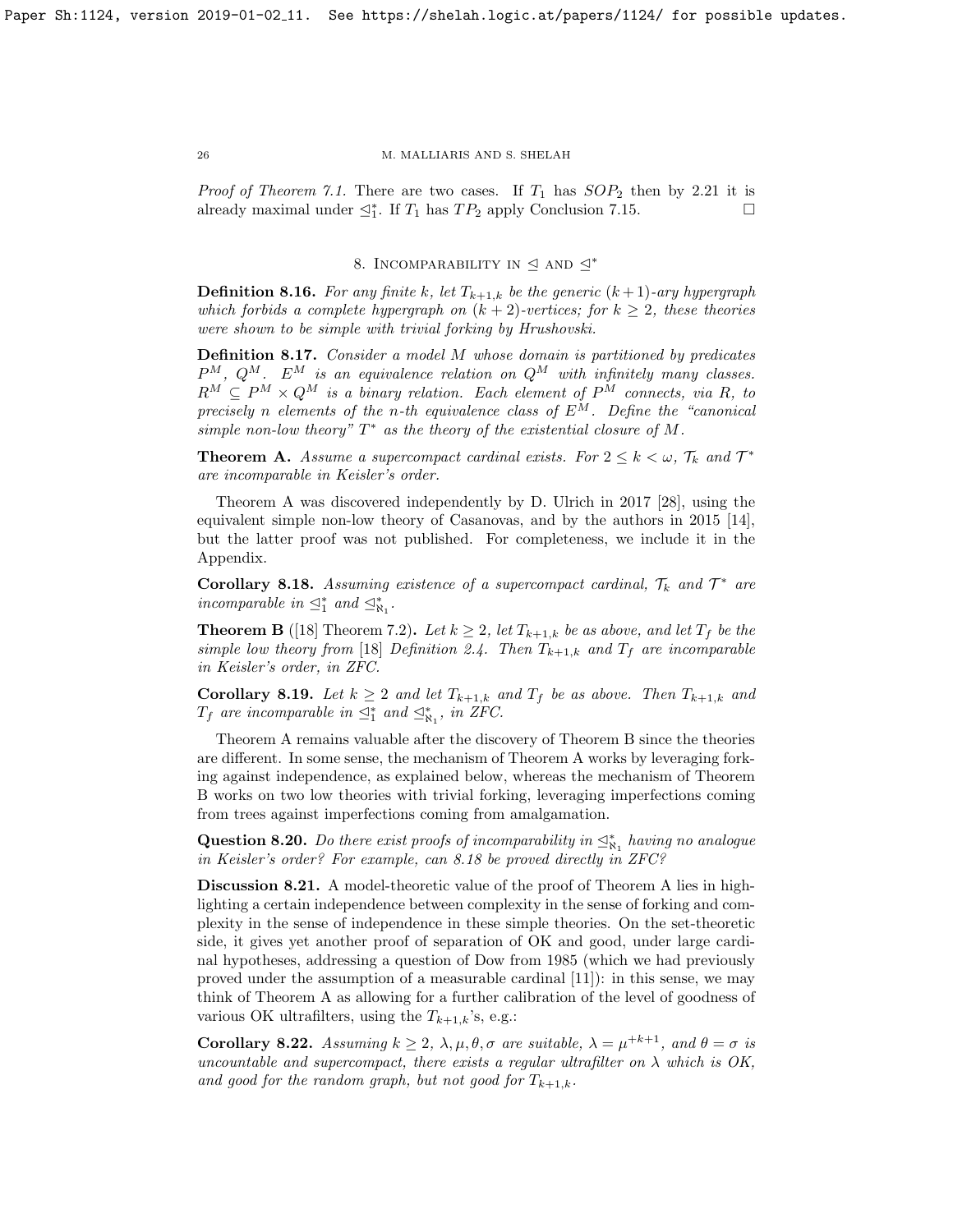*Proof of Theorem 7.1.* There are two cases. If $T_1$ has $SOP_2$ then by 2.21 it is already maximal under $\trianglelefteq_1^*$. If $T_1$ has $TP_2$ apply Conclusion 7.15. $\square$

## 8. Incomparability in $\trianglelefteq$ and $\trianglelefteq^*$

**Definition 8.16.** *For any finite $k$, let $T_{k+1,k}$ be the generic $(k+1)$-ary hypergraph which forbids a complete hypergraph on $(k+2)$-vertices; for $k \geq 2$, these theories were shown to be simple with trivial forking by Hrushovski.*

**Definition 8.17.** *Consider a model $M$ whose domain is partitioned by predicates $P^M$, $Q^M$. $E^M$ is an equivalence relation on $Q^M$ with infinitely many classes. $R^M \subseteq P^M \times Q^M$ is a binary relation. Each element of $P^M$ connects, via $R$, to precisely $n$ elements of the $n$-th equivalence class of $E^M$. Define the "canonical simple non-low theory" $T^*$ as the theory of the existential closure of $M$.*

**Theorem A.** *Assume a supercompact cardinal exists. For $2 \leq k < \omega$, $\mathcal{T}_k$ and $\mathcal{T}^*$ are incomparable in Keisler's order.*

Theorem A was discovered independently by D. Ulrich in 2017 [28], using the equivalent simple non-low theory of Casanovas, and by the authors in 2015 [14], but the latter proof was not published. For completeness, we include it in the Appendix.

**Corollary 8.18.** *Assuming existence of a supercompact cardinal, $\mathcal{T}_k$ and $\mathcal{T}^*$ are incomparable in $\trianglelefteq_1^*$ and $\trianglelefteq_{\aleph_1}^*$.*

**Theorem B** ([18] Theorem 7.2)**.** *Let $k \geq 2$, let $T_{k+1,k}$ be as above, and let $T_f$ be the simple low theory from [18] Definition 2.4. Then $T_{k+1,k}$ and $T_f$ are incomparable in Keisler's order, in ZFC.*

**Corollary 8.19.** *Let $k \geq 2$ and let $T_{k+1,k}$ and $T_f$ be as above. Then $T_{k+1,k}$ and $T_f$ are incomparable in $\trianglelefteq_1^*$ and $\trianglelefteq_{\aleph_1}^*$, in ZFC.*

Theorem A remains valuable after the discovery of Theorem B since the theories are different. In some sense, the mechanism of Theorem A works by leveraging forking against independence, as explained below, whereas the mechanism of Theorem B works on two low theories with trivial forking, leveraging imperfections coming from trees against imperfections coming from amalgamation.

**Question 8.20.** *Do there exist proofs of incomparability in $\trianglelefteq_{\aleph_1}^*$ having no analogue in Keisler's order? For example, can 8.18 be proved directly in ZFC?*

**Discussion 8.21.** A model-theoretic value of the proof of Theorem A lies in highlighting a certain independence between complexity in the sense of forking and complexity in the sense of independence in these simple theories. On the set-theoretic side, it gives yet another proof of separation of OK and good, under large cardinal hypotheses, addressing a question of Dow from 1985 (which we had previously proved under the assumption of a measurable cardinal [11]): in this sense, we may think of Theorem A as allowing for a further calibration of the level of goodness of various OK ultrafilters, using the $T_{k+1,k}$'s, e.g.:

**Corollary 8.22.** *Assuming $k \geq 2$, $\lambda, \mu, \theta, \sigma$ are suitable, $\lambda = \mu^{+k+1}$, and $\theta = \sigma$ is uncountable and supercompact, there exists a regular ultrafilter on $\lambda$ which is OK, and good for the random graph, but not good for $T_{k+1,k}$.*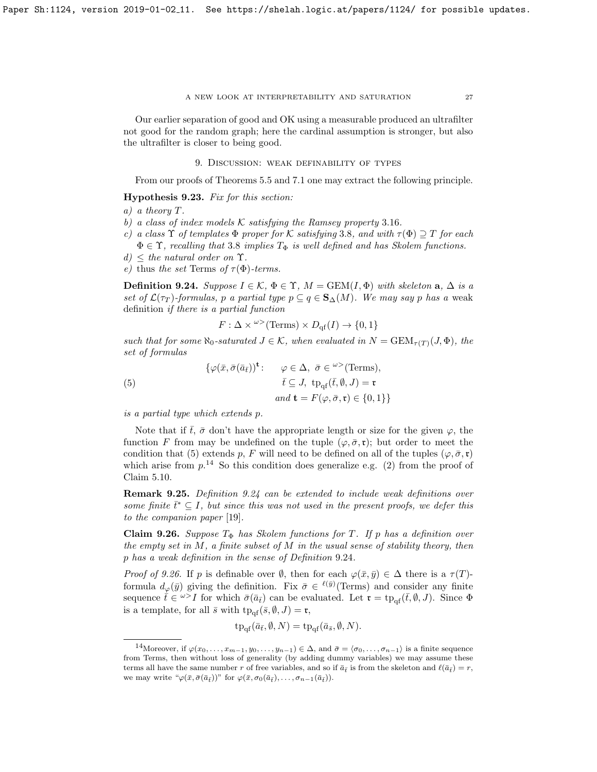Our earlier separation of good and OK using a measurable produced an ultrafilter not good for the random graph; here the cardinal assumption is stronger, but also the ultrafilter is closer to being good.

## 9. Discussion: weak definability of types

From our proofs of Theorems 5.5 and 7.1 one may extract the following principle.

**Hypothesis 9.23.** *Fix for this section:*

*a) a theory $T$.*

*b) a class of index models $\mathcal{K}$ satisfying the Ramsey property 3.16.*

*c) a class $\Upsilon$ of templates $\Phi$ proper for $\mathcal{K}$ satisfying 3.8, and with $\tau(\Phi) \supseteq T$ for each $\Phi \in \Upsilon$, recalling that 3.8 implies $T_\Phi$ is well defined and has Skolem functions.*

*d) $\leq$ the natural order on $\Upsilon$.*

*e)* thus *the set* Terms *of $\tau(\Phi)$-terms.*

**Definition 9.24.** *Suppose $I \in \mathcal{K}$, $\Phi \in \Upsilon$, $M = \mathrm{GEM}(I, \Phi)$ with skeleton $\mathbf{a}$, $\Delta$ is a set of $\mathcal{L}(\tau_T)$-formulas, $p$ a partial type $p \subseteq q \in \mathbf{S}_\Delta(M)$. We may say $p$ has a* weak definition *if there is a partial function*

$$F : \Delta \times {}^{\omega>}(\mathrm{Terms}) \times D_{\mathrm{qf}}(I) \rightarrow \{0, 1\}$$

*such that for some $\aleph_0$-saturated $J \in \mathcal{K}$, when evaluated in $N = \mathrm{GEM}_{\tau(T)}(J, \Phi)$, the set of formulas*

$$\begin{aligned}
\{\varphi(\bar{x}, \bar{\sigma}(\bar{a}_{\bar{t}}))^{\mathbf{t}} : \quad & \varphi \in \Delta, \ \bar{\sigma} \in {}^{\omega>}(\mathrm{Terms}), \\
& \bar{t} \subseteq J, \ \mathrm{tp}_{\mathrm{qf}}(\bar{t}, \emptyset, J) = \mathfrak{r} \\
& \text{and } \mathbf{t} = F(\varphi, \bar{\sigma}, \mathfrak{r}) \in \{0, 1\}\}
\end{aligned} \tag{5}$$

*is a partial type which extends $p$.*

Note that if $\bar{t}$, $\bar{\sigma}$ don't have the appropriate length or size for the given $\varphi$, the function $F$ from may be undefined on the tuple $(\varphi, \bar{\sigma}, \mathfrak{r})$; but order to meet the condition that (5) extends $p$, $F$ will need to be defined on all of the tuples $(\varphi, \bar{\sigma}, \mathfrak{r})$ which arise from $p$.[14] So this condition does generalize e.g. (2) from the proof of Claim 5.10.

**Remark 9.25.** *Definition 9.24 can be extended to include weak definitions over some finite $\bar{t}^* \subseteq I$, but since this was not used in the present proofs, we defer this to the companion paper [19].*

**Claim 9.26.** *Suppose $T_\Phi$ has Skolem functions for $T$. If $p$ has a definition over the empty set in $M$, a finite subset of $M$ in the usual sense of stability theory, then $p$ has a weak definition in the sense of Definition 9.24.*

*Proof of 9.26.* If $p$ is definable over $\emptyset$, then for each $\varphi(\bar{x}, \bar{y}) \in \Delta$ there is a $\tau(T)$-formula $d_\varphi(\bar{y})$ giving the definition. Fix $\bar{\sigma} \in {}^{\ell(\bar{y})}(\mathrm{Terms})$ and consider any finite sequence $\bar{t} \in {}^{\omega>}I$ for which $\bar{\sigma}(\bar{a}_{\bar{t}})$ can be evaluated. Let $\mathfrak{r} = \mathrm{tp}_{\mathrm{qf}}(\bar{t}, \emptyset, J)$. Since $\Phi$ is a template, for all $\bar{s}$ with $\mathrm{tp}_{\mathrm{qf}}(\bar{s}, \emptyset, J) = \mathfrak{r}$,

$$\mathrm{tp}_{\mathrm{qf}}(\bar{a}_{\bar{t}}, \emptyset, N) = \mathrm{tp}_{\mathrm{qf}}(\bar{a}_{\bar{s}}, \emptyset, N).$$

[14] Moreover, if $\varphi(x_0, \ldots, x_{m-1}, y_0, \ldots, y_{n-1}) \in \Delta$, and $\bar{\sigma} = \langle \sigma_0, \ldots, \sigma_{n-1} \rangle$ is a finite sequence from Terms, then without loss of generality (by adding dummy variables) we may assume these terms all have the same number $r$ of free variables, and so if $\bar{a}_{\bar{t}}$ is from the skeleton and $\ell(\bar{a}_{\bar{t}}) = r$, we may write "$\varphi(\bar{x}, \bar{\sigma}(\bar{a}_{\bar{t}}))$" for $\varphi(\bar{x}, \sigma_0(\bar{a}_{\bar{t}}), \ldots, \sigma_{n-1}(\bar{a}_{\bar{t}}))$.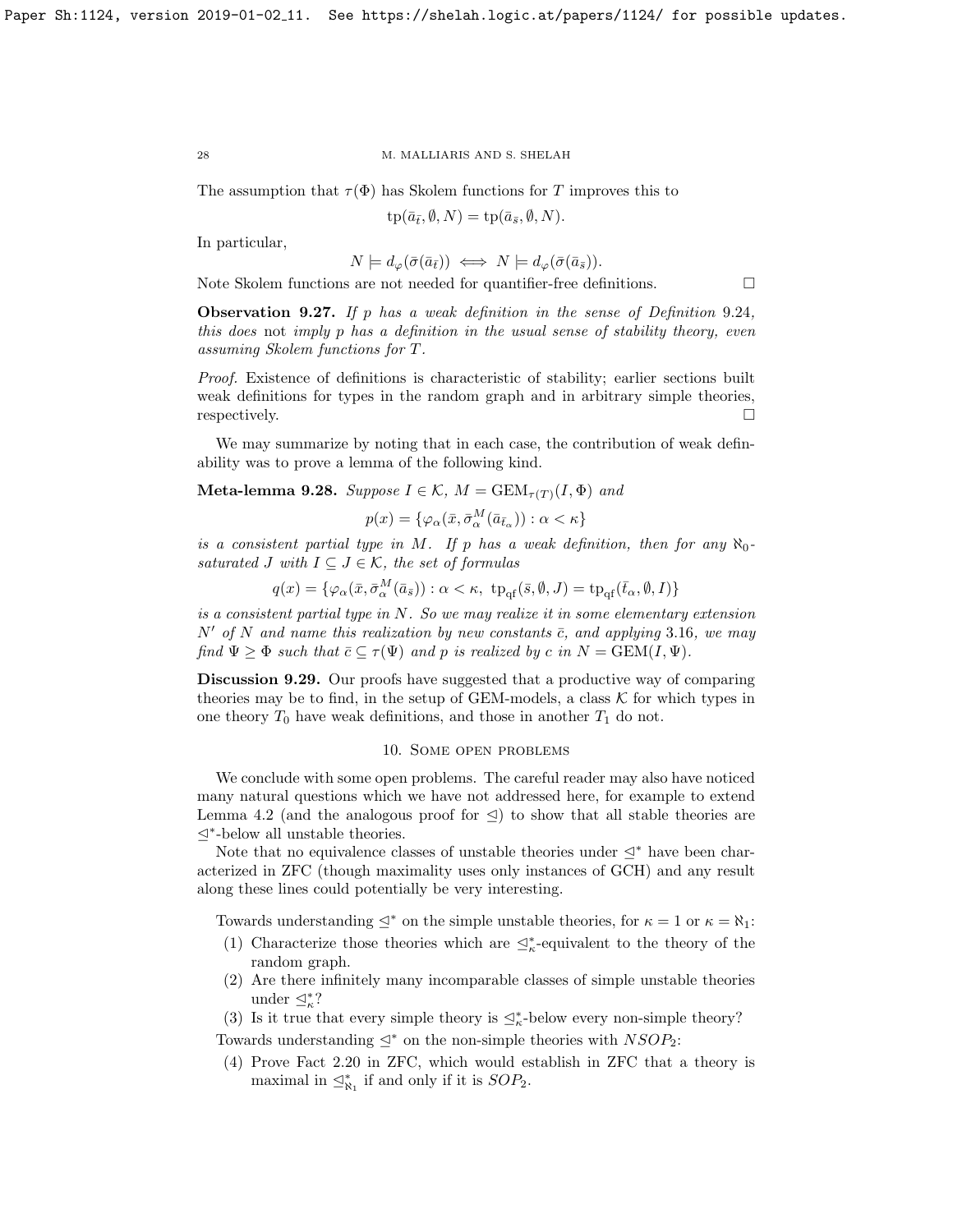The assumption that $\tau(\Phi)$ has Skolem functions for $T$ improves this to

$$\mathrm{tp}(\bar{a}_{\bar{t}}, \emptyset, N) = \mathrm{tp}(\bar{a}_{\bar{s}}, \emptyset, N).$$

In particular,

$$N \models d_\varphi(\bar{\sigma}(\bar{a}_{\bar{t}})) \iff N \models d_\varphi(\bar{\sigma}(\bar{a}_{\bar{s}})).$$

Note Skolem functions are not needed for quantifier-free definitions. $\square$

**Observation 9.27.** *If $p$ has a weak definition in the sense of Definition 9.24, this does* not *imply $p$ has a definition in the usual sense of stability theory, even assuming Skolem functions for $T$.*

*Proof.* Existence of definitions is characteristic of stability; earlier sections built weak definitions for types in the random graph and in arbitrary simple theories, respectively. $\square$

We may summarize by noting that in each case, the contribution of weak definability was to prove a lemma of the following kind.

**Meta-lemma 9.28.** *Suppose $I \in \mathcal{K}$, $M = \mathrm{GEM}_{\tau(T)}(I, \Phi)$ and*

$$p(x) = \{\varphi_\alpha(\bar{x}, \bar{\sigma}^M_\alpha(\bar{a}_{\bar{t}_\alpha})) : \alpha < \kappa\}$$

*is a consistent partial type in $M$. If $p$ has a weak definition, then for any $\aleph_0$-saturated $J$ with $I \subseteq J \in \mathcal{K}$, the set of formulas*

$$q(x) = \{\varphi_\alpha(\bar{x}, \bar{\sigma}^M_\alpha(\bar{a}_{\bar{s}})) : \alpha < \kappa,\ \mathrm{tp}_{\mathrm{qf}}(\bar{s}, \emptyset, J) = \mathrm{tp}_{\mathrm{qf}}(\bar{t}_\alpha, \emptyset, I)\}$$

*is a consistent partial type in $N$. So we may realize it in some elementary extension $N'$ of $N$ and name this realization by new constants $\bar{c}$, and applying* 3.16*, we may find $\Psi \geq \Phi$ such that $\bar{c} \subseteq \tau(\Psi)$ and $p$ is realized by $c$ in $N = \mathrm{GEM}(I, \Psi)$.*

**Discussion 9.29.** Our proofs have suggested that a productive way of comparing theories may be to find, in the setup of GEM-models, a class $\mathcal{K}$ for which types in one theory $T_0$ have weak definitions, and those in another $T_1$ do not.

## 10. Some open problems

We conclude with some open problems. The careful reader may also have noticed many natural questions which we have not addressed here, for example to extend Lemma 4.2 (and the analogous proof for $\trianglelefteq$) to show that all stable theories are $\trianglelefteq^*$-below all unstable theories.

Note that no equivalence classes of unstable theories under $\trianglelefteq^*$ have been characterized in ZFC (though maximality uses only instances of GCH) and any result along these lines could potentially be very interesting.

Towards understanding $\trianglelefteq^*$ on the simple unstable theories, for $\kappa = 1$ or $\kappa = \aleph_1$:

(1) Characterize those theories which are $\trianglelefteq^*_\kappa$-equivalent to the theory of the random graph.
(2) Are there infinitely many incomparable classes of simple unstable theories under $\trianglelefteq^*_\kappa$?
(3) Is it true that every simple theory is $\trianglelefteq^*_\kappa$-below every non-simple theory?

Towards understanding $\trianglelefteq^*$ on the non-simple theories with $NSOP_2$:

(4) Prove Fact 2.20 in ZFC, which would establish in ZFC that a theory is maximal in $\trianglelefteq^*_{\aleph_1}$ if and only if it is $SOP_2$.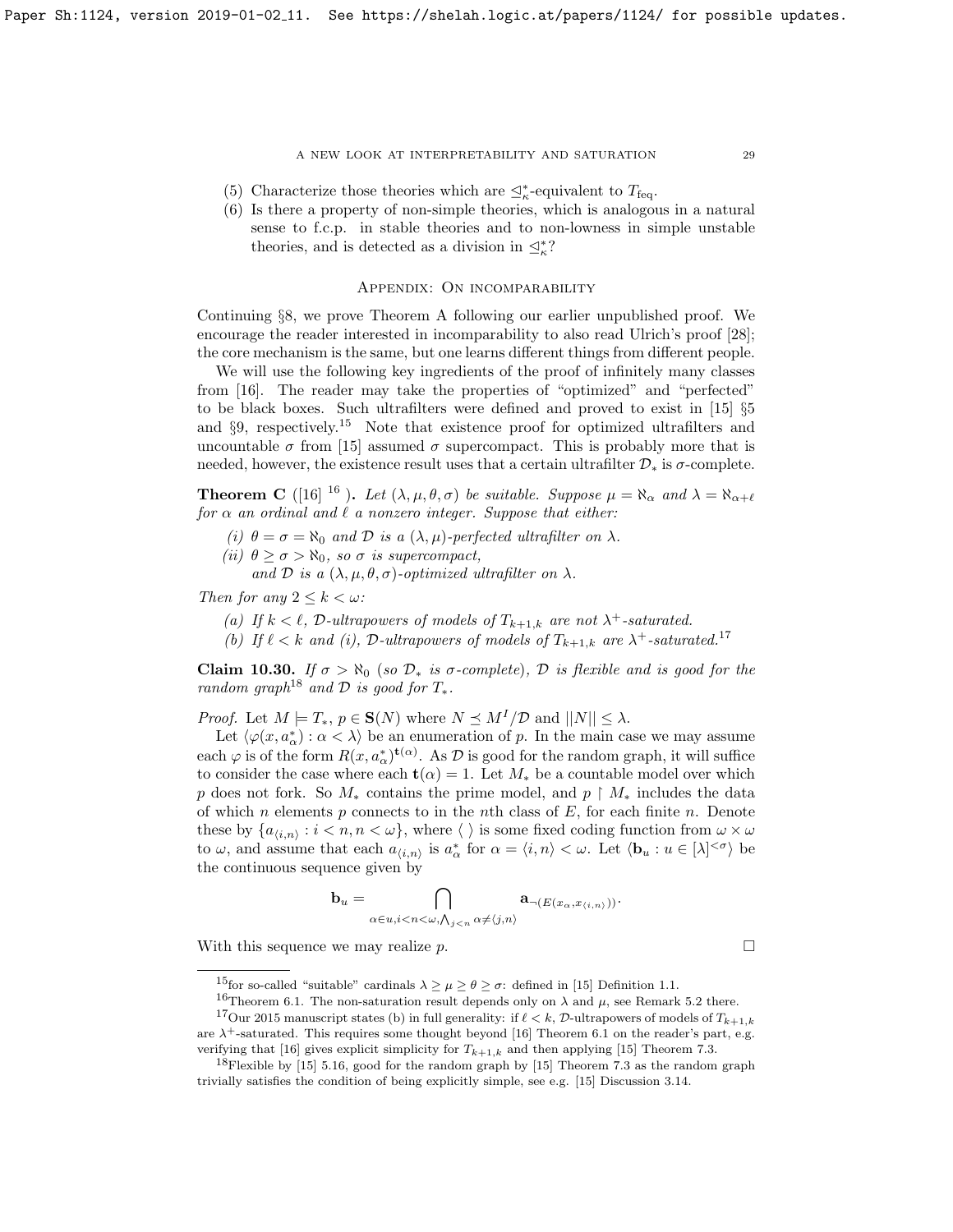(5) Characterize those theories which are $\trianglelefteq^*_\kappa$-equivalent to $T_{\mathrm{feq}}$.

(6) Is there a property of non-simple theories, which is analogous in a natural sense to f.c.p. in stable theories and to non-lowness in simple unstable theories, and is detected as a division in $\trianglelefteq^*_\kappa$?

## Appendix: On incomparability

Continuing §8, we prove Theorem A following our earlier unpublished proof. We encourage the reader interested in incomparability to also read Ulrich's proof [28]; the core mechanism is the same, but one learns different things from different people.

We will use the following key ingredients of the proof of infinitely many classes from [16]. The reader may take the properties of "optimized" and "perfected" to be black boxes. Such ultrafilters were defined and proved to exist in [15] §5 and §9, respectively.[15] Note that existence proof for optimized ultrafilters and uncountable $\sigma$ from [15] assumed $\sigma$ supercompact. This is probably more that is needed, however, the existence result uses that a certain ultrafilter $\mathcal{D}_*$ is $\sigma$-complete.

**Theorem C** ([16] [16]). *Let $(\lambda, \mu, \theta, \sigma)$ be suitable. Suppose $\mu = \aleph_\alpha$ and $\lambda = \aleph_{\alpha+\ell}$ for $\alpha$ an ordinal and $\ell$ a nonzero integer. Suppose that either:*

*(i) $\theta = \sigma = \aleph_0$ and $\mathcal{D}$ is a $(\lambda, \mu)$-perfected ultrafilter on $\lambda$.*

*(ii) $\theta \geq \sigma > \aleph_0$, so $\sigma$ is supercompact,*
*and $\mathcal{D}$ is a $(\lambda, \mu, \theta, \sigma)$-optimized ultrafilter on $\lambda$.*

*Then for any $2 \leq k < \omega$:*

*(a) If $k < \ell$, $\mathcal{D}$-ultrapowers of models of $T_{k+1,k}$ are not $\lambda^+$-saturated.*

*(b) If $\ell < k$ and (i), $\mathcal{D}$-ultrapowers of models of $T_{k+1,k}$ are $\lambda^+$-saturated.*[17]

**Claim 10.30.** *If $\sigma > \aleph_0$ (so $\mathcal{D}_*$ is $\sigma$-complete), $\mathcal{D}$ is flexible and is good for the random graph*[18] *and $\mathcal{D}$ is good for $T_*$.*

*Proof.* Let $M \models T_*$, $p \in \mathbf{S}(N)$ where $N \preceq M^I/\mathcal{D}$ and $||N|| \leq \lambda$.

Let $\langle \varphi(x, a^*_\alpha) : \alpha < \lambda \rangle$ be an enumeration of $p$. In the main case we may assume each $\varphi$ is of the form $R(x, a^*_\alpha)^{\mathbf{t}(\alpha)}$. As $\mathcal{D}$ is good for the random graph, it will suffice to consider the case where each $\mathbf{t}(\alpha) = 1$. Let $M_*$ be a countable model over which $p$ does not fork. So $M_*$ contains the prime model, and $p \upharpoonright M_*$ includes the data of which $n$ elements $p$ connects to in the $n$th class of $E$, for each finite $n$. Denote these by $\{a_{\langle i,n \rangle} : i < n, n < \omega\}$, where $\langle \, \rangle$ is some fixed coding function from $\omega \times \omega$ to $\omega$, and assume that each $a_{\langle i,n \rangle}$ is $a^*_\alpha$ for $\alpha = \langle i, n \rangle < \omega$. Let $\langle \mathbf{b}_u : u \in [\lambda]^{<\sigma} \rangle$ be the continuous sequence given by

$$\mathbf{b}_u = \bigcap_{\alpha \in u, i < n < \omega, \bigwedge_{j<n} \alpha \neq \langle j,n \rangle} \mathbf{a}_{\neg(E(x_\alpha, x_{\langle i,n \rangle}))}.$$

With this sequence we may realize $p$. $\square$

---

[15] for so-called "suitable" cardinals $\lambda \geq \mu \geq \theta \geq \sigma$: defined in [15] Definition 1.1.

[16] Theorem 6.1. The non-saturation result depends only on $\lambda$ and $\mu$, see Remark 5.2 there.

[17] Our 2015 manuscript states (b) in full generality: if $\ell < k$, $\mathcal{D}$-ultrapowers of models of $T_{k+1,k}$ are $\lambda^+$-saturated. This requires some thought beyond [16] Theorem 6.1 on the reader's part, e.g. verifying that [16] gives explicit simplicity for $T_{k+1,k}$ and then applying [15] Theorem 7.3.

[18] Flexible by [15] 5.16, good for the random graph by [15] Theorem 7.3 as the random graph trivially satisfies the condition of being explicitly simple, see e.g. [15] Discussion 3.14.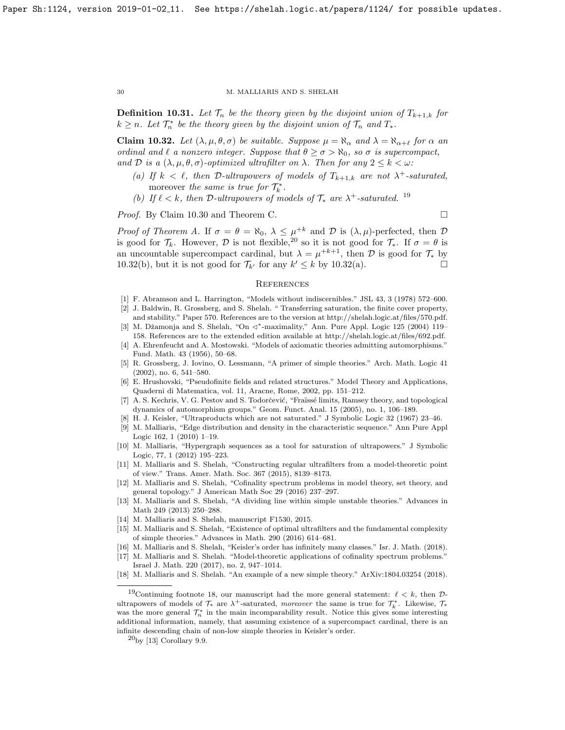**Definition 10.31.** *Let $\mathcal{T}_n$ be the theory given by the disjoint union of $T_{k+1,k}$ for $k \geq n$. Let $\mathcal{T}^*_n$ be the theory given by the disjoint union of $\mathcal{T}_n$ and $T_*$.*

**Claim 10.32.** *Let $(\lambda, \mu, \theta, \sigma)$ be suitable. Suppose $\mu = \aleph_\alpha$ and $\lambda = \aleph_{\alpha+\ell}$ for $\alpha$ an ordinal and $\ell$ a nonzero integer. Suppose that $\theta \geq \sigma > \aleph_0$, so $\sigma$ is supercompact, and $\mathcal{D}$ is a $(\lambda, \mu, \theta, \sigma)$-optimized ultrafilter on $\lambda$. Then for any $2 \leq k < \omega$:*

- *(a) If $k < \ell$, then $\mathcal{D}$-ultrapowers of models of $T_{k+1,k}$ are not $\lambda^+$-saturated,* moreover *the same is true for $\mathcal{T}^*_k$.*
- *(b) If $\ell < k$, then $\mathcal{D}$-ultrapowers of models of $\mathcal{T}_*$ are $\lambda^+$-saturated.* [19]

*Proof.* By Claim 10.30 and Theorem C. □

*Proof of Theorem A.* If $\sigma = \theta = \aleph_0$, $\lambda \leq \mu^{+k}$ and $\mathcal{D}$ is $(\lambda, \mu)$-perfected, then $\mathcal{D}$ is good for $\mathcal{T}_k$. However, $\mathcal{D}$ is not flexible,[20] so it is not good for $\mathcal{T}_*$. If $\sigma = \theta$ is an uncountable supercompact cardinal, but $\lambda = \mu^{+k+1}$, then $\mathcal{D}$ is good for $\mathcal{T}_*$ by 10.32(b), but it is not good for $\mathcal{T}_{k'}$ for any $k' \leq k$ by 10.32(a). □

## References

[1] F. Abramson and L. Harrington, "Models without indiscernibles." JSL 43, 3 (1978) 572–600.

[2] J. Baldwin, R. Grossberg, and S. Shelah. " Transferring saturation, the finite cover property, and stability." Paper 570. References are to the version at http://shelah.logic.at/files/570.pdf.

[3] M. Džamonja and S. Shelah, "On $\triangleleft^*$-maximality," Ann. Pure Appl. Logic 125 (2004) 119–158. References are to the extended edition available at http://shelah.logic.at/files/692.pdf.

[4] A. Ehrenfeucht and A. Mostowski. "Models of axiomatic theories admitting automorphisms." Fund. Math. 43 (1956), 50–68.

[5] R. Grossberg, J. Iovino, O. Lessmann, "A primer of simple theories." Arch. Math. Logic 41 (2002), no. 6, 541–580.

[6] E. Hrushovski, "Pseudofinite fields and related structures." Model Theory and Applications, Quaderni di Matematica, vol. 11, Aracne, Rome, 2002, pp. 151–212.

[7] A. S. Kechris, V. G. Pestov and S. Todorčević, "Fraïssé limits, Ramsey theory, and topological dynamics of automorphism groups." Geom. Funct. Anal. 15 (2005), no. 1, 106–189.

[8] H. J. Keisler, "Ultraproducts which are not saturated." J Symbolic Logic 32 (1967) 23–46.

[9] M. Malliaris, "Edge distribution and density in the characteristic sequence." Ann Pure Appl Logic 162, 1 (2010) 1–19.

[10] M. Malliaris, "Hypergraph sequences as a tool for saturation of ultrapowers." J Symbolic Logic, 77, 1 (2012) 195–223.

[11] M. Malliaris and S. Shelah, "Constructing regular ultrafilters from a model-theoretic point of view." Trans. Amer. Math. Soc. 367 (2015), 8139–8173.

[12] M. Malliaris and S. Shelah, "Cofinality spectrum problems in model theory, set theory, and general topology." J American Math Soc 29 (2016) 237–297.

[13] M. Malliaris and S. Shelah, "A dividing line within simple unstable theories." Advances in Math 249 (2013) 250–288.

[14] M. Malliaris and S. Shelah, manuscript F1530, 2015.

[15] M. Malliaris and S. Shelah, "Existence of optimal ultrafilters and the fundamental complexity of simple theories." Advances in Math. 290 (2016) 614–681.

[16] M. Malliaris and S. Shelah, "Keisler's order has infinitely many classes." Isr. J. Math. (2018).

[17] M. Malliaris and S. Shelah. "Model-theoretic applications of cofinality spectrum problems." Israel J. Math. 220 (2017), no. 2, 947–1014.

[18] M. Malliaris and S. Shelah. "An example of a new simple theory." ArXiv:1804.03254 (2018).

---

[19] Continuing footnote 18, our manuscript had the more general statement: $\ell < k$, then $\mathcal{D}$-ultrapowers of models of $\mathcal{T}_*$ are $\lambda^+$-saturated, *moreover* the same is true for $\mathcal{T}^*_k$. Likewise, $\mathcal{T}_*$ was the more general $\mathcal{T}^*_n$ in the main incomparability result. Notice this gives some interesting additional information, namely, that assuming existence of a supercompact cardinal, there is an infinite descending chain of non-low simple theories in Keisler's order.

[20] by [13] Corollary 9.9.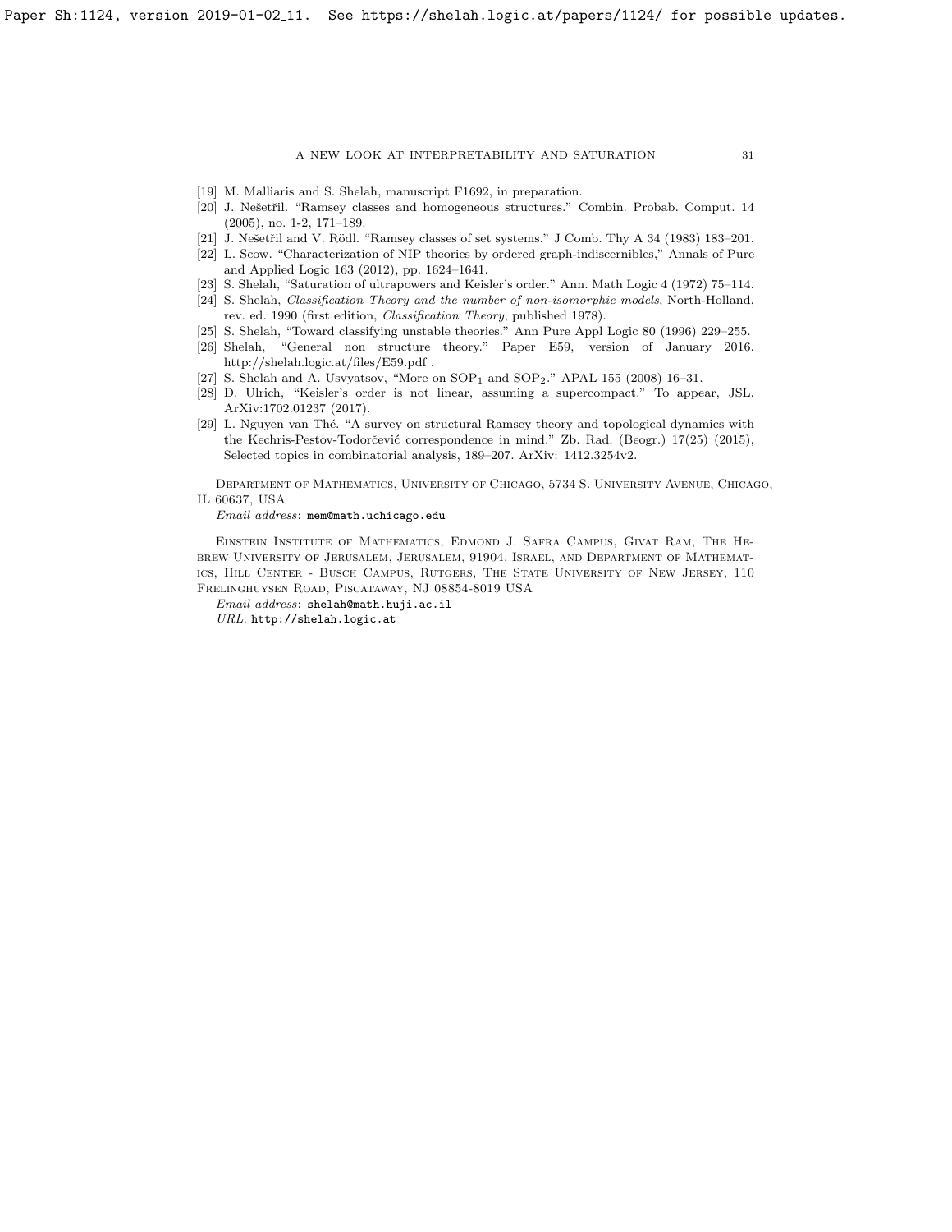[19] M. Malliaris and S. Shelah, manuscript F1692, in preparation.

[20] J. Nešetřil. "Ramsey classes and homogeneous structures." Combin. Probab. Comput. 14 (2005), no. 1-2, 171–189.

[21] J. Nešetřil and V. Rödl. "Ramsey classes of set systems." J Comb. Thy A 34 (1983) 183–201.

[22] L. Scow. "Characterization of NIP theories by ordered graph-indiscernibles," Annals of Pure and Applied Logic 163 (2012), pp. 1624–1641.

[23] S. Shelah, "Saturation of ultrapowers and Keisler's order." Ann. Math Logic 4 (1972) 75–114.

[24] S. Shelah, *Classification Theory and the number of non-isomorphic models*, North-Holland, rev. ed. 1990 (first edition, *Classification Theory*, published 1978).

[25] S. Shelah, "Toward classifying unstable theories." Ann Pure Appl Logic 80 (1996) 229–255.

[26] Shelah, "General non structure theory." Paper E59, version of January 2016. http://shelah.logic.at/files/E59.pdf .

[27] S. Shelah and A. Usvyatsov, "More on $\mathrm{SOP}_1$ and $\mathrm{SOP}_2$." APAL 155 (2008) 16–31.

[28] D. Ulrich, "Keisler's order is not linear, assuming a supercompact." To appear, JSL. ArXiv:1702.01237 (2017).

[29] L. Nguyen van Thé. "A survey on structural Ramsey theory and topological dynamics with the Kechris-Pestov-Todorčević correspondence in mind." Zb. Rad. (Beogr.) 17(25) (2015), Selected topics in combinatorial analysis, 189–207. ArXiv: 1412.3254v2.

Department of Mathematics, University of Chicago, 5734 S. University Avenue, Chicago, IL 60637, USA

*Email address*: mem@math.uchicago.edu

Einstein Institute of Mathematics, Edmond J. Safra Campus, Givat Ram, The Hebrew University of Jerusalem, Jerusalem, 91904, Israel, and Department of Mathematics, Hill Center - Busch Campus, Rutgers, The State University of New Jersey, 110 Frelinghuysen Road, Piscataway, NJ 08854-8019 USA

*Email address*: shelah@math.huji.ac.il

*URL*: http://shelah.logic.at